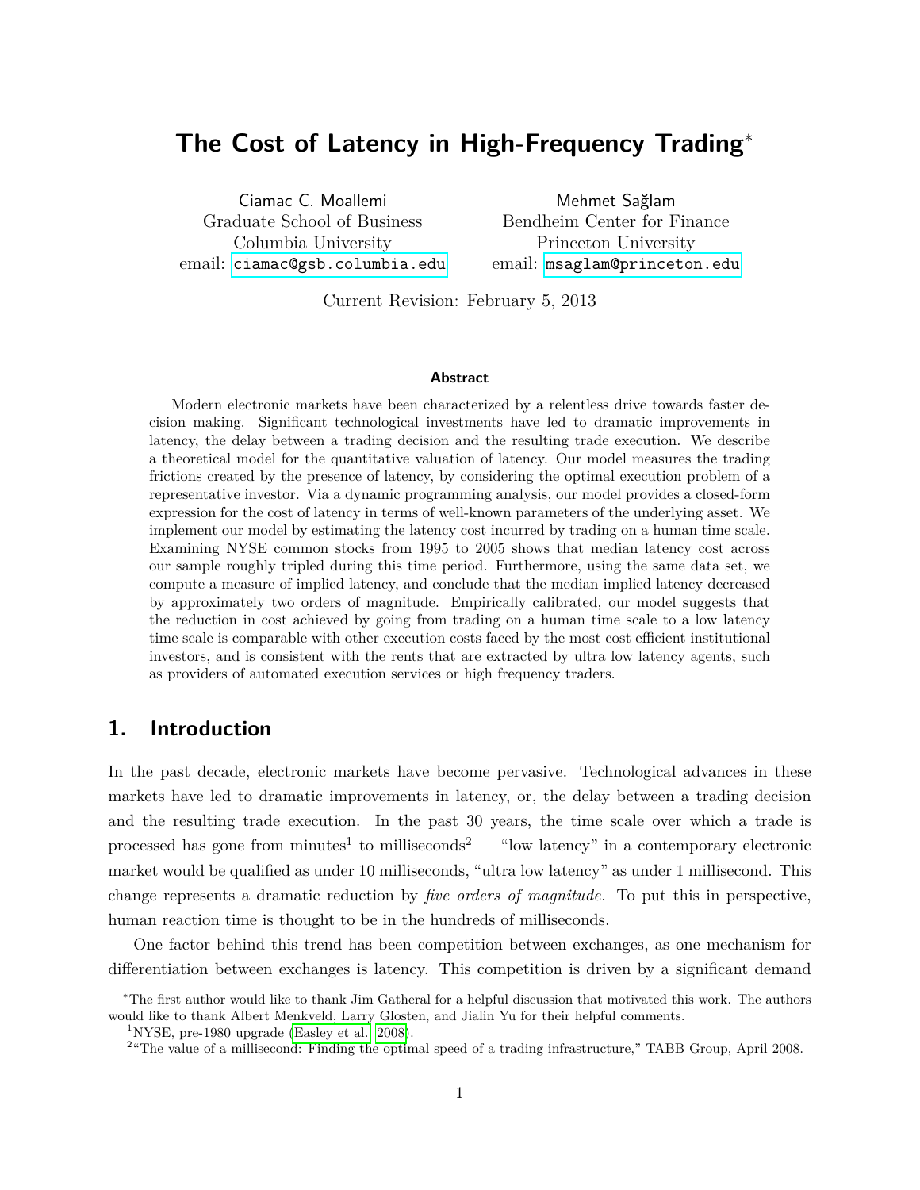# The Cost of Latency in High-Frequency Trading*

Ciamac C. Moallemi
Graduate School of Business
Columbia University
email: ciamac@gsb.columbia.edu

Mehmet Sağlam
Bendheim Center for Finance
Princeton University
email: msaglam@princeton.edu

Current Revision: February 5, 2013

### Abstract

Modern electronic markets have been characterized by a relentless drive towards faster decision making. Significant technological investments have led to dramatic improvements in latency, the delay between a trading decision and the resulting trade execution. We describe a theoretical model for the quantitative valuation of latency. Our model measures the trading frictions created by the presence of latency, by considering the optimal execution problem of a representative investor. Via a dynamic programming analysis, our model provides a closed-form expression for the cost of latency in terms of well-known parameters of the underlying asset. We implement our model by estimating the latency cost incurred by trading on a human time scale. Examining NYSE common stocks from 1995 to 2005 shows that median latency cost across our sample roughly tripled during this time period. Furthermore, using the same data set, we compute a measure of implied latency, and conclude that the median implied latency decreased by approximately two orders of magnitude. Empirically calibrated, our model suggests that the reduction in cost achieved by going from trading on a human time scale to a low latency time scale is comparable with other execution costs faced by the most cost efficient institutional investors, and is consistent with the rents that are extracted by ultra low latency agents, such as providers of automated execution services or high frequency traders.

## 1. Introduction

In the past decade, electronic markets have become pervasive. Technological advances in these markets have led to dramatic improvements in latency, or, the delay between a trading decision and the resulting trade execution. In the past 30 years, the time scale over which a trade is processed has gone from minutes[1] to milliseconds[2] — "low latency" in a contemporary electronic market would be qualified as under 10 milliseconds, "ultra low latency" as under 1 millisecond. This change represents a dramatic reduction by *five orders of magnitude.* To put this in perspective, human reaction time is thought to be in the hundreds of milliseconds.

One factor behind this trend has been competition between exchanges, as one mechanism for differentiation between exchanges is latency. This competition is driven by a significant demand

---

*The first author would like to thank Jim Gatheral for a helpful discussion that motivated this work. The authors would like to thank Albert Menkveld, Larry Glosten, and Jialin Yu for their helpful comments.

[1]NYSE, pre-1980 upgrade (Easley et al., 2008).

[2]"The value of a millisecond: Finding the optimal speed of a trading infrastructure," TABB Group, April 2008.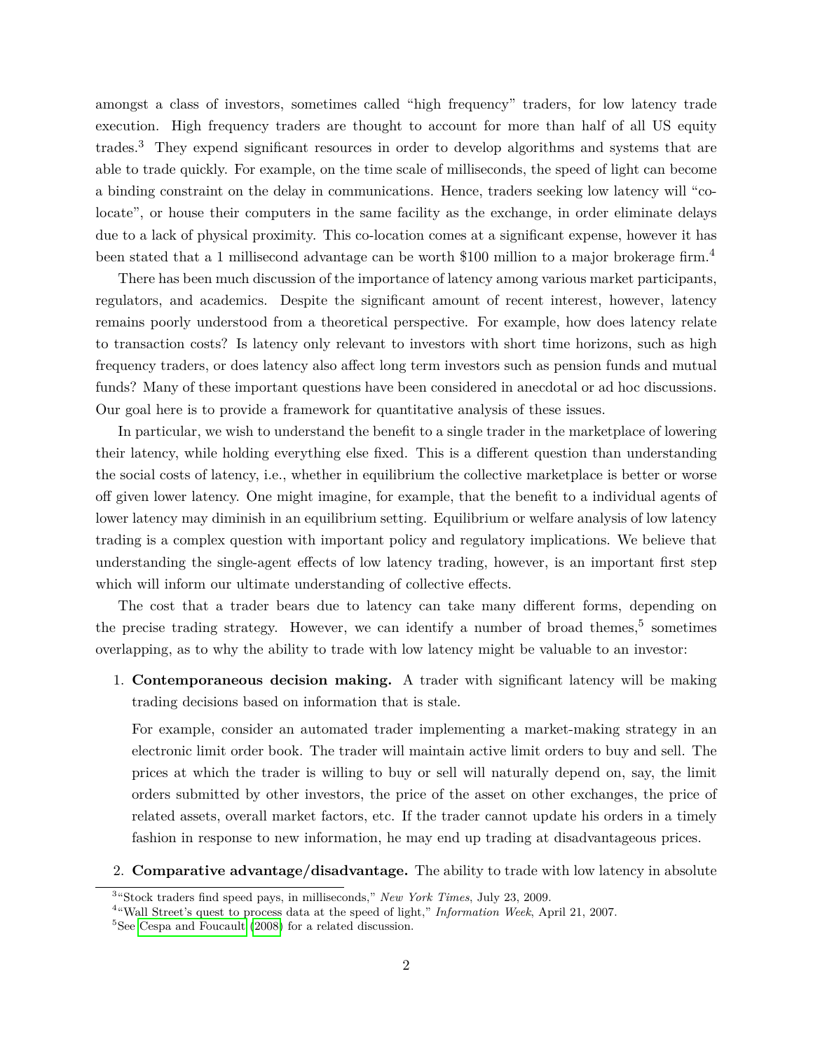amongst a class of investors, sometimes called "high frequency" traders, for low latency trade execution. High frequency traders are thought to account for more than half of all US equity trades.[3] They expend significant resources in order to develop algorithms and systems that are able to trade quickly. For example, on the time scale of milliseconds, the speed of light can become a binding constraint on the delay in communications. Hence, traders seeking low latency will "co-locate", or house their computers in the same facility as the exchange, in order eliminate delays due to a lack of physical proximity. This co-location comes at a significant expense, however it has been stated that a 1 millisecond advantage can be worth \$100 million to a major brokerage firm.[4]

There has been much discussion of the importance of latency among various market participants, regulators, and academics. Despite the significant amount of recent interest, however, latency remains poorly understood from a theoretical perspective. For example, how does latency relate to transaction costs? Is latency only relevant to investors with short time horizons, such as high frequency traders, or does latency also affect long term investors such as pension funds and mutual funds? Many of these important questions have been considered in anecdotal or ad hoc discussions. Our goal here is to provide a framework for quantitative analysis of these issues.

In particular, we wish to understand the benefit to a single trader in the marketplace of lowering their latency, while holding everything else fixed. This is a different question than understanding the social costs of latency, i.e., whether in equilibrium the collective marketplace is better or worse off given lower latency. One might imagine, for example, that the benefit to a individual agents of lower latency may diminish in an equilibrium setting. Equilibrium or welfare analysis of low latency trading is a complex question with important policy and regulatory implications. We believe that understanding the single-agent effects of low latency trading, however, is an important first step which will inform our ultimate understanding of collective effects.

The cost that a trader bears due to latency can take many different forms, depending on the precise trading strategy. However, we can identify a number of broad themes,[5] sometimes overlapping, as to why the ability to trade with low latency might be valuable to an investor:

1. **Contemporaneous decision making.** A trader with significant latency will be making trading decisions based on information that is stale.

   For example, consider an automated trader implementing a market-making strategy in an electronic limit order book. The trader will maintain active limit orders to buy and sell. The prices at which the trader is willing to buy or sell will naturally depend on, say, the limit orders submitted by other investors, the price of the asset on other exchanges, the price of related assets, overall market factors, etc. If the trader cannot update his orders in a timely fashion in response to new information, he may end up trading at disadvantageous prices.

2. **Comparative advantage/disadvantage.** The ability to trade with low latency in absolute

[3] "Stock traders find speed pays, in milliseconds," *New York Times*, July 23, 2009.

[4] "Wall Street's quest to process data at the speed of light," *Information Week*, April 21, 2007.

[5] See Cespa and Foucault (2008) for a related discussion.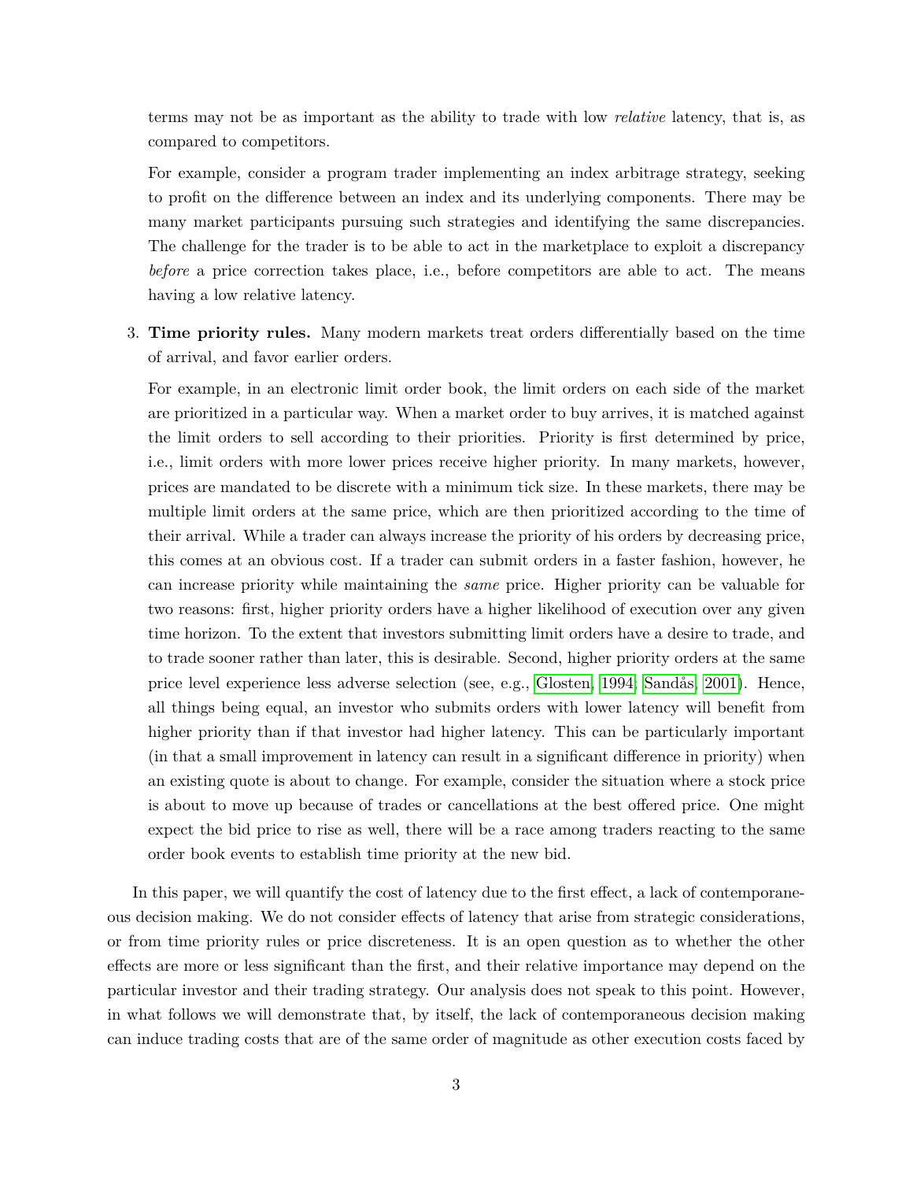terms may not be as important as the ability to trade with low *relative* latency, that is, as compared to competitors.

For example, consider a program trader implementing an index arbitrage strategy, seeking to profit on the difference between an index and its underlying components. There may be many market participants pursuing such strategies and identifying the same discrepancies. The challenge for the trader is to be able to act in the marketplace to exploit a discrepancy *before* a price correction takes place, i.e., before competitors are able to act. The means having a low relative latency.

3. **Time priority rules.** Many modern markets treat orders differentially based on the time of arrival, and favor earlier orders.

   For example, in an electronic limit order book, the limit orders on each side of the market are prioritized in a particular way. When a market order to buy arrives, it is matched against the limit orders to sell according to their priorities. Priority is first determined by price, i.e., limit orders with more lower prices receive higher priority. In many markets, however, prices are mandated to be discrete with a minimum tick size. In these markets, there may be multiple limit orders at the same price, which are then prioritized according to the time of their arrival. While a trader can always increase the priority of his orders by decreasing price, this comes at an obvious cost. If a trader can submit orders in a faster fashion, however, he can increase priority while maintaining the *same* price. Higher priority can be valuable for two reasons: first, higher priority orders have a higher likelihood of execution over any given time horizon. To the extent that investors submitting limit orders have a desire to trade, and to trade sooner rather than later, this is desirable. Second, higher priority orders at the same price level experience less adverse selection (see, e.g., Glosten, 1994; Sandås, 2001). Hence, all things being equal, an investor who submits orders with lower latency will benefit from higher priority than if that investor had higher latency. This can be particularly important (in that a small improvement in latency can result in a significant difference in priority) when an existing quote is about to change. For example, consider the situation where a stock price is about to move up because of trades or cancellations at the best offered price. One might expect the bid price to rise as well, there will be a race among traders reacting to the same order book events to establish time priority at the new bid.

In this paper, we will quantify the cost of latency due to the first effect, a lack of contemporaneous decision making. We do not consider effects of latency that arise from strategic considerations, or from time priority rules or price discreteness. It is an open question as to whether the other effects are more or less significant than the first, and their relative importance may depend on the particular investor and their trading strategy. Our analysis does not speak to this point. However, in what follows we will demonstrate that, by itself, the lack of contemporaneous decision making can induce trading costs that are of the same order of magnitude as other execution costs faced by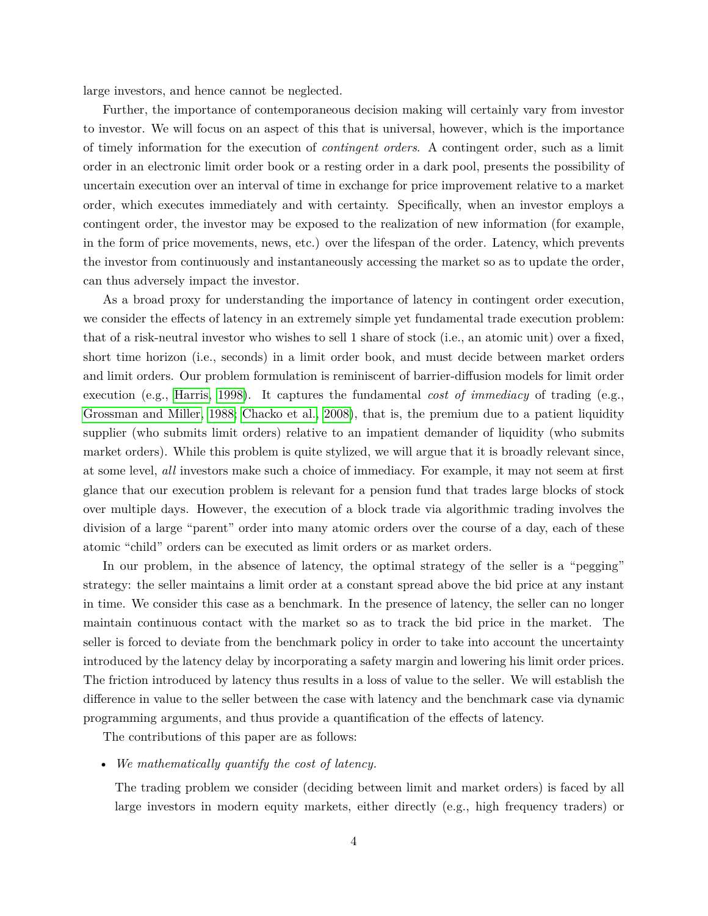large investors, and hence cannot be neglected.

Further, the importance of contemporaneous decision making will certainly vary from investor to investor. We will focus on an aspect of this that is universal, however, which is the importance of timely information for the execution of *contingent orders*. A contingent order, such as a limit order in an electronic limit order book or a resting order in a dark pool, presents the possibility of uncertain execution over an interval of time in exchange for price improvement relative to a market order, which executes immediately and with certainty. Specifically, when an investor employs a contingent order, the investor may be exposed to the realization of new information (for example, in the form of price movements, news, etc.) over the lifespan of the order. Latency, which prevents the investor from continuously and instantaneously accessing the market so as to update the order, can thus adversely impact the investor.

As a broad proxy for understanding the importance of latency in contingent order execution, we consider the effects of latency in an extremely simple yet fundamental trade execution problem: that of a risk-neutral investor who wishes to sell 1 share of stock (i.e., an atomic unit) over a fixed, short time horizon (i.e., seconds) in a limit order book, and must decide between market orders and limit orders. Our problem formulation is reminiscent of barrier-diffusion models for limit order execution (e.g., Harris, 1998). It captures the fundamental *cost of immediacy* of trading (e.g., Grossman and Miller, 1988; Chacko et al., 2008), that is, the premium due to a patient liquidity supplier (who submits limit orders) relative to an impatient demander of liquidity (who submits market orders). While this problem is quite stylized, we will argue that it is broadly relevant since, at some level, *all* investors make such a choice of immediacy. For example, it may not seem at first glance that our execution problem is relevant for a pension fund that trades large blocks of stock over multiple days. However, the execution of a block trade via algorithmic trading involves the division of a large "parent" order into many atomic orders over the course of a day, each of these atomic "child" orders can be executed as limit orders or as market orders.

In our problem, in the absence of latency, the optimal strategy of the seller is a "pegging" strategy: the seller maintains a limit order at a constant spread above the bid price at any instant in time. We consider this case as a benchmark. In the presence of latency, the seller can no longer maintain continuous contact with the market so as to track the bid price in the market. The seller is forced to deviate from the benchmark policy in order to take into account the uncertainty introduced by the latency delay by incorporating a safety margin and lowering his limit order prices. The friction introduced by latency thus results in a loss of value to the seller. We will establish the difference in value to the seller between the case with latency and the benchmark case via dynamic programming arguments, and thus provide a quantification of the effects of latency.

The contributions of this paper are as follows:

- *We mathematically quantify the cost of latency.*

  The trading problem we consider (deciding between limit and market orders) is faced by all large investors in modern equity markets, either directly (e.g., high frequency traders) or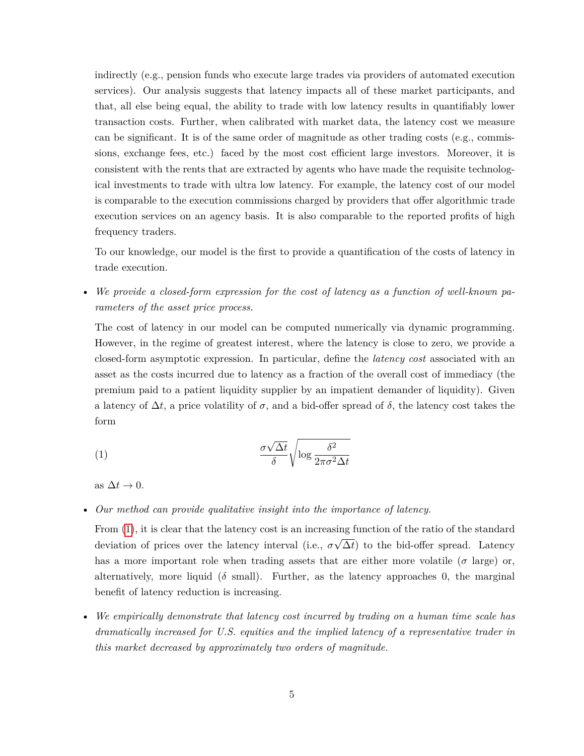indirectly (e.g., pension funds who execute large trades via providers of automated execution services). Our analysis suggests that latency impacts all of these market participants, and that, all else being equal, the ability to trade with low latency results in quantifiably lower transaction costs. Further, when calibrated with market data, the latency cost we measure can be significant. It is of the same order of magnitude as other trading costs (e.g., commissions, exchange fees, etc.) faced by the most cost efficient large investors. Moreover, it is consistent with the rents that are extracted by agents who have made the requisite technological investments to trade with ultra low latency. For example, the latency cost of our model is comparable to the execution commissions charged by providers that offer algorithmic trade execution services on an agency basis. It is also comparable to the reported profits of high frequency traders.

To our knowledge, our model is the first to provide a quantification of the costs of latency in trade execution.

- *We provide a closed-form expression for the cost of latency as a function of well-known parameters of the asset price process.*

  The cost of latency in our model can be computed numerically via dynamic programming. However, in the regime of greatest interest, where the latency is close to zero, we provide a closed-form asymptotic expression. In particular, define the *latency cost* associated with an asset as the costs incurred due to latency as a fraction of the overall cost of immediacy (the premium paid to a patient liquidity supplier by an impatient demander of liquidity). Given a latency of $\Delta t$, a price volatility of $\sigma$, and a bid-offer spread of $\delta$, the latency cost takes the form

  $$\frac{\sigma\sqrt{\Delta t}}{\delta}\sqrt{\log \frac{\delta^2}{2\pi\sigma^2\Delta t}} \tag{1}$$

  as $\Delta t \to 0$.

- *Our method can provide qualitative insight into the importance of latency.*

  From (1), it is clear that the latency cost is an increasing function of the ratio of the standard deviation of prices over the latency interval (i.e., $\sigma\sqrt{\Delta t}$) to the bid-offer spread. Latency has a more important role when trading assets that are either more volatile ($\sigma$ large) or, alternatively, more liquid ($\delta$ small). Further, as the latency approaches 0, the marginal benefit of latency reduction is increasing.

- *We empirically demonstrate that latency cost incurred by trading on a human time scale has dramatically increased for U.S. equities and the implied latency of a representative trader in this market decreased by approximately two orders of magnitude.*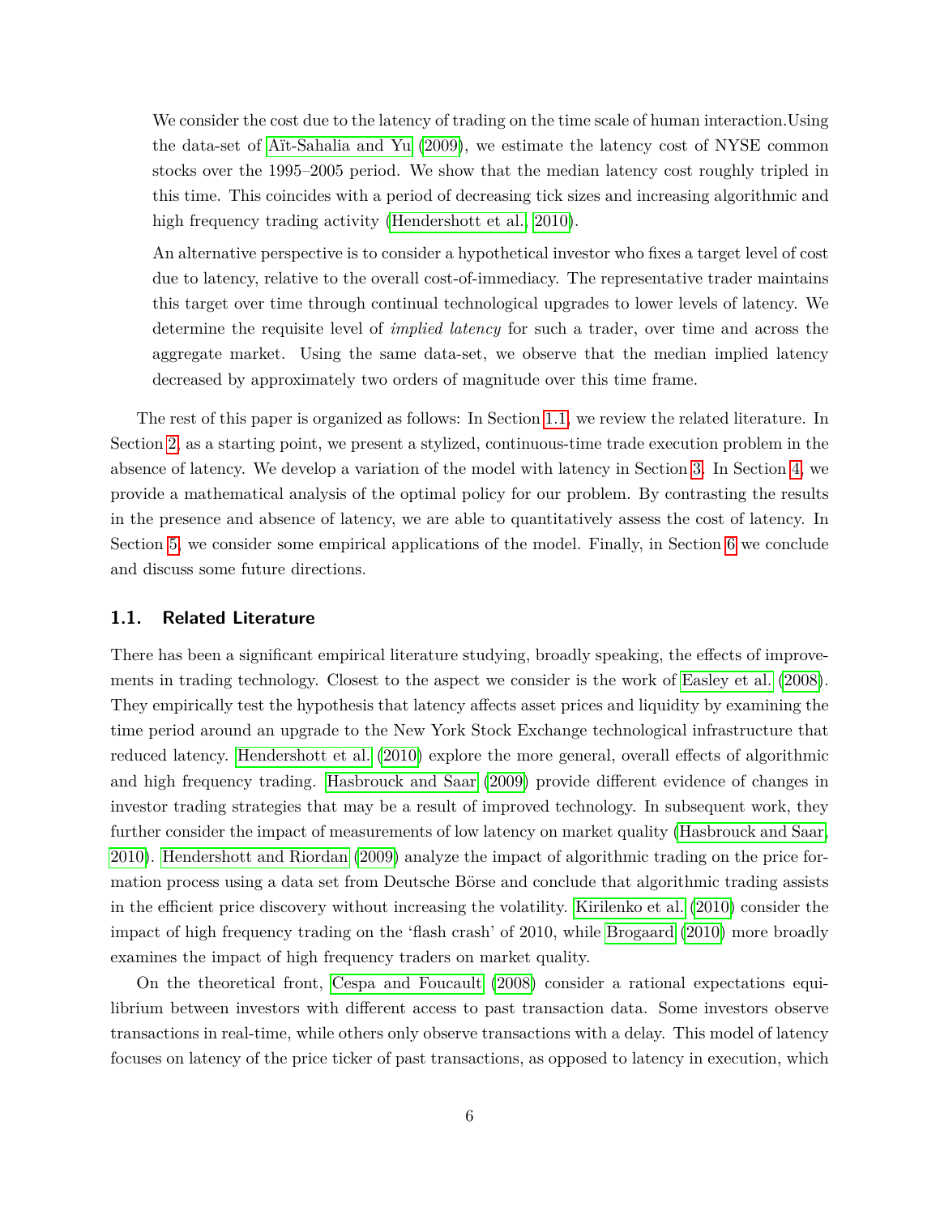We consider the cost due to the latency of trading on the time scale of human interaction.Using the data-set of Aït-Sahalia and Yu (2009), we estimate the latency cost of NYSE common stocks over the 1995–2005 period. We show that the median latency cost roughly tripled in this time. This coincides with a period of decreasing tick sizes and increasing algorithmic and high frequency trading activity (Hendershott et al., 2010).

An alternative perspective is to consider a hypothetical investor who fixes a target level of cost due to latency, relative to the overall cost-of-immediacy. The representative trader maintains this target over time through continual technological upgrades to lower levels of latency. We determine the requisite level of *implied latency* for such a trader, over time and across the aggregate market. Using the same data-set, we observe that the median implied latency decreased by approximately two orders of magnitude over this time frame.

The rest of this paper is organized as follows: In Section 1.1, we review the related literature. In Section 2, as a starting point, we present a stylized, continuous-time trade execution problem in the absence of latency. We develop a variation of the model with latency in Section 3. In Section 4, we provide a mathematical analysis of the optimal policy for our problem. By contrasting the results in the presence and absence of latency, we are able to quantitatively assess the cost of latency. In Section 5, we consider some empirical applications of the model. Finally, in Section 6 we conclude and discuss some future directions.

### 1.1. Related Literature

There has been a significant empirical literature studying, broadly speaking, the effects of improvements in trading technology. Closest to the aspect we consider is the work of Easley et al. (2008). They empirically test the hypothesis that latency affects asset prices and liquidity by examining the time period around an upgrade to the New York Stock Exchange technological infrastructure that reduced latency. Hendershott et al. (2010) explore the more general, overall effects of algorithmic and high frequency trading. Hasbrouck and Saar (2009) provide different evidence of changes in investor trading strategies that may be a result of improved technology. In subsequent work, they further consider the impact of measurements of low latency on market quality (Hasbrouck and Saar, 2010). Hendershott and Riordan (2009) analyze the impact of algorithmic trading on the price formation process using a data set from Deutsche Börse and conclude that algorithmic trading assists in the efficient price discovery without increasing the volatility. Kirilenko et al. (2010) consider the impact of high frequency trading on the 'flash crash' of 2010, while Brogaard (2010) more broadly examines the impact of high frequency traders on market quality.

On the theoretical front, Cespa and Foucault (2008) consider a rational expectations equilibrium between investors with different access to past transaction data. Some investors observe transactions in real-time, while others only observe transactions with a delay. This model of latency focuses on latency of the price ticker of past transactions, as opposed to latency in execution, which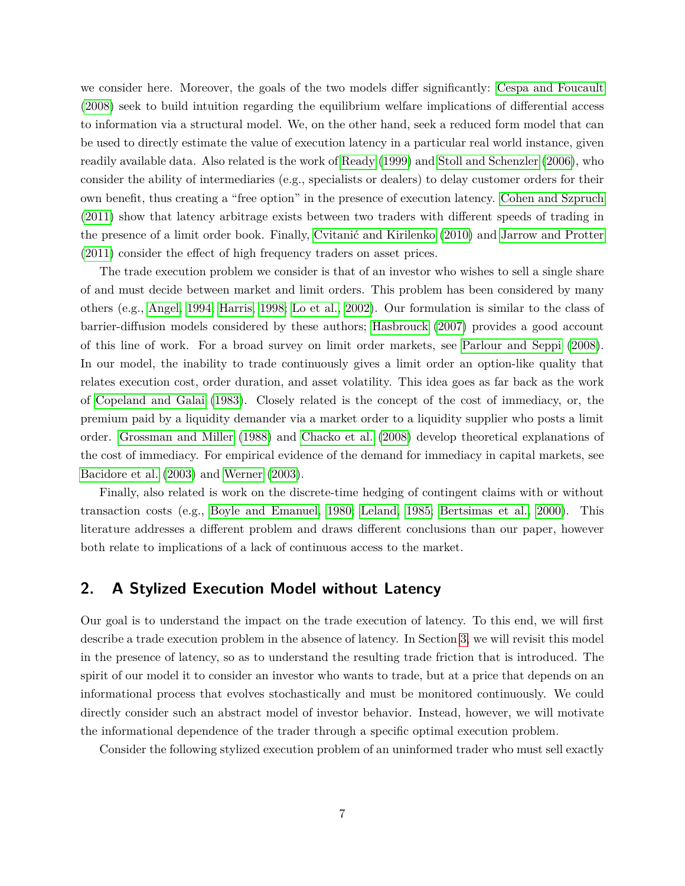we consider here. Moreover, the goals of the two models differ significantly: Cespa and Foucault (2008) seek to build intuition regarding the equilibrium welfare implications of differential access to information via a structural model. We, on the other hand, seek a reduced form model that can be used to directly estimate the value of execution latency in a particular real world instance, given readily available data. Also related is the work of Ready (1999) and Stoll and Schenzler (2006), who consider the ability of intermediaries (e.g., specialists or dealers) to delay customer orders for their own benefit, thus creating a "free option" in the presence of execution latency. Cohen and Szpruch (2011) show that latency arbitrage exists between two traders with different speeds of trading in the presence of a limit order book. Finally, Cvitanić and Kirilenko (2010) and Jarrow and Protter (2011) consider the effect of high frequency traders on asset prices.

The trade execution problem we consider is that of an investor who wishes to sell a single share of and must decide between market and limit orders. This problem has been considered by many others (e.g., Angel, 1994; Harris, 1998; Lo et al., 2002). Our formulation is similar to the class of barrier-diffusion models considered by these authors; Hasbrouck (2007) provides a good account of this line of work. For a broad survey on limit order markets, see Parlour and Seppi (2008). In our model, the inability to trade continuously gives a limit order an option-like quality that relates execution cost, order duration, and asset volatility. This idea goes as far back as the work of Copeland and Galai (1983). Closely related is the concept of the cost of immediacy, or, the premium paid by a liquidity demander via a market order to a liquidity supplier who posts a limit order. Grossman and Miller (1988) and Chacko et al. (2008) develop theoretical explanations of the cost of immediacy. For empirical evidence of the demand for immediacy in capital markets, see Bacidore et al. (2003) and Werner (2003).

Finally, also related is work on the discrete-time hedging of contingent claims with or without transaction costs (e.g., Boyle and Emanuel, 1980; Leland, 1985; Bertsimas et al., 2000). This literature addresses a different problem and draws different conclusions than our paper, however both relate to implications of a lack of continuous access to the market.

## 2. A Stylized Execution Model without Latency

Our goal is to understand the impact on the trade execution of latency. To this end, we will first describe a trade execution problem in the absence of latency. In Section 3, we will revisit this model in the presence of latency, so as to understand the resulting trade friction that is introduced. The spirit of our model it to consider an investor who wants to trade, but at a price that depends on an informational process that evolves stochastically and must be monitored continuously. We could directly consider such an abstract model of investor behavior. Instead, however, we will motivate the informational dependence of the trader through a specific optimal execution problem.

Consider the following stylized execution problem of an uninformed trader who must sell exactly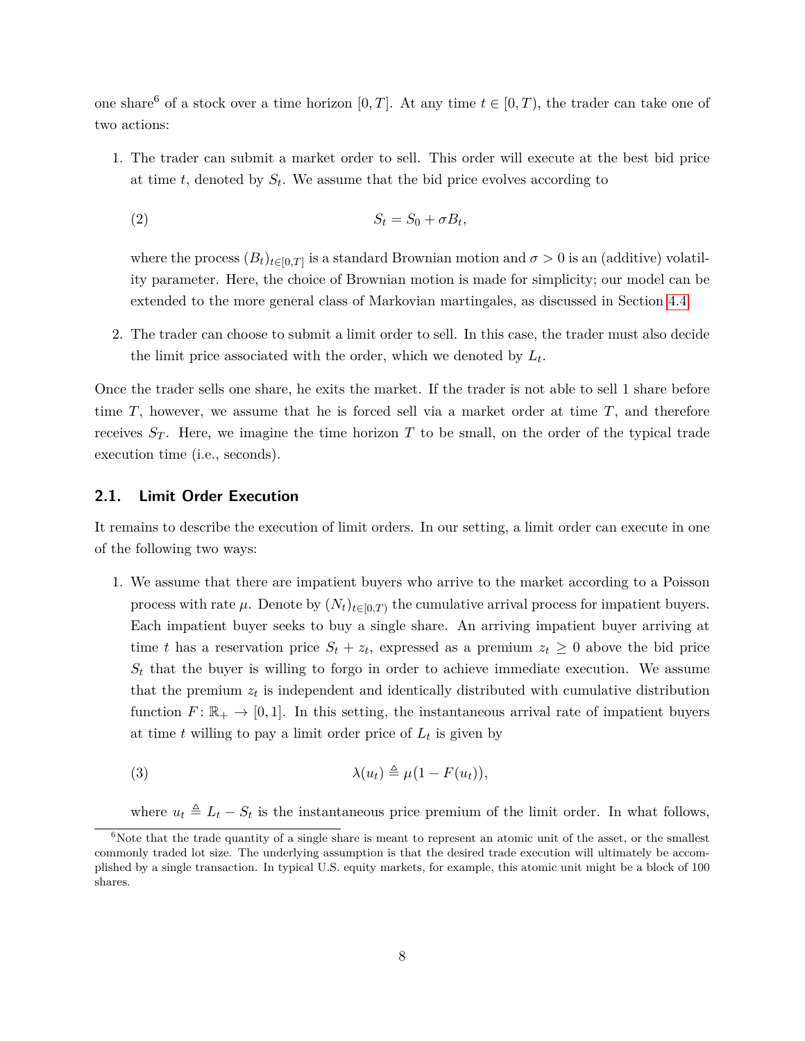one share[6] of a stock over a time horizon $[0, T]$. At any time $t \in [0, T)$, the trader can take one of two actions:

1. The trader can submit a market order to sell. This order will execute at the best bid price at time $t$, denoted by $S_t$. We assume that the bid price evolves according to

$$S_t = S_0 + \sigma B_t, \tag{2}$$

   where the process $(B_t)_{t \in [0,T]}$ is a standard Brownian motion and $\sigma > 0$ is an (additive) volatility parameter. Here, the choice of Brownian motion is made for simplicity; our model can be extended to the more general class of Markovian martingales, as discussed in Section 4.4.

2. The trader can choose to submit a limit order to sell. In this case, the trader must also decide the limit price associated with the order, which we denoted by $L_t$.

Once the trader sells one share, he exits the market. If the trader is not able to sell 1 share before time $T$, however, we assume that he is forced sell via a market order at time $T$, and therefore receives $S_T$. Here, we imagine the time horizon $T$ to be small, on the order of the typical trade execution time (i.e., seconds).

## 2.1. Limit Order Execution

It remains to describe the execution of limit orders. In our setting, a limit order can execute in one of the following two ways:

1. We assume that there are impatient buyers who arrive to the market according to a Poisson process with rate $\mu$. Denote by $(N_t)_{t \in [0,T)}$ the cumulative arrival process for impatient buyers. Each impatient buyer seeks to buy a single share. An arriving impatient buyer arriving at time $t$ has a reservation price $S_t + z_t$, expressed as a premium $z_t \geq 0$ above the bid price $S_t$ that the buyer is willing to forgo in order to achieve immediate execution. We assume that the premium $z_t$ is independent and identically distributed with cumulative distribution function $F \colon \mathbb{R}_+ \to [0, 1]$. In this setting, the instantaneous arrival rate of impatient buyers at time $t$ willing to pay a limit order price of $L_t$ is given by

$$\lambda(u_t) \triangleq \mu(1 - F(u_t)), \tag{3}$$

   where $u_t \triangleq L_t - S_t$ is the instantaneous price premium of the limit order. In what follows,

[6] Note that the trade quantity of a single share is meant to represent an atomic unit of the asset, or the smallest commonly traded lot size. The underlying assumption is that the desired trade execution will ultimately be accomplished by a single transaction. In typical U.S. equity markets, for example, this atomic unit might be a block of 100 shares.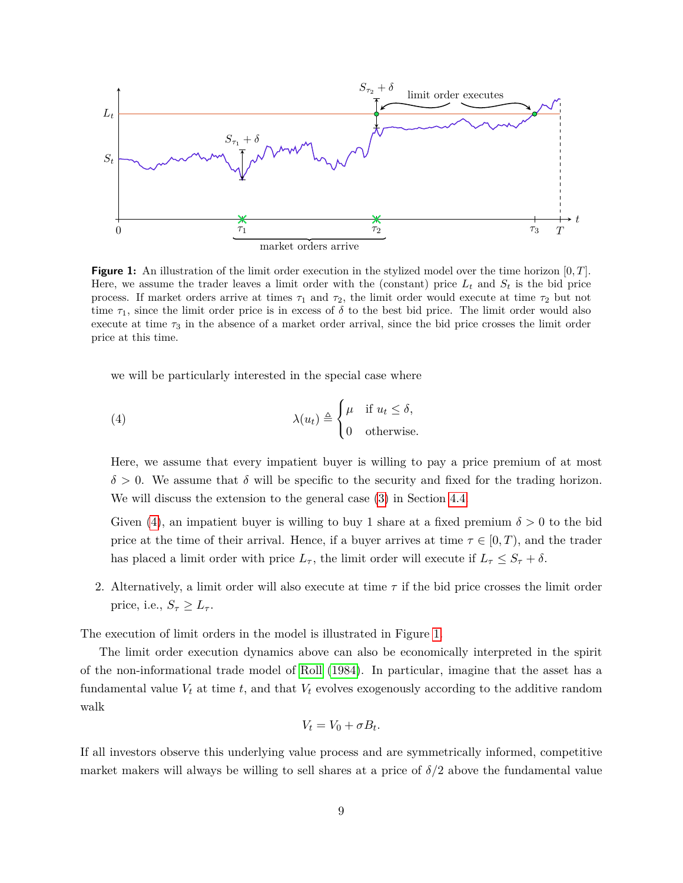**Figure 1:** An illustration of the limit order execution in the stylized model over the time horizon $[0, T]$. Here, we assume the trader leaves a limit order with the (constant) price $L_t$ and $S_t$ is the bid price process. If market orders arrive at times $\tau_1$ and $\tau_2$, the limit order would execute at time $\tau_2$ but not time $\tau_1$, since the limit order price is in excess of $\delta$ to the best bid price. The limit order would also execute at time $\tau_3$ in the absence of a market order arrival, since the bid price crosses the limit order price at this time.

we will be particularly interested in the special case where

$$\lambda(u_t) \triangleq \begin{cases} \mu & \text{if } u_t \leq \delta, \\ 0 & \text{otherwise.} \end{cases} \tag{4}$$

Here, we assume that every impatient buyer is willing to pay a price premium of at most $\delta > 0$. We assume that $\delta$ will be specific to the security and fixed for the trading horizon. We will discuss the extension to the general case (3) in Section 4.4.

Given (4), an impatient buyer is willing to buy 1 share at a fixed premium $\delta > 0$ to the bid price at the time of their arrival. Hence, if a buyer arrives at time $\tau \in [0, T)$, and the trader has placed a limit order with price $L_\tau$, the limit order will execute if $L_\tau \leq S_\tau + \delta$.

2. Alternatively, a limit order will also execute at time $\tau$ if the bid price crosses the limit order price, i.e., $S_\tau \geq L_\tau$.

The execution of limit orders in the model is illustrated in Figure 1.

The limit order execution dynamics above can also be economically interpreted in the spirit of the non-informational trade model of Roll (1984). In particular, imagine that the asset has a fundamental value $V_t$ at time $t$, and that $V_t$ evolves exogenously according to the additive random walk

$$V_t = V_0 + \sigma B_t.$$

If all investors observe this underlying value process and are symmetrically informed, competitive market makers will always be willing to sell shares at a price of $\delta/2$ above the fundamental value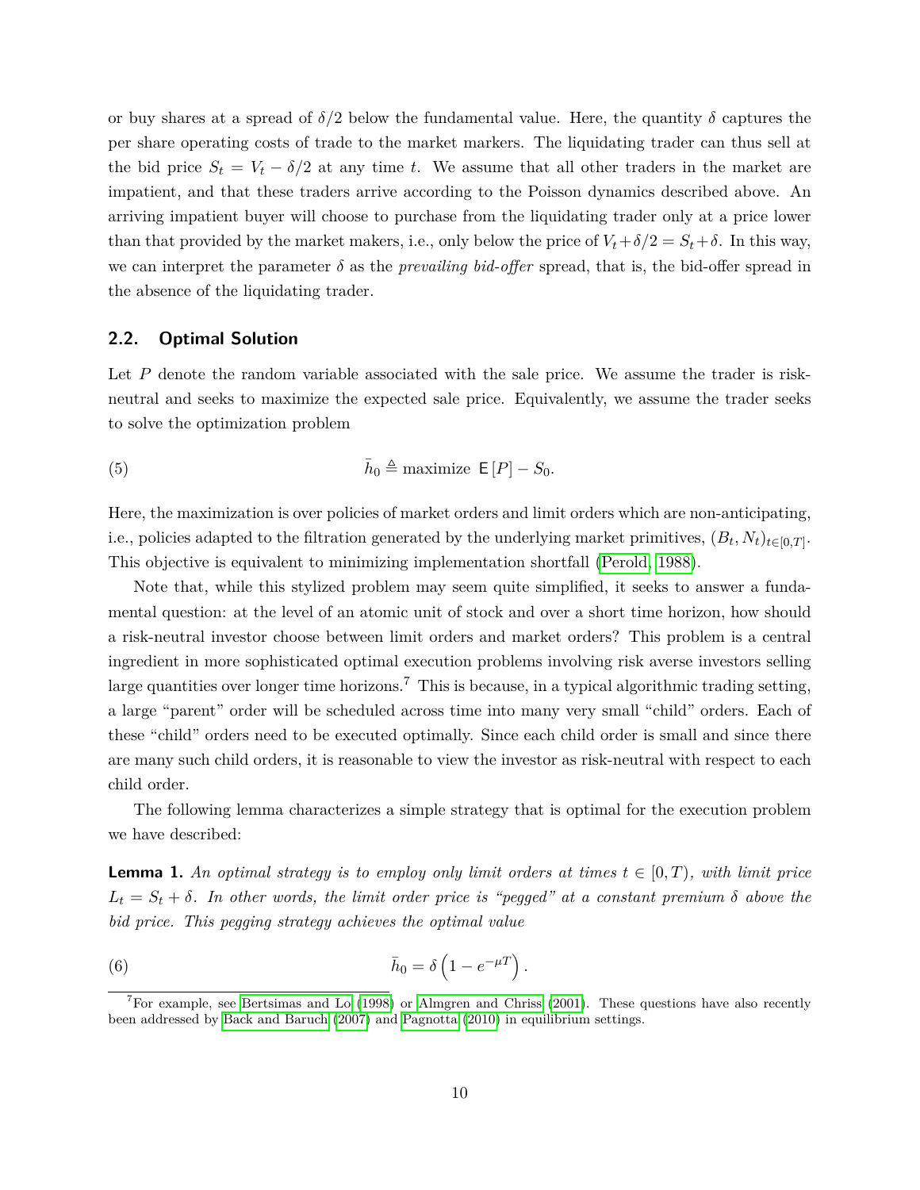or buy shares at a spread of $\delta/2$ below the fundamental value. Here, the quantity $\delta$ captures the per share operating costs of trade to the market markers. The liquidating trader can thus sell at the bid price $S_t = V_t - \delta/2$ at any time $t$. We assume that all other traders in the market are impatient, and that these traders arrive according to the Poisson dynamics described above. An arriving impatient buyer will choose to purchase from the liquidating trader only at a price lower than that provided by the market makers, i.e., only below the price of $V_t + \delta/2 = S_t + \delta$. In this way, we can interpret the parameter $\delta$ as the *prevailing bid-offer* spread, that is, the bid-offer spread in the absence of the liquidating trader.

## 2.2. Optimal Solution

Let $P$ denote the random variable associated with the sale price. We assume the trader is risk-neutral and seeks to maximize the expected sale price. Equivalently, we assume the trader seeks to solve the optimization problem

$$\bar{h}_0 \triangleq \text{maximize } \mathsf{E}[P] - S_0. \tag{5}$$

Here, the maximization is over policies of market orders and limit orders which are non-anticipating, i.e., policies adapted to the filtration generated by the underlying market primitives, $(B_t, N_t)_{t\in[0,T]}$. This objective is equivalent to minimizing implementation shortfall (Perold, 1988).

Note that, while this stylized problem may seem quite simplified, it seeks to answer a fundamental question: at the level of an atomic unit of stock and over a short time horizon, how should a risk-neutral investor choose between limit orders and market orders? This problem is a central ingredient in more sophisticated optimal execution problems involving risk averse investors selling large quantities over longer time horizons.[7] This is because, in a typical algorithmic trading setting, a large "parent" order will be scheduled across time into many very small "child" orders. Each of these "child" orders need to be executed optimally. Since each child order is small and since there are many such child orders, it is reasonable to view the investor as risk-neutral with respect to each child order.

The following lemma characterizes a simple strategy that is optimal for the execution problem we have described:

**Lemma 1.** *An optimal strategy is to employ only limit orders at times $t \in [0, T)$, with limit price $L_t = S_t + \delta$. In other words, the limit order price is "pegged" at a constant premium $\delta$ above the bid price. This pegging strategy achieves the optimal value*

$$\bar{h}_0 = \delta\left(1 - e^{-\mu T}\right). \tag{6}$$

[7] For example, see Bertsimas and Lo (1998) or Almgren and Chriss (2001). These questions have also recently been addressed by Back and Baruch (2007) and Pagnotta (2010) in equilibrium settings.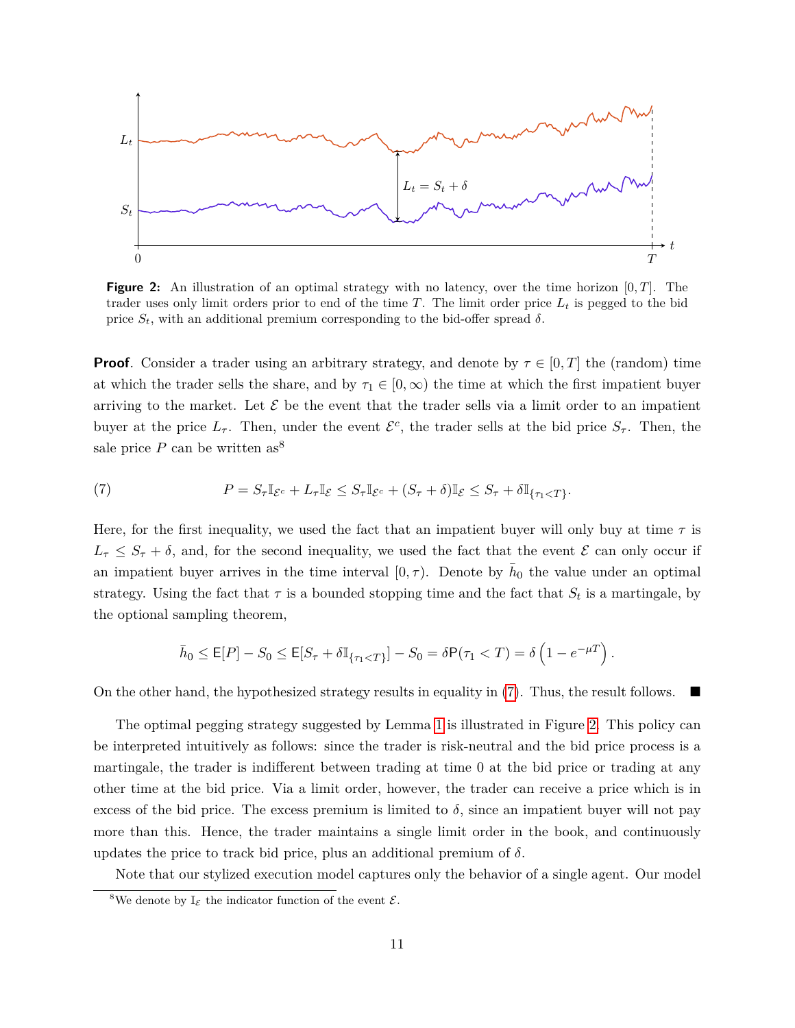**Figure 2:** An illustration of an optimal strategy with no latency, over the time horizon $[0, T]$. The trader uses only limit orders prior to end of the time $T$. The limit order price $L_t$ is pegged to the bid price $S_t$, with an additional premium corresponding to the bid-offer spread $\delta$.

**Proof**. Consider a trader using an arbitrary strategy, and denote by $\tau \in [0, T]$ the (random) time at which the trader sells the share, and by $\tau_1 \in [0, \infty)$ the time at which the first impatient buyer arriving to the market. Let $\mathcal{E}$ be the event that the trader sells via a limit order to an impatient buyer at the price $L_\tau$. Then, under the event $\mathcal{E}^c$, the trader sells at the bid price $S_\tau$. Then, the sale price $P$ can be written as[8]

$$P = S_\tau \mathbb{I}_{\mathcal{E}^c} + L_\tau \mathbb{I}_{\mathcal{E}} \leq S_\tau \mathbb{I}_{\mathcal{E}^c} + (S_\tau + \delta)\mathbb{I}_{\mathcal{E}} \leq S_\tau + \delta \mathbb{I}_{\{\tau_1 < T\}}. \tag{7}$$

Here, for the first inequality, we used the fact that an impatient buyer will only buy at time $\tau$ is $L_\tau \leq S_\tau + \delta$, and, for the second inequality, we used the fact that the event $\mathcal{E}$ can only occur if an impatient buyer arrives in the time interval $[0, \tau)$. Denote by $\bar{h}_0$ the value under an optimal strategy. Using the fact that $\tau$ is a bounded stopping time and the fact that $S_t$ is a martingale, by the optional sampling theorem,

$$\bar{h}_0 \leq \mathsf{E}[P] - S_0 \leq \mathsf{E}[S_\tau + \delta \mathbb{I}_{\{\tau_1 < T\}}] - S_0 = \delta \mathsf{P}(\tau_1 < T) = \delta \left(1 - e^{-\mu T}\right).$$

On the other hand, the hypothesized strategy results in equality in (7). Thus, the result follows. ■

The optimal pegging strategy suggested by Lemma 1 is illustrated in Figure 2. This policy can be interpreted intuitively as follows: since the trader is risk-neutral and the bid price process is a martingale, the trader is indifferent between trading at time 0 at the bid price or trading at any other time at the bid price. Via a limit order, however, the trader can receive a price which is in excess of the bid price. The excess premium is limited to $\delta$, since an impatient buyer will not pay more than this. Hence, the trader maintains a single limit order in the book, and continuously updates the price to track bid price, plus an additional premium of $\delta$.

Note that our stylized execution model captures only the behavior of a single agent. Our model

[8] We denote by $\mathbb{I}_{\mathcal{E}}$ the indicator function of the event $\mathcal{E}$.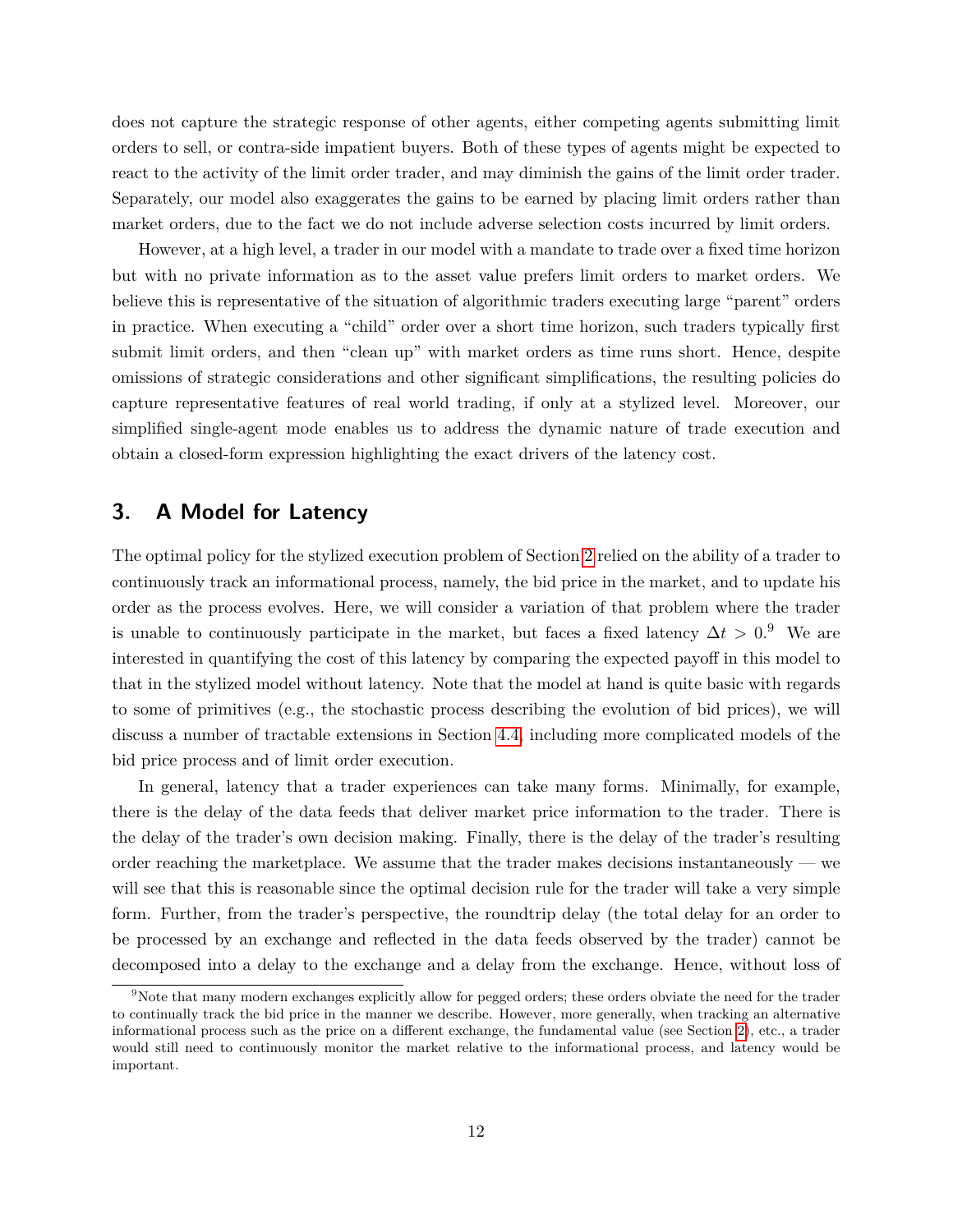does not capture the strategic response of other agents, either competing agents submitting limit orders to sell, or contra-side impatient buyers. Both of these types of agents might be expected to react to the activity of the limit order trader, and may diminish the gains of the limit order trader. Separately, our model also exaggerates the gains to be earned by placing limit orders rather than market orders, due to the fact we do not include adverse selection costs incurred by limit orders.

However, at a high level, a trader in our model with a mandate to trade over a fixed time horizon but with no private information as to the asset value prefers limit orders to market orders. We believe this is representative of the situation of algorithmic traders executing large "parent" orders in practice. When executing a "child" order over a short time horizon, such traders typically first submit limit orders, and then "clean up" with market orders as time runs short. Hence, despite omissions of strategic considerations and other significant simplifications, the resulting policies do capture representative features of real world trading, if only at a stylized level. Moreover, our simplified single-agent mode enables us to address the dynamic nature of trade execution and obtain a closed-form expression highlighting the exact drivers of the latency cost.

## 3. A Model for Latency

The optimal policy for the stylized execution problem of Section 2 relied on the ability of a trader to continuously track an informational process, namely, the bid price in the market, and to update his order as the process evolves. Here, we will consider a variation of that problem where the trader is unable to continuously participate in the market, but faces a fixed latency $\Delta t > 0$.[9] We are interested in quantifying the cost of this latency by comparing the expected payoff in this model to that in the stylized model without latency. Note that the model at hand is quite basic with regards to some of primitives (e.g., the stochastic process describing the evolution of bid prices), we will discuss a number of tractable extensions in Section 4.4, including more complicated models of the bid price process and of limit order execution.

In general, latency that a trader experiences can take many forms. Minimally, for example, there is the delay of the data feeds that deliver market price information to the trader. There is the delay of the trader's own decision making. Finally, there is the delay of the trader's resulting order reaching the marketplace. We assume that the trader makes decisions instantaneously — we will see that this is reasonable since the optimal decision rule for the trader will take a very simple form. Further, from the trader's perspective, the roundtrip delay (the total delay for an order to be processed by an exchange and reflected in the data feeds observed by the trader) cannot be decomposed into a delay to the exchange and a delay from the exchange. Hence, without loss of

[9]Note that many modern exchanges explicitly allow for pegged orders; these orders obviate the need for the trader to continually track the bid price in the manner we describe. However, more generally, when tracking an alternative informational process such as the price on a different exchange, the fundamental value (see Section 2), etc., a trader would still need to continuously monitor the market relative to the informational process, and latency would be important.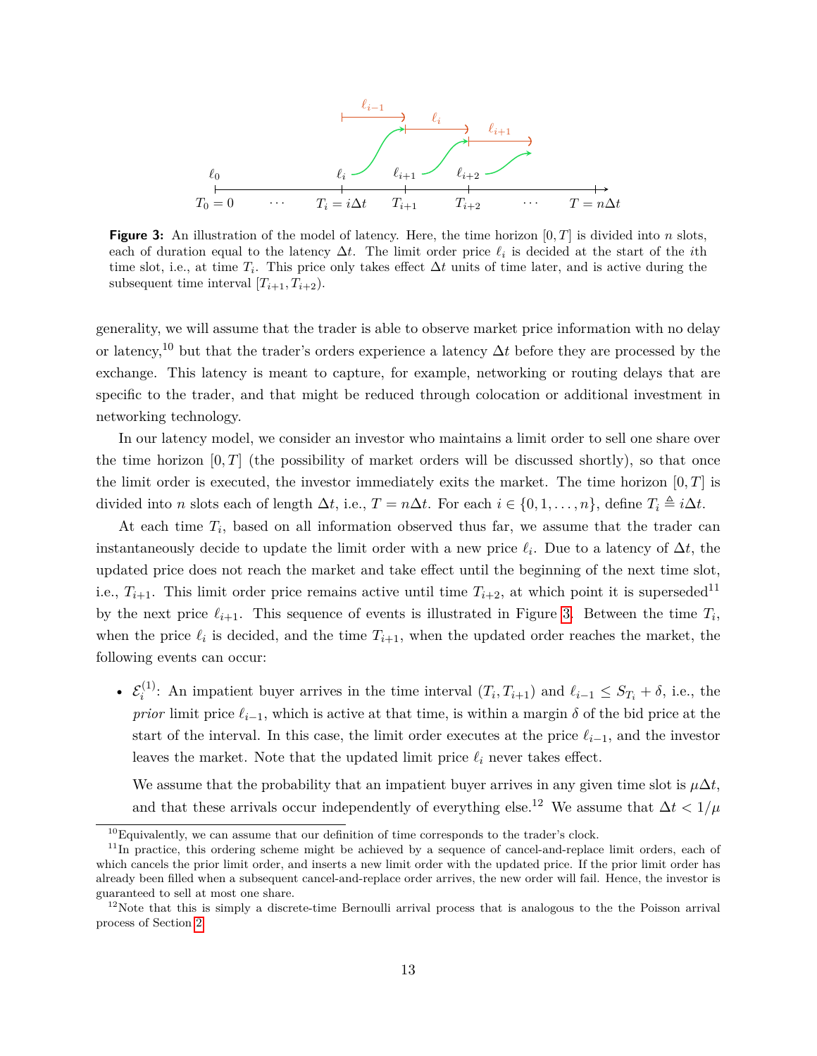**Figure 3:** An illustration of the model of latency. Here, the time horizon $[0, T]$ is divided into $n$ slots, each of duration equal to the latency $\Delta t$. The limit order price $\ell_i$ is decided at the start of the $i$th time slot, i.e., at time $T_i$. This price only takes effect $\Delta t$ units of time later, and is active during the subsequent time interval $[T_{i+1}, T_{i+2})$.

generality, we will assume that the trader is able to observe market price information with no delay or latency,[10] but that the trader's orders experience a latency $\Delta t$ before they are processed by the exchange. This latency is meant to capture, for example, networking or routing delays that are specific to the trader, and that might be reduced through colocation or additional investment in networking technology.

In our latency model, we consider an investor who maintains a limit order to sell one share over the time horizon $[0, T]$ (the possibility of market orders will be discussed shortly), so that once the limit order is executed, the investor immediately exits the market. The time horizon $[0, T]$ is divided into $n$ slots each of length $\Delta t$, i.e., $T = n\Delta t$. For each $i \in \{0, 1, \ldots, n\}$, define $T_i \triangleq i\Delta t$.

At each time $T_i$, based on all information observed thus far, we assume that the trader can instantaneously decide to update the limit order with a new price $\ell_i$. Due to a latency of $\Delta t$, the updated price does not reach the market and take effect until the beginning of the next time slot, i.e., $T_{i+1}$. This limit order price remains active until time $T_{i+2}$, at which point it is superseded[11] by the next price $\ell_{i+1}$. This sequence of events is illustrated in Figure 3. Between the time $T_i$, when the price $\ell_i$ is decided, and the time $T_{i+1}$, when the updated order reaches the market, the following events can occur:

- $\mathcal{E}_i^{(1)}$: An impatient buyer arrives in the time interval $(T_i, T_{i+1})$ and $\ell_{i-1} \leq S_{T_i} + \delta$, i.e., the *prior* limit price $\ell_{i-1}$, which is active at that time, is within a margin $\delta$ of the bid price at the start of the interval. In this case, the limit order executes at the price $\ell_{i-1}$, and the investor leaves the market. Note that the updated limit price $\ell_i$ never takes effect.

  We assume that the probability that an impatient buyer arrives in any given time slot is $\mu\Delta t$, and that these arrivals occur independently of everything else.[12] We assume that $\Delta t < 1/\mu$

[10] Equivalently, we can assume that our definition of time corresponds to the trader's clock.

[11] In practice, this ordering scheme might be achieved by a sequence of cancel-and-replace limit orders, each of which cancels the prior limit order, and inserts a new limit order with the updated price. If the prior limit order has already been filled when a subsequent cancel-and-replace order arrives, the new order will fail. Hence, the investor is guaranteed to sell at most one share.

[12] Note that this is simply a discrete-time Bernoulli arrival process that is analogous to the the Poisson arrival process of Section 2.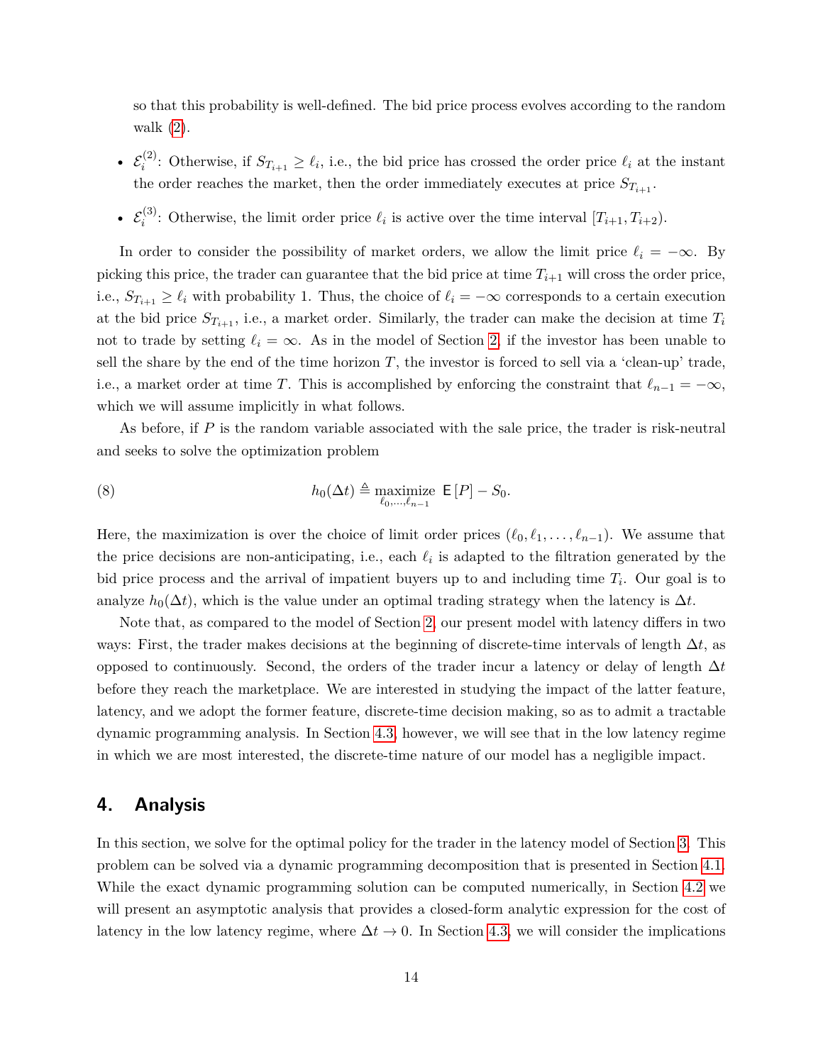so that this probability is well-defined. The bid price process evolves according to the random walk (2).

- $\mathcal{E}_i^{(2)}$: Otherwise, if $S_{T_{i+1}} \geq \ell_i$, i.e., the bid price has crossed the order price $\ell_i$ at the instant the order reaches the market, then the order immediately executes at price $S_{T_{i+1}}$.
- $\mathcal{E}_i^{(3)}$: Otherwise, the limit order price $\ell_i$ is active over the time interval $[T_{i+1}, T_{i+2})$.

In order to consider the possibility of market orders, we allow the limit price $\ell_i = -\infty$. By picking this price, the trader can guarantee that the bid price at time $T_{i+1}$ will cross the order price, i.e., $S_{T_{i+1}} \geq \ell_i$ with probability 1. Thus, the choice of $\ell_i = -\infty$ corresponds to a certain execution at the bid price $S_{T_{i+1}}$, i.e., a market order. Similarly, the trader can make the decision at time $T_i$ not to trade by setting $\ell_i = \infty$. As in the model of Section 2, if the investor has been unable to sell the share by the end of the time horizon $T$, the investor is forced to sell via a 'clean-up' trade, i.e., a market order at time $T$. This is accomplished by enforcing the constraint that $\ell_{n-1} = -\infty$, which we will assume implicitly in what follows.

As before, if $P$ is the random variable associated with the sale price, the trader is risk-neutral and seeks to solve the optimization problem

$$h_0(\Delta t) \triangleq \underset{\ell_0,\ldots,\ell_{n-1}}{\text{maximize}} \ \mathsf{E}[P] - S_0. \tag{8}$$

Here, the maximization is over the choice of limit order prices $(\ell_0, \ell_1, \ldots, \ell_{n-1})$. We assume that the price decisions are non-anticipating, i.e., each $\ell_i$ is adapted to the filtration generated by the bid price process and the arrival of impatient buyers up to and including time $T_i$. Our goal is to analyze $h_0(\Delta t)$, which is the value under an optimal trading strategy when the latency is $\Delta t$.

Note that, as compared to the model of Section 2, our present model with latency differs in two ways: First, the trader makes decisions at the beginning of discrete-time intervals of length $\Delta t$, as opposed to continuously. Second, the orders of the trader incur a latency or delay of length $\Delta t$ before they reach the marketplace. We are interested in studying the impact of the latter feature, latency, and we adopt the former feature, discrete-time decision making, so as to admit a tractable dynamic programming analysis. In Section 4.3, however, we will see that in the low latency regime in which we are most interested, the discrete-time nature of our model has a negligible impact.

## 4. Analysis

In this section, we solve for the optimal policy for the trader in the latency model of Section 3. This problem can be solved via a dynamic programming decomposition that is presented in Section 4.1. While the exact dynamic programming solution can be computed numerically, in Section 4.2 we will present an asymptotic analysis that provides a closed-form analytic expression for the cost of latency in the low latency regime, where $\Delta t \to 0$. In Section 4.3, we will consider the implications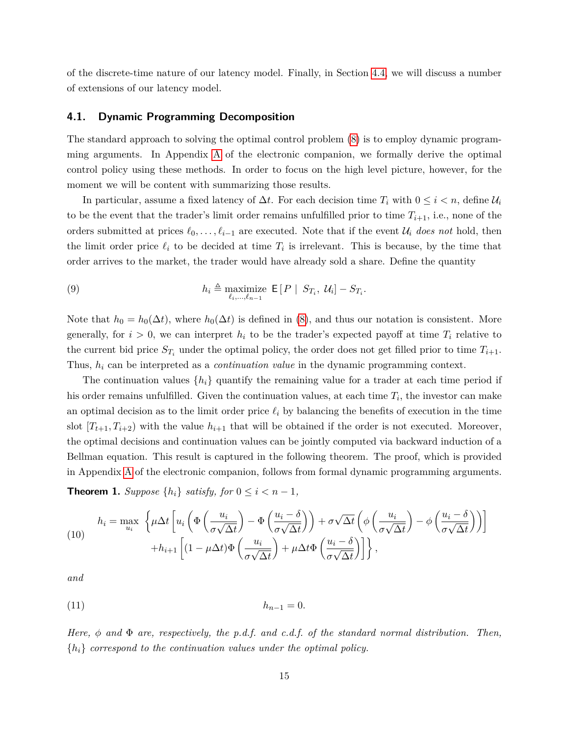of the discrete-time nature of our latency model. Finally, in Section 4.4, we will discuss a number of extensions of our latency model.

### 4.1. Dynamic Programming Decomposition

The standard approach to solving the optimal control problem (8) is to employ dynamic programming arguments. In Appendix A of the electronic companion, we formally derive the optimal control policy using these methods. In order to focus on the high level picture, however, for the moment we will be content with summarizing those results.

In particular, assume a fixed latency of $\Delta t$. For each decision time $T_i$ with $0 \leq i < n$, define $\mathcal{U}_i$ to be the event that the trader's limit order remains unfulfilled prior to time $T_{i+1}$, i.e., none of the orders submitted at prices $\ell_0, \ldots, \ell_{i-1}$ are executed. Note that if the event $\mathcal{U}_i$ *does not* hold, then the limit order price $\ell_i$ to be decided at time $T_i$ is irrelevant. This is because, by the time that order arrives to the market, the trader would have already sold a share. Define the quantity

$$h_i \triangleq \underset{\ell_i, \ldots, \ell_{n-1}}{\text{maximize}} \; \mathsf{E}\left[P \mid S_{T_i}, \mathcal{U}_i\right] - S_{T_i}. \tag{9}$$

Note that $h_0 = h_0(\Delta t)$, where $h_0(\Delta t)$ is defined in (8), and thus our notation is consistent. More generally, for $i > 0$, we can interpret $h_i$ to be the trader's expected payoff at time $T_i$ relative to the current bid price $S_{T_i}$ under the optimal policy, the order does not get filled prior to time $T_{i+1}$. Thus, $h_i$ can be interpreted as a *continuation value* in the dynamic programming context.

The continuation values $\{h_i\}$ quantify the remaining value for a trader at each time period if his order remains unfulfilled. Given the continuation values, at each time $T_i$, the investor can make an optimal decision as to the limit order price $\ell_i$ by balancing the benefits of execution in the time slot $[T_{t+1}, T_{i+2})$ with the value $h_{i+1}$ that will be obtained if the order is not executed. Moreover, the optimal decisions and continuation values can be jointly computed via backward induction of a Bellman equation. This result is captured in the following theorem. The proof, which is provided in Appendix A of the electronic companion, follows from formal dynamic programming arguments.

**Theorem 1.** *Suppose $\{h_i\}$ satisfy, for $0 \leq i < n-1$,*

$$\begin{aligned} h_i = \max_{u_i} \; \Bigg\{ & \mu \Delta t \left[ u_i \left( \Phi\left(\frac{u_i}{\sigma\sqrt{\Delta t}}\right) - \Phi\left(\frac{u_i - \delta}{\sigma\sqrt{\Delta t}}\right)\right) + \sigma\sqrt{\Delta t}\left(\phi\left(\frac{u_i}{\sigma\sqrt{\Delta t}}\right) - \phi\left(\frac{u_i - \delta}{\sigma\sqrt{\Delta t}}\right)\right)\right] \\ & + h_{i+1}\left[(1 - \mu\Delta t)\Phi\left(\frac{u_i}{\sigma\sqrt{\Delta t}}\right) + \mu\Delta t\,\Phi\left(\frac{u_i - \delta}{\sigma\sqrt{\Delta t}}\right)\right] \Bigg\}, \end{aligned} \tag{10}$$

*and*

$$h_{n-1} = 0. \tag{11}$$

*Here, $\phi$ and $\Phi$ are, respectively, the p.d.f. and c.d.f. of the standard normal distribution. Then, $\{h_i\}$ correspond to the continuation values under the optimal policy.*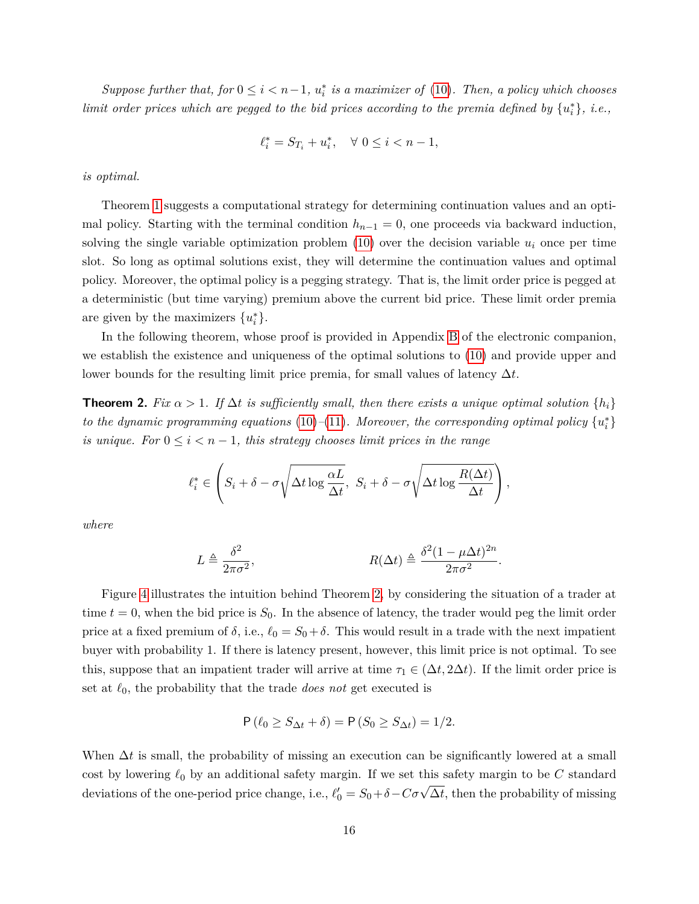*Suppose further that, for $0 \leq i < n-1$, $u_i^*$ is a maximizer of (10). Then, a policy which chooses limit order prices which are pegged to the bid prices according to the premia defined by $\{u_i^*\}$, i.e.,*

$$\ell_i^* = S_{T_i} + u_i^*, \quad \forall\ 0 \leq i < n-1,$$

*is optimal.*

Theorem 1 suggests a computational strategy for determining continuation values and an optimal policy. Starting with the terminal condition $h_{n-1} = 0$, one proceeds via backward induction, solving the single variable optimization problem (10) over the decision variable $u_i$ once per time slot. So long as optimal solutions exist, they will determine the continuation values and optimal policy. Moreover, the optimal policy is a pegging strategy. That is, the limit order price is pegged at a deterministic (but time varying) premium above the current bid price. These limit order premia are given by the maximizers $\{u_i^*\}$.

In the following theorem, whose proof is provided in Appendix B of the electronic companion, we establish the existence and uniqueness of the optimal solutions to (10) and provide upper and lower bounds for the resulting limit price premia, for small values of latency $\Delta t$.

**Theorem 2.** *Fix $\alpha > 1$. If $\Delta t$ is sufficiently small, then there exists a unique optimal solution $\{h_i\}$ to the dynamic programming equations (10)–(11). Moreover, the corresponding optimal policy $\{u_i^*\}$ is unique. For $0 \leq i < n-1$, this strategy chooses limit prices in the range*

$$\ell_i^* \in \left( S_i + \delta - \sigma\sqrt{\Delta t \log \frac{\alpha L}{\Delta t}},\ S_i + \delta - \sigma\sqrt{\Delta t \log \frac{R(\Delta t)}{\Delta t}} \right),$$

*where*

$$L \triangleq \frac{\delta^2}{2\pi\sigma^2}, \qquad\qquad R(\Delta t) \triangleq \frac{\delta^2(1-\mu\Delta t)^{2n}}{2\pi\sigma^2}.$$

Figure 4 illustrates the intuition behind Theorem 2, by considering the situation of a trader at time $t = 0$, when the bid price is $S_0$. In the absence of latency, the trader would peg the limit order price at a fixed premium of $\delta$, i.e., $\ell_0 = S_0 + \delta$. This would result in a trade with the next impatient buyer with probability 1. If there is latency present, however, this limit price is not optimal. To see this, suppose that an impatient trader will arrive at time $\tau_1 \in (\Delta t, 2\Delta t)$. If the limit order price is set at $\ell_0$, the probability that the trade *does not* get executed is

$$\mathsf{P}\left(\ell_0 \geq S_{\Delta t} + \delta\right) = \mathsf{P}\left(S_0 \geq S_{\Delta t}\right) = 1/2.$$

When $\Delta t$ is small, the probability of missing an execution can be significantly lowered at a small cost by lowering $\ell_0$ by an additional safety margin. If we set this safety margin to be $C$ standard deviations of the one-period price change, i.e., $\ell_0' = S_0 + \delta - C\sigma\sqrt{\Delta t}$, then the probability of missing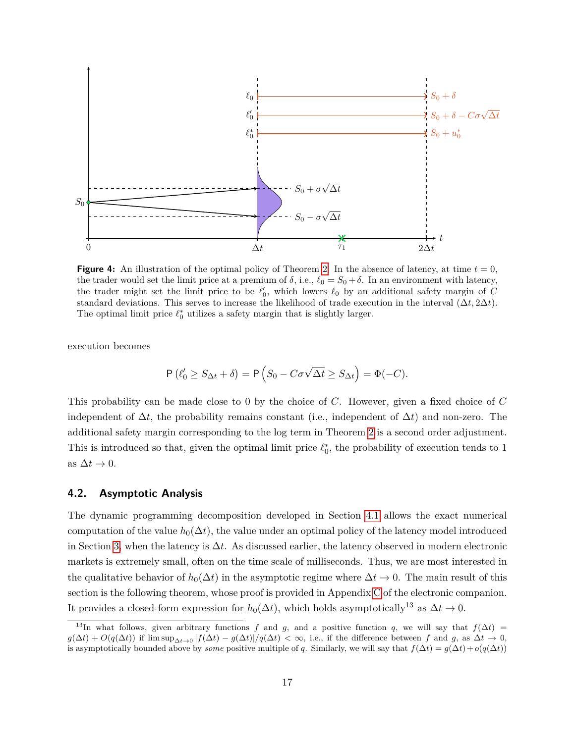**Figure 4:** An illustration of the optimal policy of Theorem 2. In the absence of latency, at time $t = 0$, the trader would set the limit price at a premium of $\delta$, i.e., $\ell_0 = S_0 + \delta$. In an environment with latency, the trader might set the limit price to be $\ell_0'$, which lowers $\ell_0$ by an additional safety margin of $C$ standard deviations. This serves to increase the likelihood of trade execution in the interval $(\Delta t, 2\Delta t)$. The optimal limit price $\ell_0^*$ utilizes a safety margin that is slightly larger.

execution becomes

$$\mathsf{P}\left(\ell_0' \geq S_{\Delta t} + \delta\right) = \mathsf{P}\left(S_0 - C\sigma\sqrt{\Delta t} \geq S_{\Delta t}\right) = \Phi(-C).$$

This probability can be made close to 0 by the choice of $C$. However, given a fixed choice of $C$ independent of $\Delta t$, the probability remains constant (i.e., independent of $\Delta t$) and non-zero. The additional safety margin corresponding to the log term in Theorem 2 is a second order adjustment. This is introduced so that, given the optimal limit price $\ell_0^*$, the probability of execution tends to 1 as $\Delta t \to 0$.

## 4.2. Asymptotic Analysis

The dynamic programming decomposition developed in Section 4.1 allows the exact numerical computation of the value $h_0(\Delta t)$, the value under an optimal policy of the latency model introduced in Section 3, when the latency is $\Delta t$. As discussed earlier, the latency observed in modern electronic markets is extremely small, often on the time scale of milliseconds. Thus, we are most interested in the qualitative behavior of $h_0(\Delta t)$ in the asymptotic regime where $\Delta t \to 0$. The main result of this section is the following theorem, whose proof is provided in Appendix C of the electronic companion. It provides a closed-form expression for $h_0(\Delta t)$, which holds asymptotically[13] as $\Delta t \to 0$.

[13] In what follows, given arbitrary functions $f$ and $g$, and a positive function $q$, we will say that $f(\Delta t) = g(\Delta t) + O(q(\Delta t))$ if $\limsup_{\Delta t \to 0} |f(\Delta t) - g(\Delta t)|/q(\Delta t) < \infty$, i.e., if the difference between $f$ and $g$, as $\Delta t \to 0$, is asymptotically bounded above by *some* positive multiple of $q$. Similarly, we will say that $f(\Delta t) = g(\Delta t) + o(q(\Delta t))$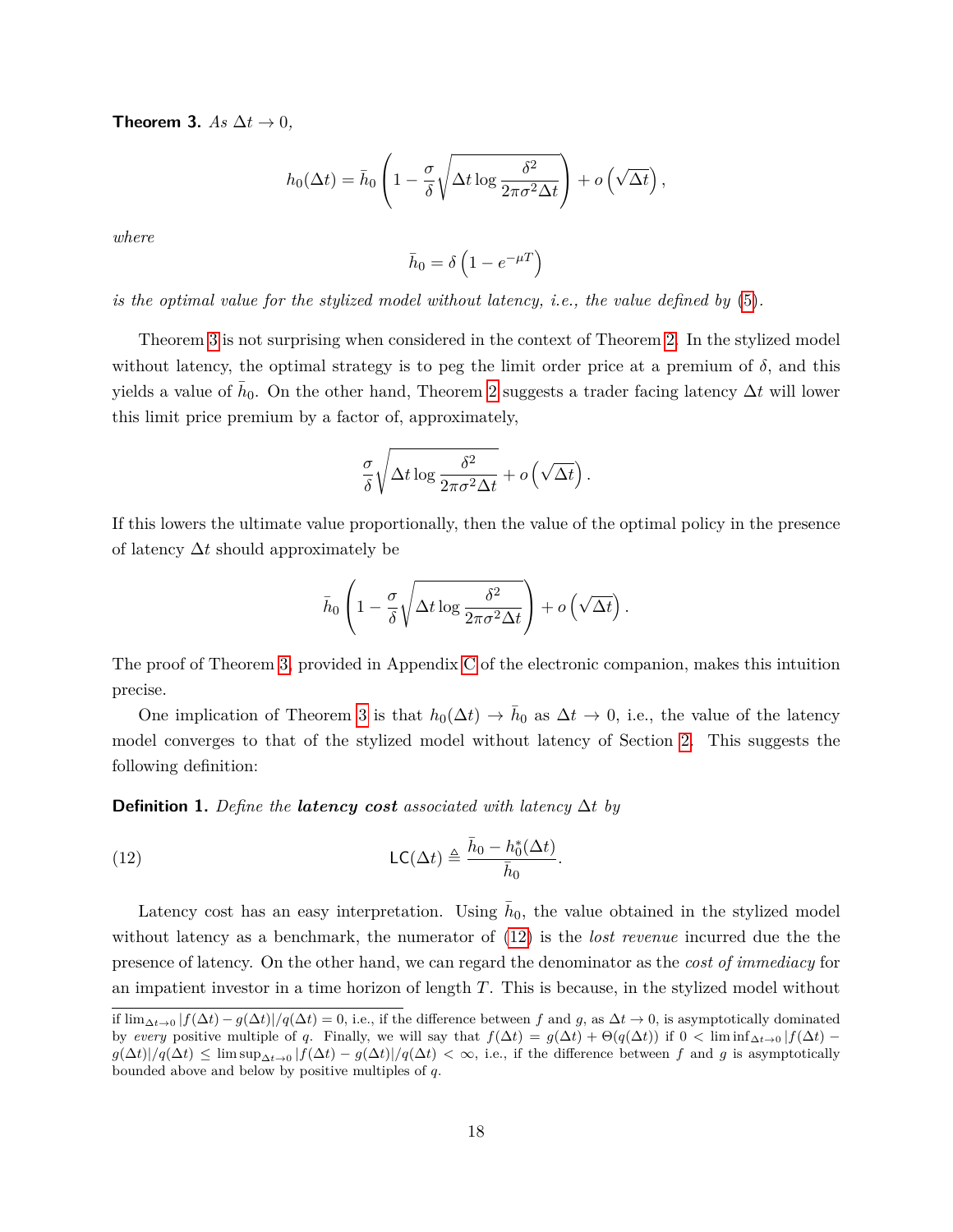**Theorem 3.** *As $\Delta t \to 0$,*

$$h_0(\Delta t) = \bar{h}_0 \left( 1 - \frac{\sigma}{\delta} \sqrt{\Delta t \log \frac{\delta^2}{2\pi\sigma^2 \Delta t}} \right) + o\left(\sqrt{\Delta t}\right),$$

*where*

$$\bar{h}_0 = \delta \left(1 - e^{-\mu T}\right)$$

*is the optimal value for the stylized model without latency, i.e., the value defined by (5).*

Theorem 3 is not surprising when considered in the context of Theorem 2. In the stylized model without latency, the optimal strategy is to peg the limit order price at a premium of $\delta$, and this yields a value of $\bar{h}_0$. On the other hand, Theorem 2 suggests a trader facing latency $\Delta t$ will lower this limit price premium by a factor of, approximately,

$$\frac{\sigma}{\delta} \sqrt{\Delta t \log \frac{\delta^2}{2\pi\sigma^2 \Delta t}} + o\left(\sqrt{\Delta t}\right).$$

If this lowers the ultimate value proportionally, then the value of the optimal policy in the presence of latency $\Delta t$ should approximately be

$$\bar{h}_0 \left( 1 - \frac{\sigma}{\delta} \sqrt{\Delta t \log \frac{\delta^2}{2\pi\sigma^2 \Delta t}} \right) + o\left(\sqrt{\Delta t}\right).$$

The proof of Theorem 3, provided in Appendix C of the electronic companion, makes this intuition precise.

One implication of Theorem 3 is that $h_0(\Delta t) \to \bar{h}_0$ as $\Delta t \to 0$, i.e., the value of the latency model converges to that of the stylized model without latency of Section 2. This suggests the following definition:

**Definition 1.** *Define the **latency cost** associated with latency $\Delta t$ by*

$$\mathsf{LC}(\Delta t) \triangleq \frac{\bar{h}_0 - h_0^*(\Delta t)}{\bar{h}_0}. \tag{12}$$

Latency cost has an easy interpretation. Using $\bar{h}_0$, the value obtained in the stylized model without latency as a benchmark, the numerator of (12) is the *lost revenue* incurred due the the presence of latency. On the other hand, we can regard the denominator as the *cost of immediacy* for an impatient investor in a time horizon of length $T$. This is because, in the stylized model without

---

if $\lim_{\Delta t \to 0} |f(\Delta t) - g(\Delta t)|/q(\Delta t) = 0$, i.e., if the difference between $f$ and $g$, as $\Delta t \to 0$, is asymptotically dominated by *every* positive multiple of $q$. Finally, we will say that $f(\Delta t) = g(\Delta t) + \Theta(q(\Delta t))$ if $0 < \liminf_{\Delta t \to 0} |f(\Delta t) - g(\Delta t)|/q(\Delta t) \leq \limsup_{\Delta t \to 0} |f(\Delta t) - g(\Delta t)|/q(\Delta t) < \infty$, i.e., if the difference between $f$ and $g$ is asymptotically bounded above and below by positive multiples of $q$.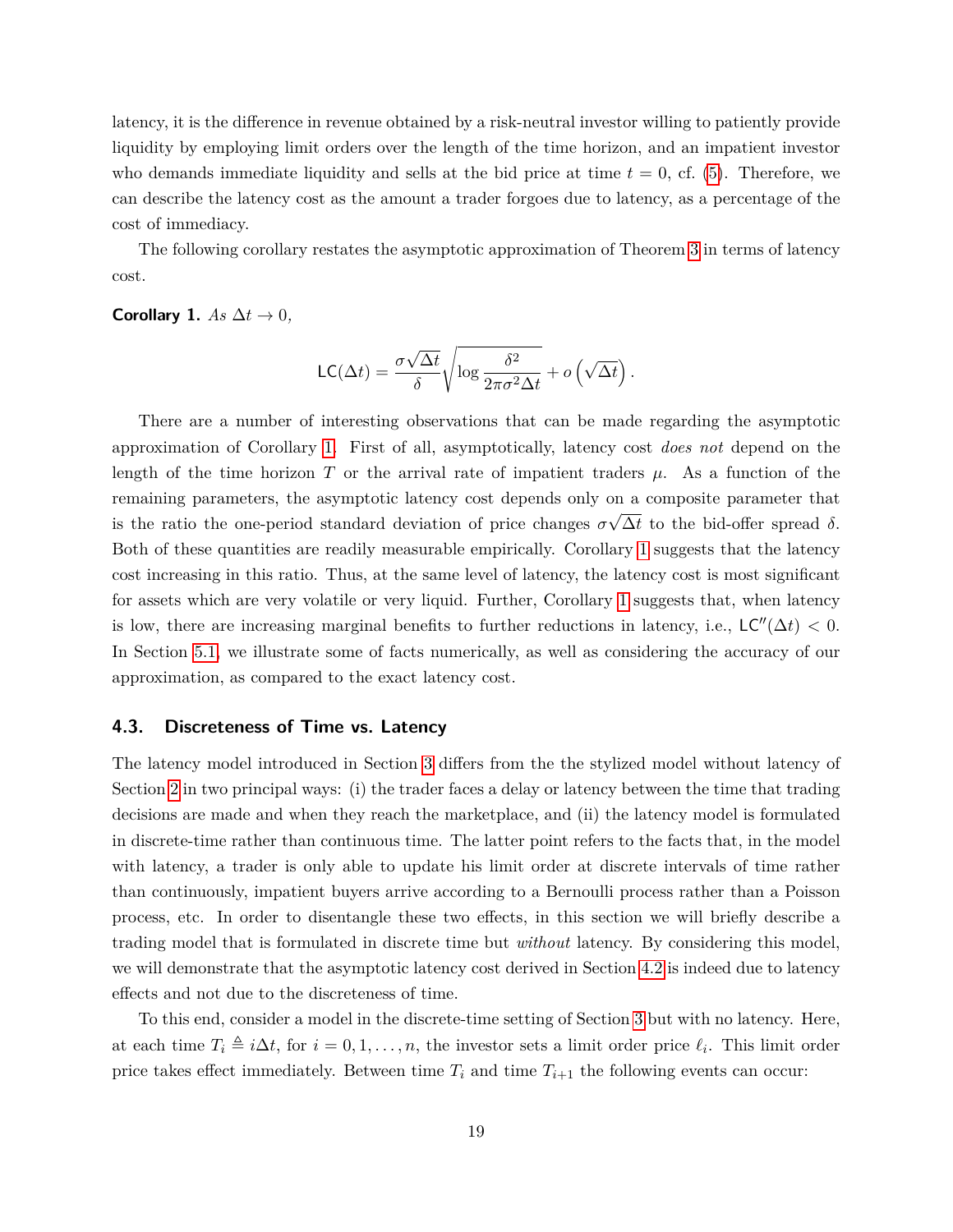latency, it is the difference in revenue obtained by a risk-neutral investor willing to patiently provide liquidity by employing limit orders over the length of the time horizon, and an impatient investor who demands immediate liquidity and sells at the bid price at time $t = 0$, cf. (5). Therefore, we can describe the latency cost as the amount a trader forgoes due to latency, as a percentage of the cost of immediacy.

The following corollary restates the asymptotic approximation of Theorem 3 in terms of latency cost.

**Corollary 1.** *As* $\Delta t \to 0$,

$$\mathsf{LC}(\Delta t) = \frac{\sigma\sqrt{\Delta t}}{\delta}\sqrt{\log \frac{\delta^2}{2\pi\sigma^2\Delta t}} + o\left(\sqrt{\Delta t}\right).$$

There are a number of interesting observations that can be made regarding the asymptotic approximation of Corollary 1. First of all, asymptotically, latency cost *does not* depend on the length of the time horizon $T$ or the arrival rate of impatient traders $\mu$. As a function of the remaining parameters, the asymptotic latency cost depends only on a composite parameter that is the ratio the one-period standard deviation of price changes $\sigma\sqrt{\Delta t}$ to the bid-offer spread $\delta$. Both of these quantities are readily measurable empirically. Corollary 1 suggests that the latency cost increasing in this ratio. Thus, at the same level of latency, the latency cost is most significant for assets which are very volatile or very liquid. Further, Corollary 1 suggests that, when latency is low, there are increasing marginal benefits to further reductions in latency, i.e., $\mathsf{LC}''(\Delta t) < 0$. In Section 5.1, we illustrate some of facts numerically, as well as considering the accuracy of our approximation, as compared to the exact latency cost.

### 4.3. Discreteness of Time vs. Latency

The latency model introduced in Section 3 differs from the the stylized model without latency of Section 2 in two principal ways: (i) the trader faces a delay or latency between the time that trading decisions are made and when they reach the marketplace, and (ii) the latency model is formulated in discrete-time rather than continuous time. The latter point refers to the facts that, in the model with latency, a trader is only able to update his limit order at discrete intervals of time rather than continuously, impatient buyers arrive according to a Bernoulli process rather than a Poisson process, etc. In order to disentangle these two effects, in this section we will briefly describe a trading model that is formulated in discrete time but *without* latency. By considering this model, we will demonstrate that the asymptotic latency cost derived in Section 4.2 is indeed due to latency effects and not due to the discreteness of time.

To this end, consider a model in the discrete-time setting of Section 3 but with no latency. Here, at each time $T_i \triangleq i\Delta t$, for $i = 0, 1, \ldots, n$, the investor sets a limit order price $\ell_i$. This limit order price takes effect immediately. Between time $T_i$ and time $T_{i+1}$ the following events can occur: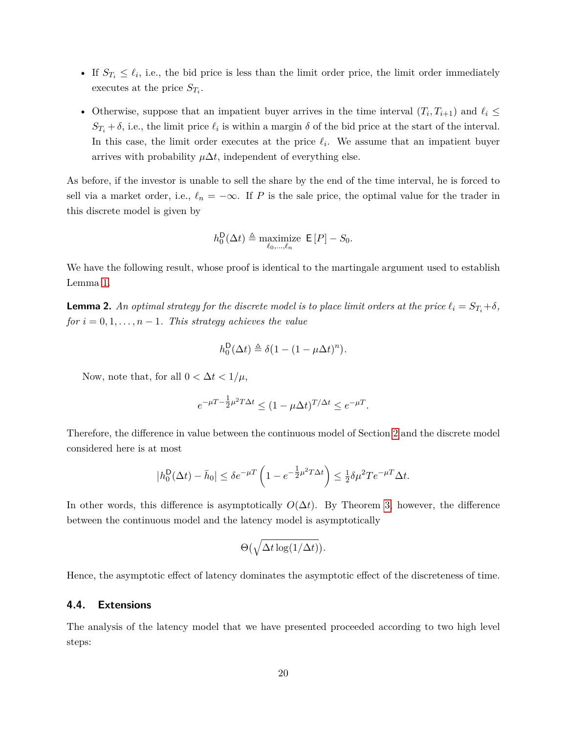- If $S_{T_i} \leq \ell_i$, i.e., the bid price is less than the limit order price, the limit order immediately executes at the price $S_{T_i}$.
- Otherwise, suppose that an impatient buyer arrives in the time interval $(T_i, T_{i+1})$ and $\ell_i \leq S_{T_i} + \delta$, i.e., the limit price $\ell_i$ is within a margin $\delta$ of the bid price at the start of the interval. In this case, the limit order executes at the price $\ell_i$. We assume that an impatient buyer arrives with probability $\mu \Delta t$, independent of everything else.

As before, if the investor is unable to sell the share by the end of the time interval, he is forced to sell via a market order, i.e., $\ell_n = -\infty$. If $P$ is the sale price, the optimal value for the trader in this discrete model is given by

$$h_0^{\mathsf{D}}(\Delta t) \triangleq \underset{\ell_0, \ldots, \ell_n}{\text{maximize}} \ \mathsf{E}[P] - S_0.$$

We have the following result, whose proof is identical to the martingale argument used to establish Lemma 1.

**Lemma 2.** *An optimal strategy for the discrete model is to place limit orders at the price $\ell_i = S_{T_i} + \delta$, for $i = 0, 1, \ldots, n-1$. This strategy achieves the value*

$$h_0^{\mathsf{D}}(\Delta t) \triangleq \delta(1 - (1 - \mu \Delta t)^n).$$

Now, note that, for all $0 < \Delta t < 1/\mu$,

$$e^{-\mu T - \frac{1}{2}\mu^2 T \Delta t} \leq (1 - \mu \Delta t)^{T/\Delta t} \leq e^{-\mu T}.$$

Therefore, the difference in value between the continuous model of Section 2 and the discrete model considered here is at most

$$\left| h_0^{\mathsf{D}}(\Delta t) - \bar{h}_0 \right| \leq \delta e^{-\mu T} \left( 1 - e^{-\frac{1}{2}\mu^2 T \Delta t} \right) \leq \tfrac{1}{2} \delta \mu^2 T e^{-\mu T} \Delta t.$$

In other words, this difference is asymptotically $O(\Delta t)$. By Theorem 3, however, the difference between the continuous model and the latency model is asymptotically

$$\Theta\big(\sqrt{\Delta t \log(1/\Delta t)}\big).$$

Hence, the asymptotic effect of latency dominates the asymptotic effect of the discreteness of time.

### 4.4. Extensions

The analysis of the latency model that we have presented proceeded according to two high level steps: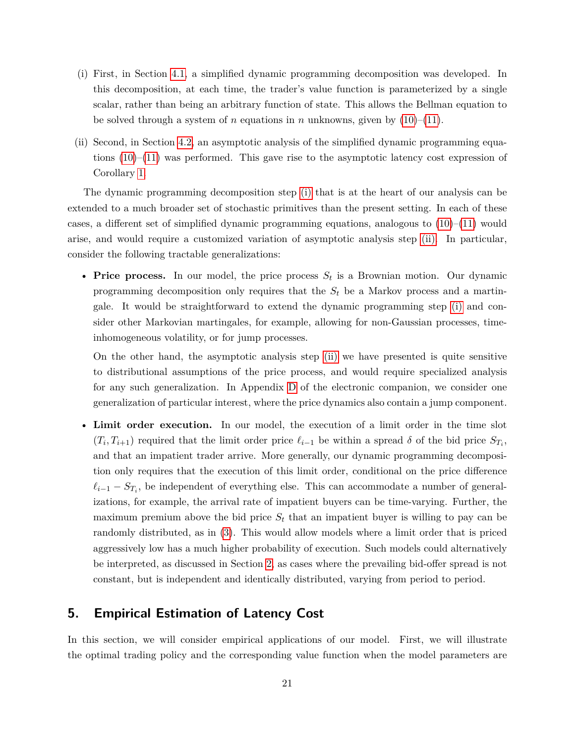(i) First, in Section 4.1, a simplified dynamic programming decomposition was developed. In this decomposition, at each time, the trader's value function is parameterized by a single scalar, rather than being an arbitrary function of state. This allows the Bellman equation to be solved through a system of $n$ equations in $n$ unknowns, given by (10)–(11).

(ii) Second, in Section 4.2, an asymptotic analysis of the simplified dynamic programming equations (10)–(11) was performed. This gave rise to the asymptotic latency cost expression of Corollary 1.

The dynamic programming decomposition step (i) that is at the heart of our analysis can be extended to a much broader set of stochastic primitives than the present setting. In each of these cases, a different set of simplified dynamic programming equations, analogous to (10)–(11) would arise, and would require a customized variation of asymptotic analysis step (ii). In particular, consider the following tractable generalizations:

- **Price process.** In our model, the price process $S_t$ is a Brownian motion. Our dynamic programming decomposition only requires that the $S_t$ be a Markov process and a martingale. It would be straightforward to extend the dynamic programming step (i) and consider other Markovian martingales, for example, allowing for non-Gaussian processes, time-inhomogeneous volatility, or for jump processes.

  On the other hand, the asymptotic analysis step (ii) we have presented is quite sensitive to distributional assumptions of the price process, and would require specialized analysis for any such generalization. In Appendix D of the electronic companion, we consider one generalization of particular interest, where the price dynamics also contain a jump component.

- **Limit order execution.** In our model, the execution of a limit order in the time slot $(T_i, T_{i+1})$ required that the limit order price $\ell_{i-1}$ be within a spread $\delta$ of the bid price $S_{T_i}$, and that an impatient trader arrive. More generally, our dynamic programming decomposition only requires that the execution of this limit order, conditional on the price difference $\ell_{i-1} - S_{T_i}$, be independent of everything else. This can accommodate a number of generalizations, for example, the arrival rate of impatient buyers can be time-varying. Further, the maximum premium above the bid price $S_t$ that an impatient buyer is willing to pay can be randomly distributed, as in (3). This would allow models where a limit order that is priced aggressively low has a much higher probability of execution. Such models could alternatively be interpreted, as discussed in Section 2, as cases where the prevailing bid-offer spread is not constant, but is independent and identically distributed, varying from period to period.

## 5. Empirical Estimation of Latency Cost

In this section, we will consider empirical applications of our model. First, we will illustrate the optimal trading policy and the corresponding value function when the model parameters are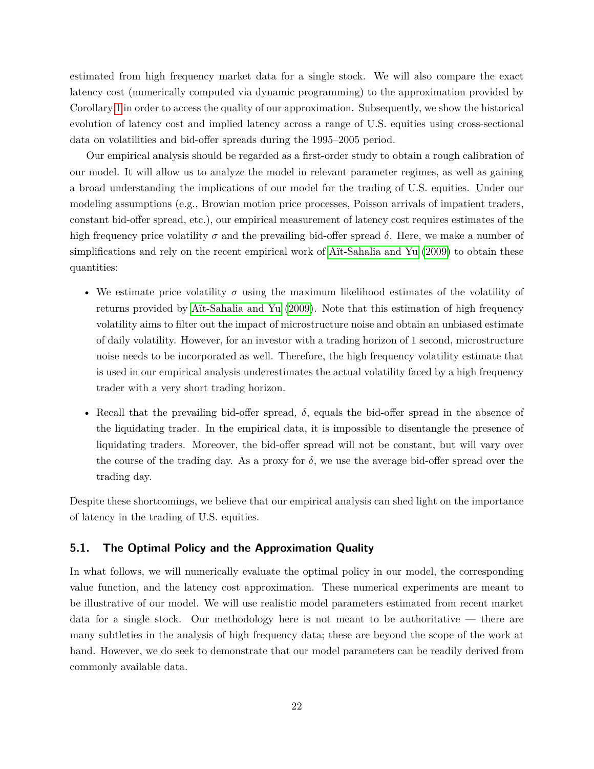estimated from high frequency market data for a single stock. We will also compare the exact latency cost (numerically computed via dynamic programming) to the approximation provided by Corollary 1 in order to access the quality of our approximation. Subsequently, we show the historical evolution of latency cost and implied latency across a range of U.S. equities using cross-sectional data on volatilities and bid-offer spreads during the 1995–2005 period.

Our empirical analysis should be regarded as a first-order study to obtain a rough calibration of our model. It will allow us to analyze the model in relevant parameter regimes, as well as gaining a broad understanding the implications of our model for the trading of U.S. equities. Under our modeling assumptions (e.g., Browian motion price processes, Poisson arrivals of impatient traders, constant bid-offer spread, etc.), our empirical measurement of latency cost requires estimates of the high frequency price volatility $\sigma$ and the prevailing bid-offer spread $\delta$. Here, we make a number of simplifications and rely on the recent empirical work of Aït-Sahalia and Yu (2009) to obtain these quantities:

- We estimate price volatility $\sigma$ using the maximum likelihood estimates of the volatility of returns provided by Aït-Sahalia and Yu (2009). Note that this estimation of high frequency volatility aims to filter out the impact of microstructure noise and obtain an unbiased estimate of daily volatility. However, for an investor with a trading horizon of 1 second, microstructure noise needs to be incorporated as well. Therefore, the high frequency volatility estimate that is used in our empirical analysis underestimates the actual volatility faced by a high frequency trader with a very short trading horizon.

- Recall that the prevailing bid-offer spread, $\delta$, equals the bid-offer spread in the absence of the liquidating trader. In the empirical data, it is impossible to disentangle the presence of liquidating traders. Moreover, the bid-offer spread will not be constant, but will vary over the course of the trading day. As a proxy for $\delta$, we use the average bid-offer spread over the trading day.

Despite these shortcomings, we believe that our empirical analysis can shed light on the importance of latency in the trading of U.S. equities.

### 5.1. The Optimal Policy and the Approximation Quality

In what follows, we will numerically evaluate the optimal policy in our model, the corresponding value function, and the latency cost approximation. These numerical experiments are meant to be illustrative of our model. We will use realistic model parameters estimated from recent market data for a single stock. Our methodology here is not meant to be authoritative — there are many subtleties in the analysis of high frequency data; these are beyond the scope of the work at hand. However, we do seek to demonstrate that our model parameters can be readily derived from commonly available data.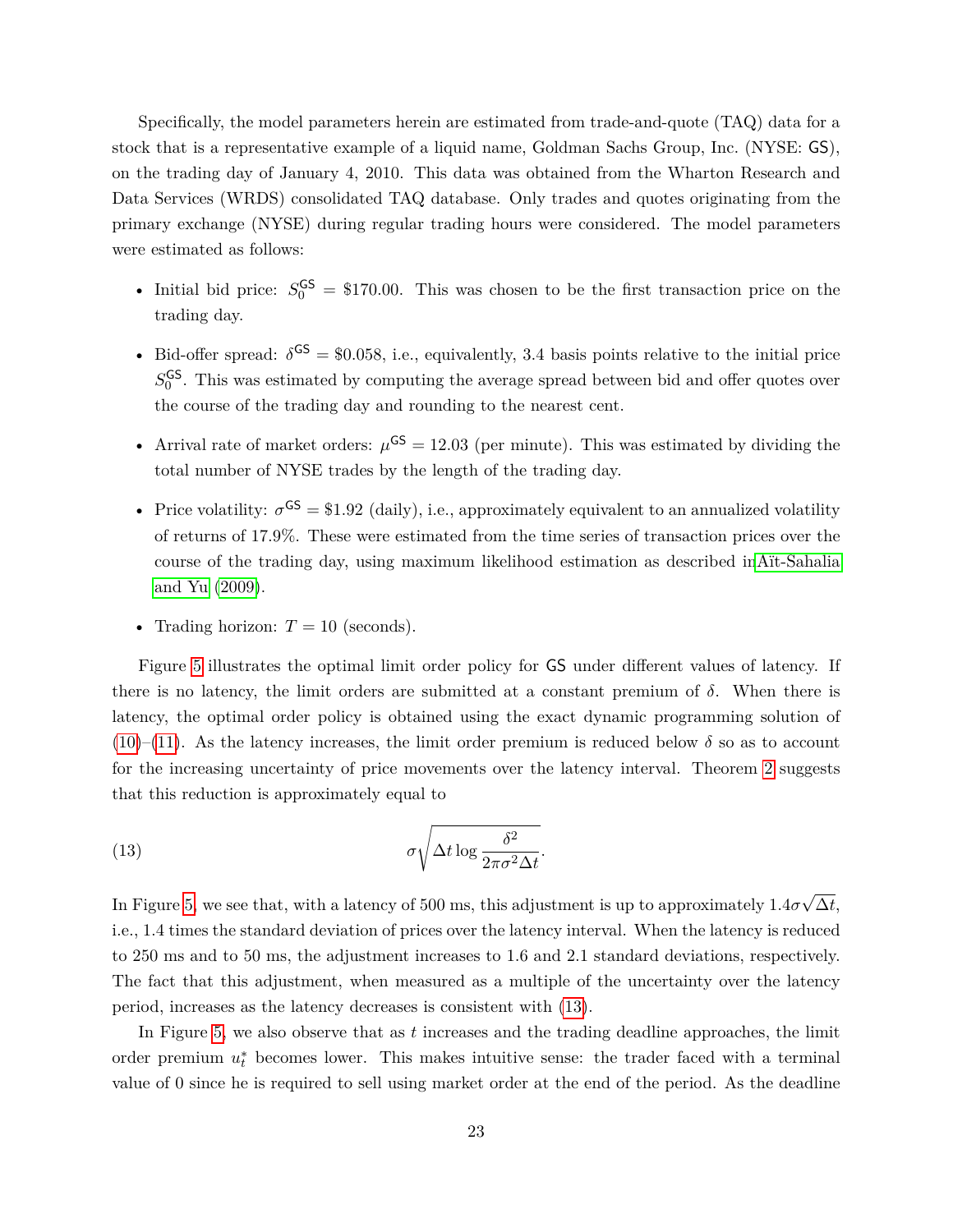Specifically, the model parameters herein are estimated from trade-and-quote (TAQ) data for a stock that is a representative example of a liquid name, Goldman Sachs Group, Inc. (NYSE: GS), on the trading day of January 4, 2010. This data was obtained from the Wharton Research and Data Services (WRDS) consolidated TAQ database. Only trades and quotes originating from the primary exchange (NYSE) during regular trading hours were considered. The model parameters were estimated as follows:

- Initial bid price: $S_0^{\mathsf{GS}} = \$170.00$. This was chosen to be the first transaction price on the trading day.
- Bid-offer spread: $\delta^{\mathsf{GS}} = \$0.058$, i.e., equivalently, 3.4 basis points relative to the initial price $S_0^{\mathsf{GS}}$. This was estimated by computing the average spread between bid and offer quotes over the course of the trading day and rounding to the nearest cent.
- Arrival rate of market orders: $\mu^{\mathsf{GS}} = 12.03$ (per minute). This was estimated by dividing the total number of NYSE trades by the length of the trading day.
- Price volatility: $\sigma^{\mathsf{GS}} = \$1.92$ (daily), i.e., approximately equivalent to an annualized volatility of returns of 17.9%. These were estimated from the time series of transaction prices over the course of the trading day, using maximum likelihood estimation as described in Aït-Sahalia and Yu (2009).
- Trading horizon: $T = 10$ (seconds).

Figure 5 illustrates the optimal limit order policy for GS under different values of latency. If there is no latency, the limit orders are submitted at a constant premium of $\delta$. When there is latency, the optimal order policy is obtained using the exact dynamic programming solution of (10)–(11). As the latency increases, the limit order premium is reduced below $\delta$ so as to account for the increasing uncertainty of price movements over the latency interval. Theorem 2 suggests that this reduction is approximately equal to

$$\sigma\sqrt{\Delta t \log \frac{\delta^2}{2\pi\sigma^2\Delta t}}. \tag{13}$$

In Figure 5, we see that, with a latency of 500 ms, this adjustment is up to approximately $1.4\sigma\sqrt{\Delta t}$, i.e., 1.4 times the standard deviation of prices over the latency interval. When the latency is reduced to 250 ms and to 50 ms, the adjustment increases to 1.6 and 2.1 standard deviations, respectively. The fact that this adjustment, when measured as a multiple of the uncertainty over the latency period, increases as the latency decreases is consistent with (13).

In Figure 5, we also observe that as $t$ increases and the trading deadline approaches, the limit order premium $u_t^*$ becomes lower. This makes intuitive sense: the trader faced with a terminal value of 0 since he is required to sell using market order at the end of the period. As the deadline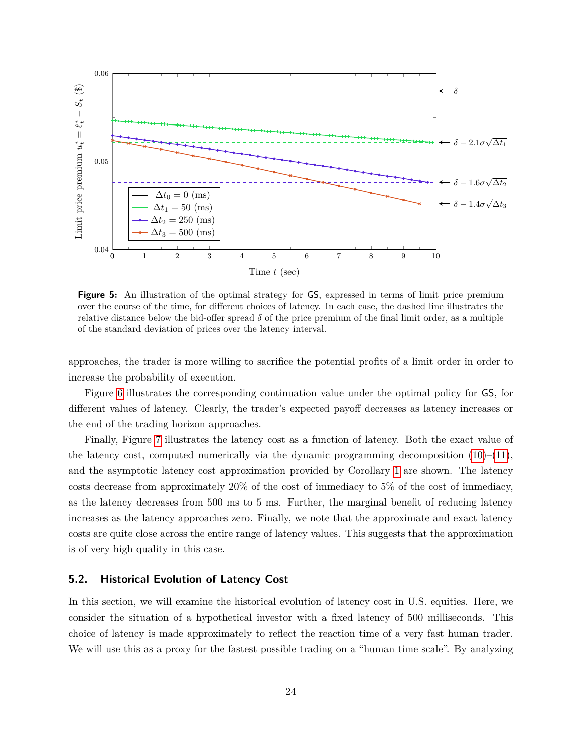**Figure 5:** An illustration of the optimal strategy for GS, expressed in terms of limit price premium over the course of the time, for different choices of latency. In each case, the dashed line illustrates the relative distance below the bid-offer spread $\delta$ of the price premium of the final limit order, as a multiple of the standard deviation of prices over the latency interval.

approaches, the trader is more willing to sacrifice the potential profits of a limit order in order to increase the probability of execution.

Figure 6 illustrates the corresponding continuation value under the optimal policy for GS, for different values of latency. Clearly, the trader's expected payoff decreases as latency increases or the end of the trading horizon approaches.

Finally, Figure 7 illustrates the latency cost as a function of latency. Both the exact value of the latency cost, computed numerically via the dynamic programming decomposition (10)–(11), and the asymptotic latency cost approximation provided by Corollary 1 are shown. The latency costs decrease from approximately 20% of the cost of immediacy to 5% of the cost of immediacy, as the latency decreases from 500 ms to 5 ms. Further, the marginal benefit of reducing latency increases as the latency approaches zero. Finally, we note that the approximate and exact latency costs are quite close across the entire range of latency values. This suggests that the approximation is of very high quality in this case.

### 5.2. Historical Evolution of Latency Cost

In this section, we will examine the historical evolution of latency cost in U.S. equities. Here, we consider the situation of a hypothetical investor with a fixed latency of 500 milliseconds. This choice of latency is made approximately to reflect the reaction time of a very fast human trader. We will use this as a proxy for the fastest possible trading on a "human time scale". By analyzing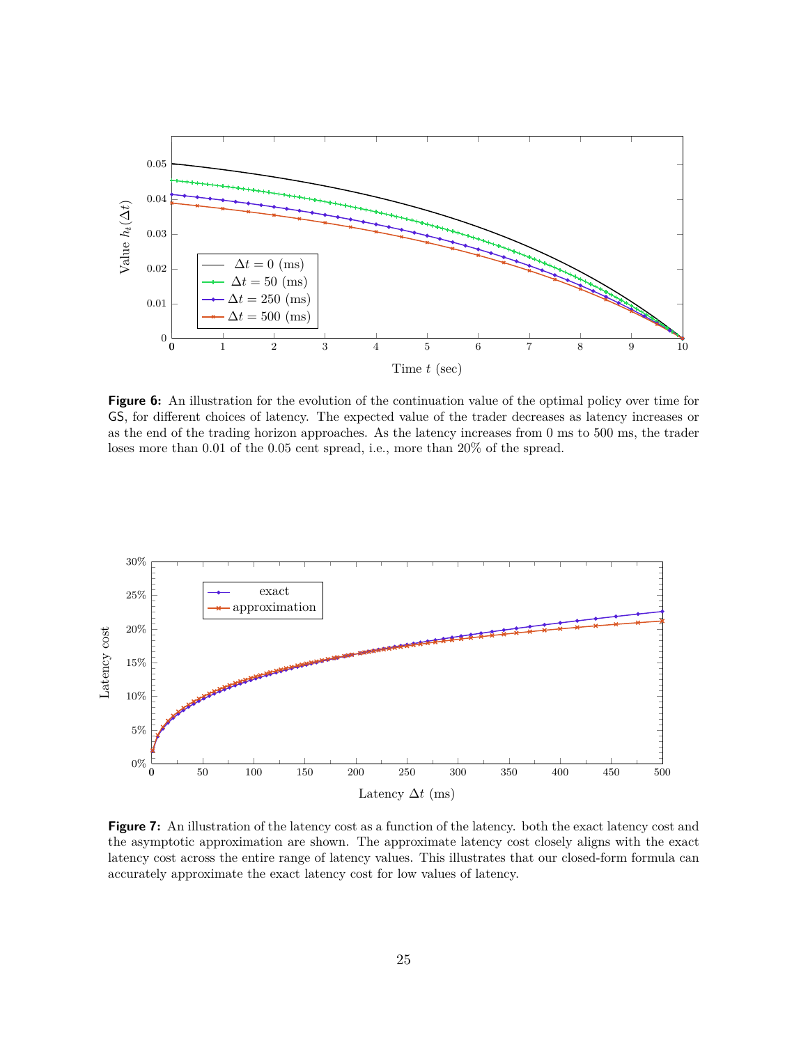**Figure 6:** An illustration for the evolution of the continuation value of the optimal policy over time for GS, for different choices of latency. The expected value of the trader decreases as latency increases or as the end of the trading horizon approaches. As the latency increases from 0 ms to 500 ms, the trader loses more than 0.01 of the 0.05 cent spread, i.e., more than 20% of the spread.

**Figure 7:** An illustration of the latency cost as a function of the latency. both the exact latency cost and the asymptotic approximation are shown. The approximate latency cost closely aligns with the exact latency cost across the entire range of latency values. This illustrates that our closed-form formula can accurately approximate the exact latency cost for low values of latency.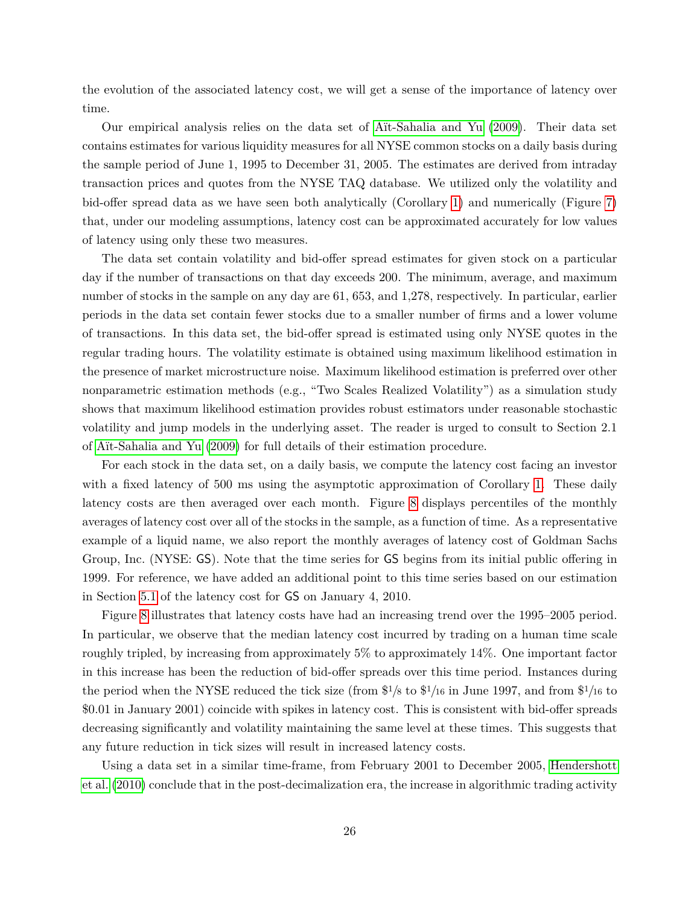the evolution of the associated latency cost, we will get a sense of the importance of latency over time.

Our empirical analysis relies on the data set of Aït-Sahalia and Yu (2009). Their data set contains estimates for various liquidity measures for all NYSE common stocks on a daily basis during the sample period of June 1, 1995 to December 31, 2005. The estimates are derived from intraday transaction prices and quotes from the NYSE TAQ database. We utilized only the volatility and bid-offer spread data as we have seen both analytically (Corollary 1) and numerically (Figure 7) that, under our modeling assumptions, latency cost can be approximated accurately for low values of latency using only these two measures.

The data set contain volatility and bid-offer spread estimates for given stock on a particular day if the number of transactions on that day exceeds 200. The minimum, average, and maximum number of stocks in the sample on any day are 61, 653, and 1,278, respectively. In particular, earlier periods in the data set contain fewer stocks due to a smaller number of firms and a lower volume of transactions. In this data set, the bid-offer spread is estimated using only NYSE quotes in the regular trading hours. The volatility estimate is obtained using maximum likelihood estimation in the presence of market microstructure noise. Maximum likelihood estimation is preferred over other nonparametric estimation methods (e.g., "Two Scales Realized Volatility") as a simulation study shows that maximum likelihood estimation provides robust estimators under reasonable stochastic volatility and jump models in the underlying asset. The reader is urged to consult to Section 2.1 of Aït-Sahalia and Yu (2009) for full details of their estimation procedure.

For each stock in the data set, on a daily basis, we compute the latency cost facing an investor with a fixed latency of 500 ms using the asymptotic approximation of Corollary 1. These daily latency costs are then averaged over each month. Figure 8 displays percentiles of the monthly averages of latency cost over all of the stocks in the sample, as a function of time. As a representative example of a liquid name, we also report the monthly averages of latency cost of Goldman Sachs Group, Inc. (NYSE: `GS`). Note that the time series for `GS` begins from its initial public offering in 1999. For reference, we have added an additional point to this time series based on our estimation in Section 5.1 of the latency cost for `GS` on January 4, 2010.

Figure 8 illustrates that latency costs have had an increasing trend over the 1995–2005 period. In particular, we observe that the median latency cost incurred by trading on a human time scale roughly tripled, by increasing from approximately 5% to approximately 14%. One important factor in this increase has been the reduction of bid-offer spreads over this time period. Instances during the period when the NYSE reduced the tick size (from \$1/8 to \$1/16 in June 1997, and from \$1/16 to \$0.01 in January 2001) coincide with spikes in latency cost. This is consistent with bid-offer spreads decreasing significantly and volatility maintaining the same level at these times. This suggests that any future reduction in tick sizes will result in increased latency costs.

Using a data set in a similar time-frame, from February 2001 to December 2005, Hendershott et al. (2010) conclude that in the post-decimalization era, the increase in algorithmic trading activity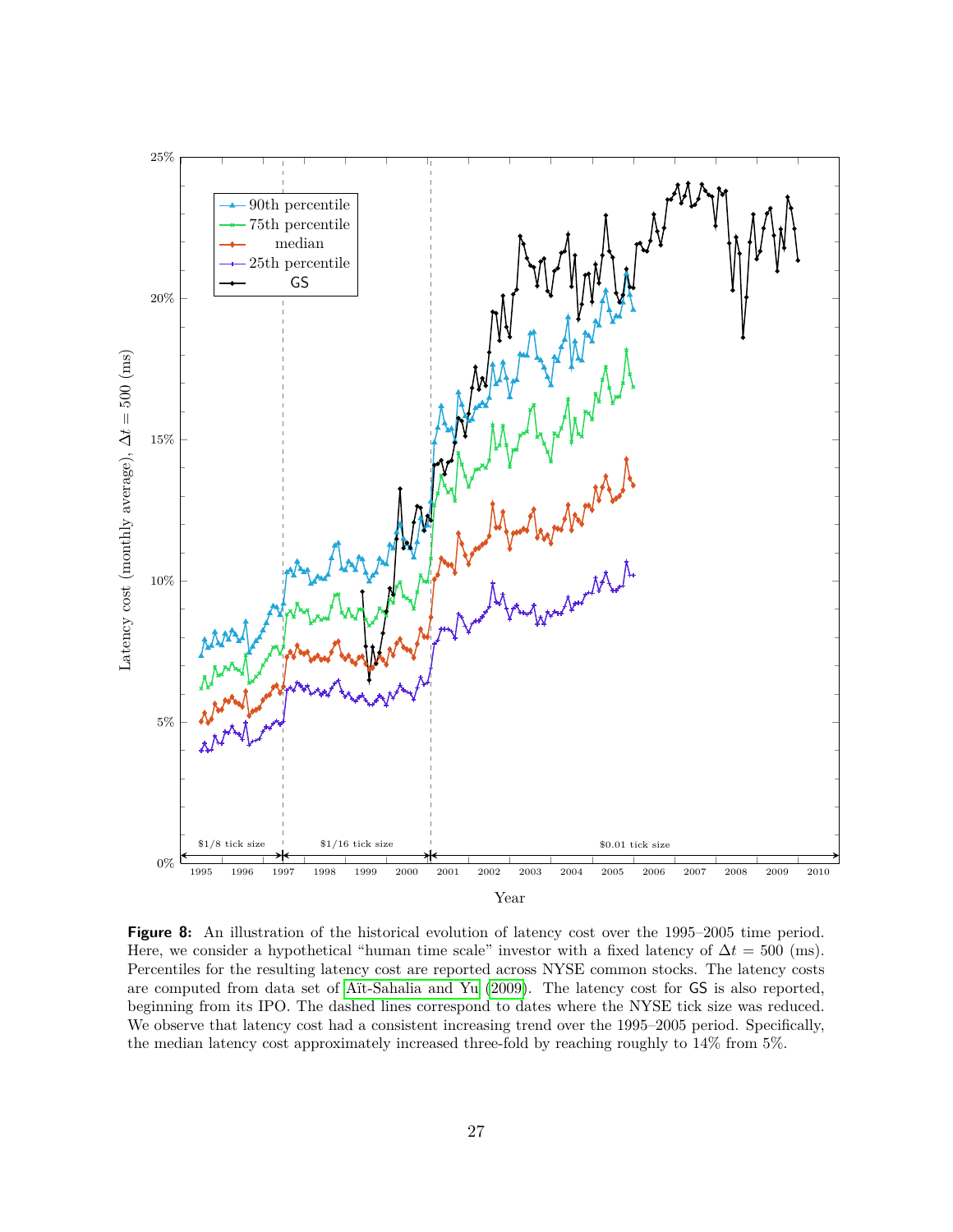**Figure 8:** An illustration of the historical evolution of latency cost over the 1995–2005 time period. Here, we consider a hypothetical "human time scale" investor with a fixed latency of $\Delta t = 500$ (ms). Percentiles for the resulting latency cost are reported across NYSE common stocks. The latency costs are computed from data set of Aït-Sahalia and Yu (2009). The latency cost for GS is also reported, beginning from its IPO. The dashed lines correspond to dates where the NYSE tick size was reduced. We observe that latency cost had a consistent increasing trend over the 1995–2005 period. Specifically, the median latency cost approximately increased three-fold by reaching roughly to 14% from 5%.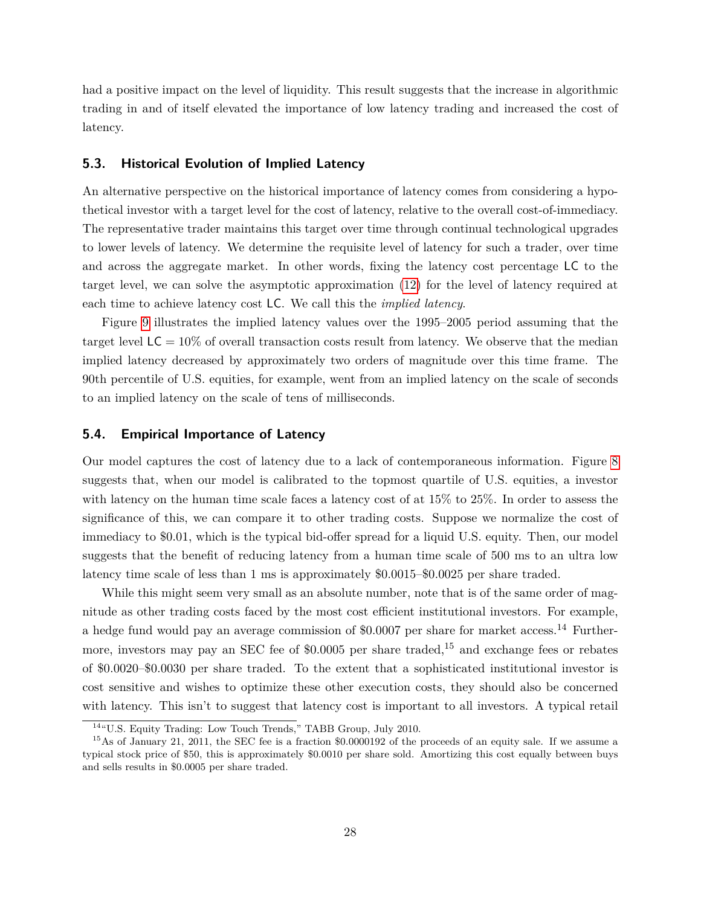had a positive impact on the level of liquidity. This result suggests that the increase in algorithmic trading in and of itself elevated the importance of low latency trading and increased the cost of latency.

### 5.3. Historical Evolution of Implied Latency

An alternative perspective on the historical importance of latency comes from considering a hypothetical investor with a target level for the cost of latency, relative to the overall cost-of-immediacy. The representative trader maintains this target over time through continual technological upgrades to lower levels of latency. We determine the requisite level of latency for such a trader, over time and across the aggregate market. In other words, fixing the latency cost percentage $\mathsf{LC}$ to the target level, we can solve the asymptotic approximation (12) for the level of latency required at each time to achieve latency cost $\mathsf{LC}$. We call this the *implied latency*.

Figure 9 illustrates the implied latency values over the 1995–2005 period assuming that the target level $\mathsf{LC} = 10\%$ of overall transaction costs result from latency. We observe that the median implied latency decreased by approximately two orders of magnitude over this time frame. The 90th percentile of U.S. equities, for example, went from an implied latency on the scale of seconds to an implied latency on the scale of tens of milliseconds.

### 5.4. Empirical Importance of Latency

Our model captures the cost of latency due to a lack of contemporaneous information. Figure 8 suggests that, when our model is calibrated to the topmost quartile of U.S. equities, a investor with latency on the human time scale faces a latency cost of at 15% to 25%. In order to assess the significance of this, we can compare it to other trading costs. Suppose we normalize the cost of immediacy to $0.01, which is the typical bid-offer spread for a liquid U.S. equity. Then, our model suggests that the benefit of reducing latency from a human time scale of 500 ms to an ultra low latency time scale of less than 1 ms is approximately $0.0015–$0.0025 per share traded.

While this might seem very small as an absolute number, note that is of the same order of magnitude as other trading costs faced by the most cost efficient institutional investors. For example, a hedge fund would pay an average commission of $0.0007 per share for market access.[14] Furthermore, investors may pay an SEC fee of $0.0005 per share traded,[15] and exchange fees or rebates of $0.0020–$0.0030 per share traded. To the extent that a sophisticated institutional investor is cost sensitive and wishes to optimize these other execution costs, they should also be concerned with latency. This isn't to suggest that latency cost is important to all investors. A typical retail

[14] "U.S. Equity Trading: Low Touch Trends," TABB Group, July 2010.

[15] As of January 21, 2011, the SEC fee is a fraction $0.0000192 of the proceeds of an equity sale. If we assume a typical stock price of $50, this is approximately $0.0010 per share sold. Amortizing this cost equally between buys and sells results in $0.0005 per share traded.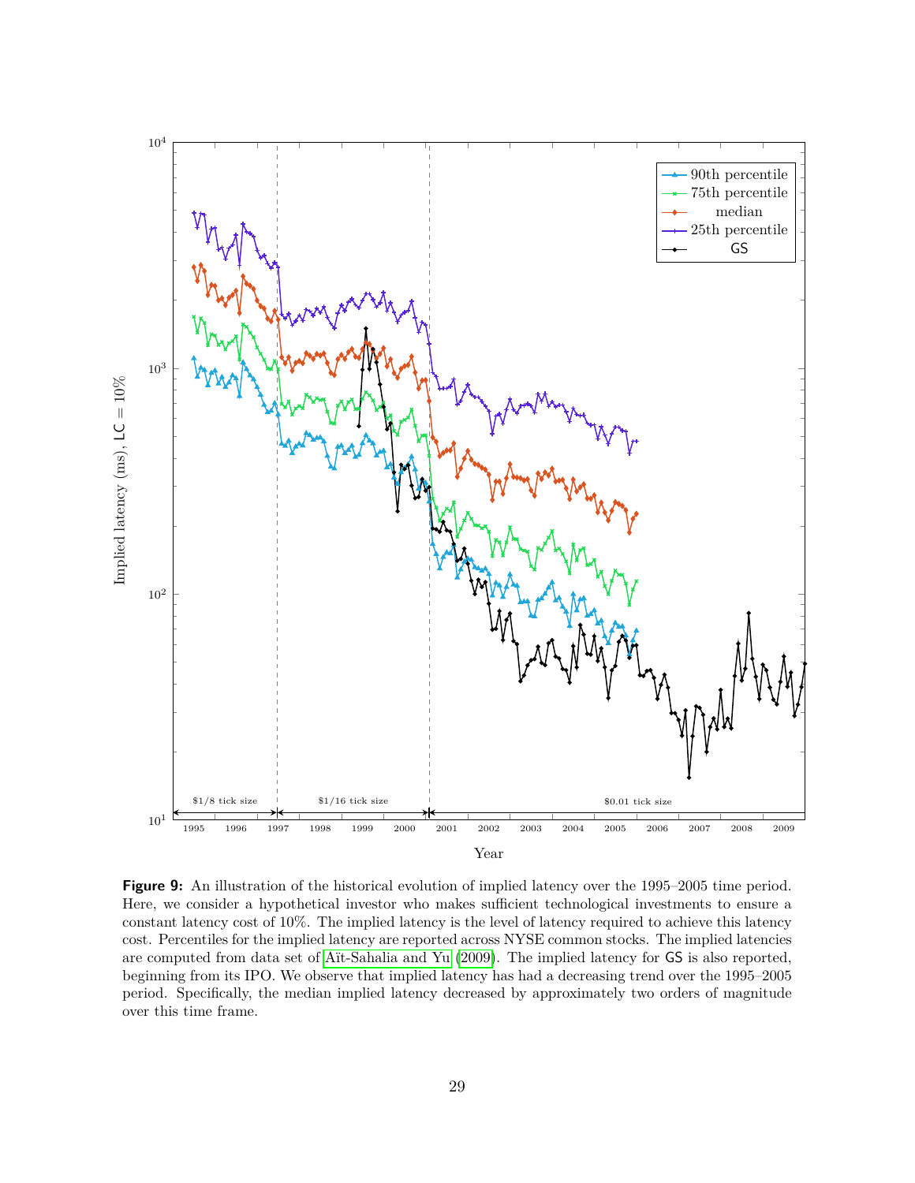**Figure 9:** An illustration of the historical evolution of implied latency over the 1995–2005 time period. Here, we consider a hypothetical investor who makes sufficient technological investments to ensure a constant latency cost of 10%. The implied latency is the level of latency required to achieve this latency cost. Percentiles for the implied latency are reported across NYSE common stocks. The implied latencies are computed from data set of Aït-Sahalia and Yu (2009). The implied latency for GS is also reported, beginning from its IPO. We observe that implied latency has had a decreasing trend over the 1995–2005 period. Specifically, the median implied latency decreased by approximately two orders of magnitude over this time frame.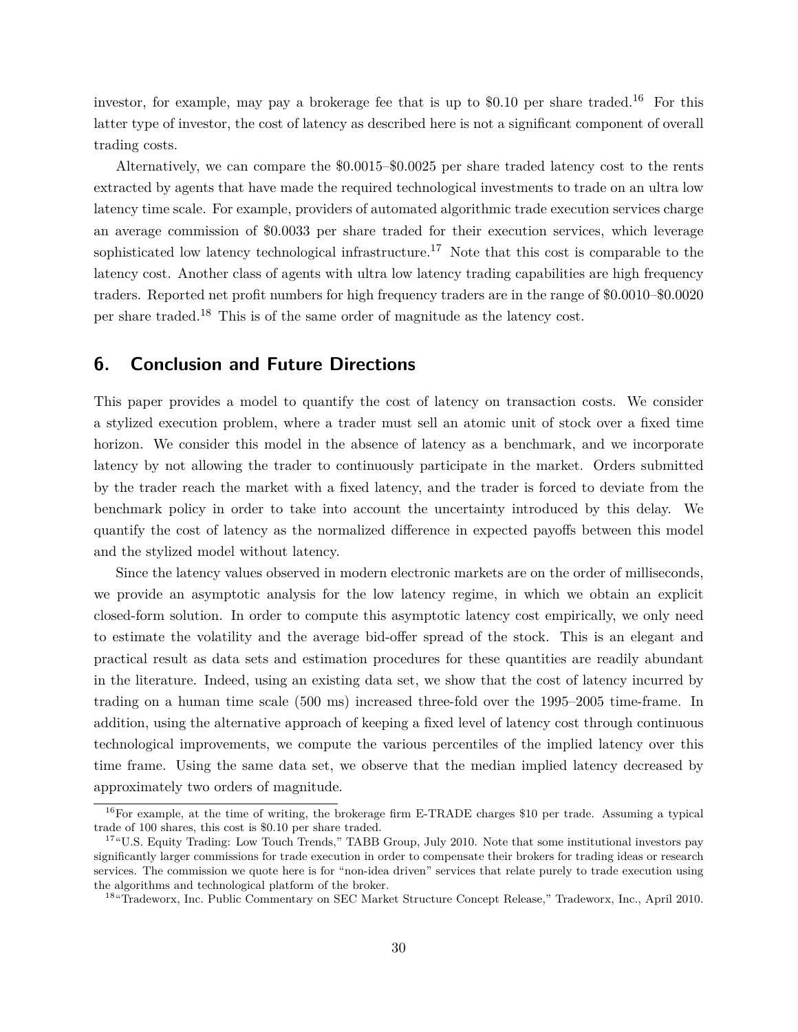investor, for example, may pay a brokerage fee that is up to $0.10 per share traded.[16] For this latter type of investor, the cost of latency as described here is not a significant component of overall trading costs.

Alternatively, we can compare the $0.0015–$0.0025 per share traded latency cost to the rents extracted by agents that have made the required technological investments to trade on an ultra low latency time scale. For example, providers of automated algorithmic trade execution services charge an average commission of $0.0033 per share traded for their execution services, which leverage sophisticated low latency technological infrastructure.[17] Note that this cost is comparable to the latency cost. Another class of agents with ultra low latency trading capabilities are high frequency traders. Reported net profit numbers for high frequency traders are in the range of $0.0010–$0.0020 per share traded.[18] This is of the same order of magnitude as the latency cost.

## 6. Conclusion and Future Directions

This paper provides a model to quantify the cost of latency on transaction costs. We consider a stylized execution problem, where a trader must sell an atomic unit of stock over a fixed time horizon. We consider this model in the absence of latency as a benchmark, and we incorporate latency by not allowing the trader to continuously participate in the market. Orders submitted by the trader reach the market with a fixed latency, and the trader is forced to deviate from the benchmark policy in order to take into account the uncertainty introduced by this delay. We quantify the cost of latency as the normalized difference in expected payoffs between this model and the stylized model without latency.

Since the latency values observed in modern electronic markets are on the order of milliseconds, we provide an asymptotic analysis for the low latency regime, in which we obtain an explicit closed-form solution. In order to compute this asymptotic latency cost empirically, we only need to estimate the volatility and the average bid-offer spread of the stock. This is an elegant and practical result as data sets and estimation procedures for these quantities are readily abundant in the literature. Indeed, using an existing data set, we show that the cost of latency incurred by trading on a human time scale (500 ms) increased three-fold over the 1995–2005 time-frame. In addition, using the alternative approach of keeping a fixed level of latency cost through continuous technological improvements, we compute the various percentiles of the implied latency over this time frame. Using the same data set, we observe that the median implied latency decreased by approximately two orders of magnitude.

---

[16] For example, at the time of writing, the brokerage firm E-TRADE charges $10 per trade. Assuming a typical trade of 100 shares, this cost is $0.10 per share traded.

[17] "U.S. Equity Trading: Low Touch Trends," TABB Group, July 2010. Note that some institutional investors pay significantly larger commissions for trade execution in order to compensate their brokers for trading ideas or research services. The commission we quote here is for "non-idea driven" services that relate purely to trade execution using the algorithms and technological platform of the broker.

[18] "Tradeworx, Inc. Public Commentary on SEC Market Structure Concept Release," Tradeworx, Inc., April 2010.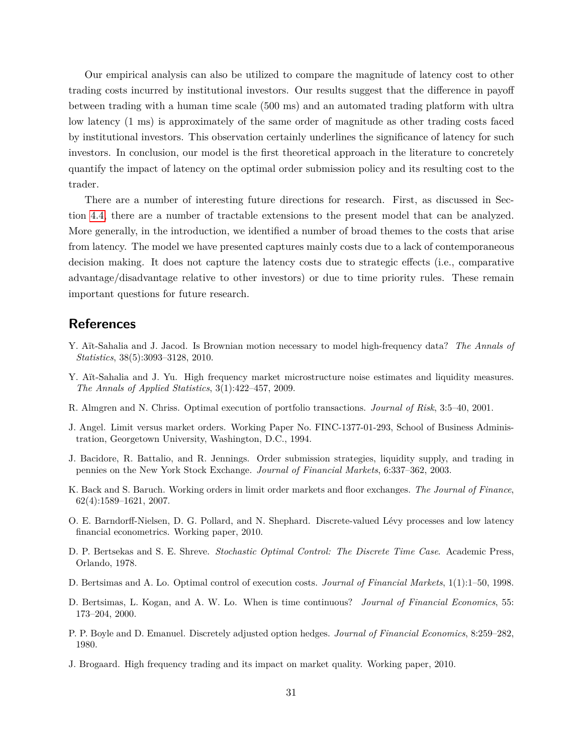Our empirical analysis can also be utilized to compare the magnitude of latency cost to other trading costs incurred by institutional investors. Our results suggest that the difference in payoff between trading with a human time scale (500 ms) and an automated trading platform with ultra low latency (1 ms) is approximately of the same order of magnitude as other trading costs faced by institutional investors. This observation certainly underlines the significance of latency for such investors. In conclusion, our model is the first theoretical approach in the literature to concretely quantify the impact of latency on the optimal order submission policy and its resulting cost to the trader.

There are a number of interesting future directions for research. First, as discussed in Section 4.4, there are a number of tractable extensions to the present model that can be analyzed. More generally, in the introduction, we identified a number of broad themes to the costs that arise from latency. The model we have presented captures mainly costs due to a lack of contemporaneous decision making. It does not capture the latency costs due to strategic effects (i.e., comparative advantage/disadvantage relative to other investors) or due to time priority rules. These remain important questions for future research.

## References

Y. Aït-Sahalia and J. Jacod. Is Brownian motion necessary to model high-frequency data? *The Annals of Statistics*, 38(5):3093–3128, 2010.

Y. Aït-Sahalia and J. Yu. High frequency market microstructure noise estimates and liquidity measures. *The Annals of Applied Statistics*, 3(1):422–457, 2009.

R. Almgren and N. Chriss. Optimal execution of portfolio transactions. *Journal of Risk*, 3:5–40, 2001.

J. Angel. Limit versus market orders. Working Paper No. FINC-1377-01-293, School of Business Administration, Georgetown University, Washington, D.C., 1994.

J. Bacidore, R. Battalio, and R. Jennings. Order submission strategies, liquidity supply, and trading in pennies on the New York Stock Exchange. *Journal of Financial Markets*, 6:337–362, 2003.

K. Back and S. Baruch. Working orders in limit order markets and floor exchanges. *The Journal of Finance*, 62(4):1589–1621, 2007.

O. E. Barndorff-Nielsen, D. G. Pollard, and N. Shephard. Discrete-valued Lévy processes and low latency financial econometrics. Working paper, 2010.

D. P. Bertsekas and S. E. Shreve. *Stochastic Optimal Control: The Discrete Time Case*. Academic Press, Orlando, 1978.

D. Bertsimas and A. Lo. Optimal control of execution costs. *Journal of Financial Markets*, 1(1):1–50, 1998.

D. Bertsimas, L. Kogan, and A. W. Lo. When is time continuous? *Journal of Financial Economics*, 55: 173–204, 2000.

P. P. Boyle and D. Emanuel. Discretely adjusted option hedges. *Journal of Financial Economics*, 8:259–282, 1980.

J. Brogaard. High frequency trading and its impact on market quality. Working paper, 2010.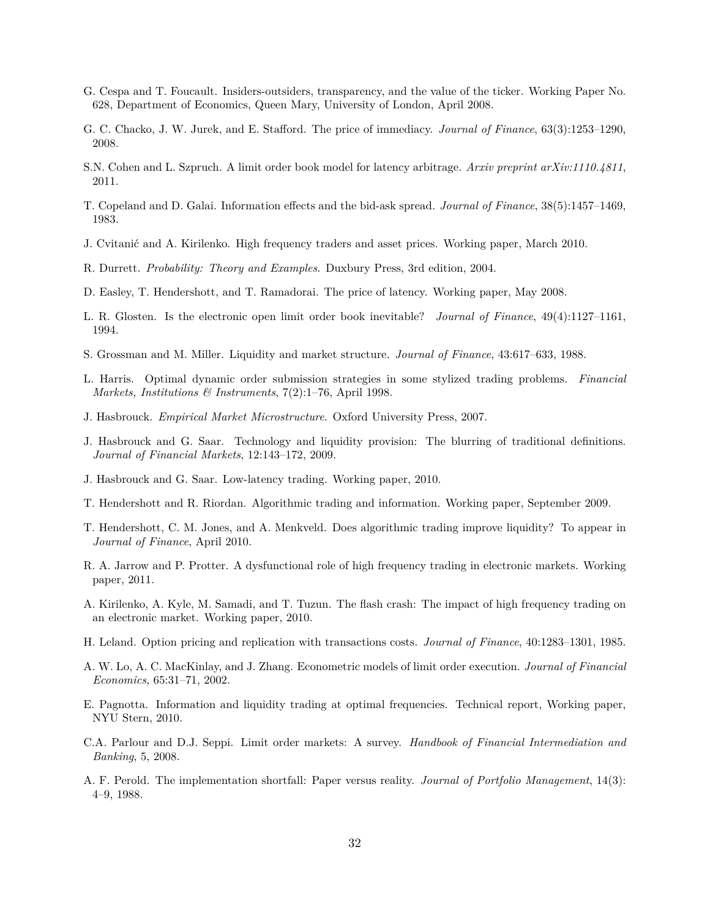G. Cespa and T. Foucault. Insiders-outsiders, transparency, and the value of the ticker. Working Paper No. 628, Department of Economics, Queen Mary, University of London, April 2008.

G. C. Chacko, J. W. Jurek, and E. Stafford. The price of immediacy. *Journal of Finance*, 63(3):1253–1290, 2008.

S.N. Cohen and L. Szpruch. A limit order book model for latency arbitrage. *Arxiv preprint arXiv:1110.4811*, 2011.

T. Copeland and D. Galai. Information effects and the bid-ask spread. *Journal of Finance*, 38(5):1457–1469, 1983.

J. Cvitanić and A. Kirilenko. High frequency traders and asset prices. Working paper, March 2010.

R. Durrett. *Probability: Theory and Examples*. Duxbury Press, 3rd edition, 2004.

D. Easley, T. Hendershott, and T. Ramadorai. The price of latency. Working paper, May 2008.

L. R. Glosten. Is the electronic open limit order book inevitable? *Journal of Finance*, 49(4):1127–1161, 1994.

S. Grossman and M. Miller. Liquidity and market structure. *Journal of Finance*, 43:617–633, 1988.

L. Harris. Optimal dynamic order submission strategies in some stylized trading problems. *Financial Markets, Institutions & Instruments*, 7(2):1–76, April 1998.

J. Hasbrouck. *Empirical Market Microstructure*. Oxford University Press, 2007.

J. Hasbrouck and G. Saar. Technology and liquidity provision: The blurring of traditional definitions. *Journal of Financial Markets*, 12:143–172, 2009.

J. Hasbrouck and G. Saar. Low-latency trading. Working paper, 2010.

T. Hendershott and R. Riordan. Algorithmic trading and information. Working paper, September 2009.

T. Hendershott, C. M. Jones, and A. Menkveld. Does algorithmic trading improve liquidity? To appear in *Journal of Finance*, April 2010.

R. A. Jarrow and P. Protter. A dysfunctional role of high frequency trading in electronic markets. Working paper, 2011.

A. Kirilenko, A. Kyle, M. Samadi, and T. Tuzun. The flash crash: The impact of high frequency trading on an electronic market. Working paper, 2010.

H. Leland. Option pricing and replication with transactions costs. *Journal of Finance*, 40:1283–1301, 1985.

A. W. Lo, A. C. MacKinlay, and J. Zhang. Econometric models of limit order execution. *Journal of Financial Economics*, 65:31–71, 2002.

E. Pagnotta. Information and liquidity trading at optimal frequencies. Technical report, Working paper, NYU Stern, 2010.

C.A. Parlour and D.J. Seppi. Limit order markets: A survey. *Handbook of Financial Intermediation and Banking*, 5, 2008.

A. F. Perold. The implementation shortfall: Paper versus reality. *Journal of Portfolio Management*, 14(3): 4–9, 1988.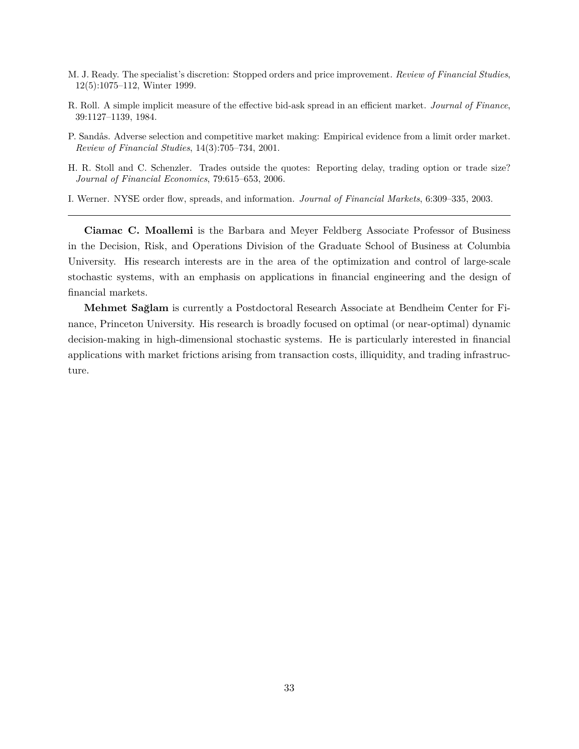M. J. Ready. The specialist's discretion: Stopped orders and price improvement. *Review of Financial Studies*, 12(5):1075–112, Winter 1999.

R. Roll. A simple implicit measure of the effective bid-ask spread in an efficient market. *Journal of Finance*, 39:1127–1139, 1984.

P. Sandås. Adverse selection and competitive market making: Empirical evidence from a limit order market. *Review of Financial Studies*, 14(3):705–734, 2001.

H. R. Stoll and C. Schenzler. Trades outside the quotes: Reporting delay, trading option or trade size? *Journal of Financial Economics*, 79:615–653, 2006.

I. Werner. NYSE order flow, spreads, and information. *Journal of Financial Markets*, 6:309–335, 2003.

---

**Ciamac C. Moallemi** is the Barbara and Meyer Feldberg Associate Professor of Business in the Decision, Risk, and Operations Division of the Graduate School of Business at Columbia University. His research interests are in the area of the optimization and control of large-scale stochastic systems, with an emphasis on applications in financial engineering and the design of financial markets.

**Mehmet Sağlam** is currently a Postdoctoral Research Associate at Bendheim Center for Finance, Princeton University. His research is broadly focused on optimal (or near-optimal) dynamic decision-making in high-dimensional stochastic systems. He is particularly interested in financial applications with market frictions arising from transaction costs, illiquidity, and trading infrastructure.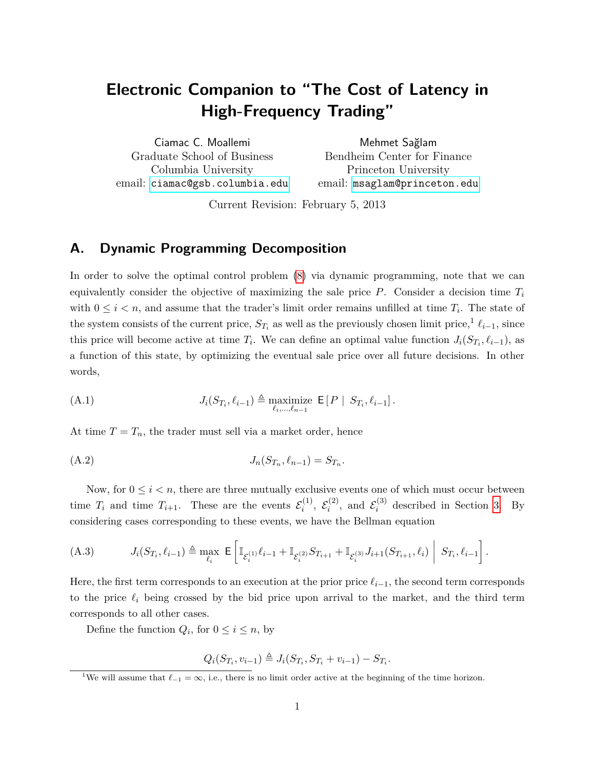# Electronic Companion to "The Cost of Latency in High-Frequency Trading"

Ciamac C. Moallemi
Graduate School of Business
Columbia University
email: ciamac@gsb.columbia.edu

Mehmet Sağlam
Bendheim Center for Finance
Princeton University
email: msaglam@princeton.edu

Current Revision: February 5, 2013

## A. Dynamic Programming Decomposition

In order to solve the optimal control problem (8) via dynamic programming, note that we can equivalently consider the objective of maximizing the sale price $P$. Consider a decision time $T_i$ with $0 \leq i < n$, and assume that the trader's limit order remains unfilled at time $T_i$. The state of the system consists of the current price, $S_{T_i}$ as well as the previously chosen limit price,[1] $\ell_{i-1}$, since this price will become active at time $T_i$. We can define an optimal value function $J_i(S_{T_i}, \ell_{i-1})$, as a function of this state, by optimizing the eventual sale price over all future decisions. In other words,

$$J_i(S_{T_i}, \ell_{i-1}) \triangleq \underset{\ell_i, \ldots, \ell_{n-1}}{\text{maximize}} \ \mathsf{E}\left[P \mid S_{T_i}, \ell_{i-1}\right]. \tag{A.1}$$

At time $T = T_n$, the trader must sell via a market order, hence

$$J_n(S_{T_n}, \ell_{n-1}) = S_{T_n}. \tag{A.2}$$

Now, for $0 \leq i < n$, there are three mutually exclusive events one of which must occur between time $T_i$ and time $T_{i+1}$. These are the events $\mathcal{E}_i^{(1)}$, $\mathcal{E}_i^{(2)}$, and $\mathcal{E}_i^{(3)}$ described in Section 3. By considering cases corresponding to these events, we have the Bellman equation

$$J_i(S_{T_i}, \ell_{i-1}) \triangleq \max_{\ell_i} \ \mathsf{E}\left[\mathbb{I}_{\mathcal{E}_i^{(1)}} \ell_{i-1} + \mathbb{I}_{\mathcal{E}_i^{(2)}} S_{T_{i+1}} + \mathbb{I}_{\mathcal{E}_i^{(3)}} J_{i+1}(S_{T_{i+1}}, \ell_i) \,\middle|\, S_{T_i}, \ell_{i-1}\right]. \tag{A.3}$$

Here, the first term corresponds to an execution at the prior price $\ell_{i-1}$, the second term corresponds to the price $\ell_i$ being crossed by the bid price upon arrival to the market, and the third term corresponds to all other cases.

Define the function $Q_i$, for $0 \leq i \leq n$, by

$$Q_i(S_{T_i}, v_{i-1}) \triangleq J_i(S_{T_i}, S_{T_i} + v_{i-1}) - S_{T_i}.$$

[1] We will assume that $\ell_{-1} = \infty$, i.e., there is no limit order active at the beginning of the time horizon.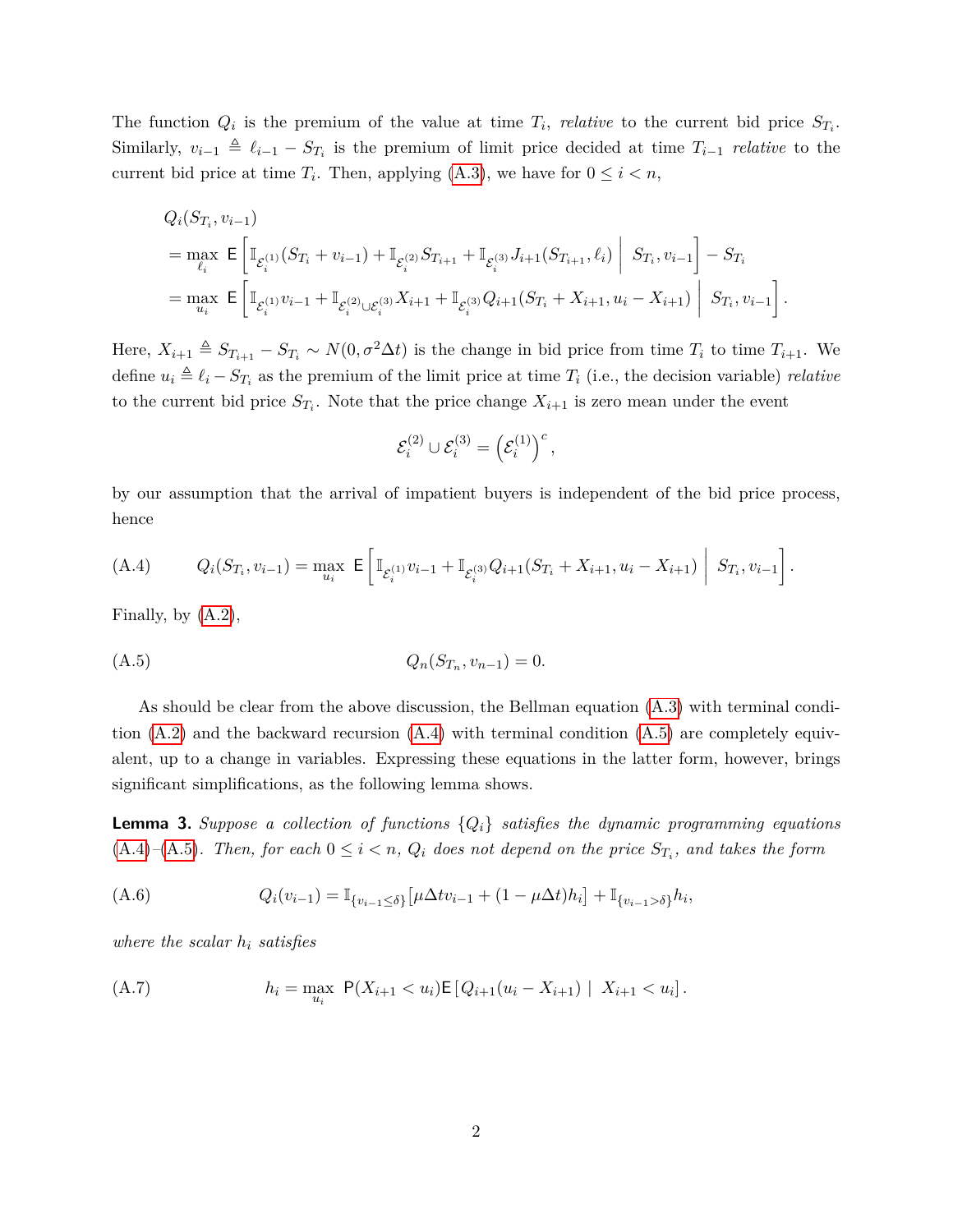The function $Q_i$ is the premium of the value at time $T_i$, *relative* to the current bid price $S_{T_i}$. Similarly, $v_{i-1} \triangleq \ell_{i-1} - S_{T_i}$ is the premium of limit price decided at time $T_{i-1}$ *relative* to the current bid price at time $T_i$. Then, applying (A.3), we have for $0 \leq i < n$,

$$
\begin{aligned}
& Q_i(S_{T_i}, v_{i-1}) \\
&= \max_{\ell_i} \mathsf{E}\left[ \mathbb{I}_{\mathcal{E}_i^{(1)}}(S_{T_i} + v_{i-1}) + \mathbb{I}_{\mathcal{E}_i^{(2)}} S_{T_{i+1}} + \mathbb{I}_{\mathcal{E}_i^{(3)}} J_{i+1}(S_{T_{i+1}}, \ell_i) \;\middle|\; S_{T_i}, v_{i-1} \right] - S_{T_i} \\
&= \max_{u_i} \mathsf{E}\left[ \mathbb{I}_{\mathcal{E}_i^{(1)}} v_{i-1} + \mathbb{I}_{\mathcal{E}_i^{(2)} \cup \mathcal{E}_i^{(3)}} X_{i+1} + \mathbb{I}_{\mathcal{E}_i^{(3)}} Q_{i+1}(S_{T_i} + X_{i+1}, u_i - X_{i+1}) \;\middle|\; S_{T_i}, v_{i-1} \right].
\end{aligned}
$$

Here, $X_{i+1} \triangleq S_{T_{i+1}} - S_{T_i} \sim N(0, \sigma^2 \Delta t)$ is the change in bid price from time $T_i$ to time $T_{i+1}$. We define $u_i \triangleq \ell_i - S_{T_i}$ as the premium of the limit price at time $T_i$ (i.e., the decision variable) *relative* to the current bid price $S_{T_i}$. Note that the price change $X_{i+1}$ is zero mean under the event

$$
\mathcal{E}_i^{(2)} \cup \mathcal{E}_i^{(3)} = \left( \mathcal{E}_i^{(1)} \right)^c,
$$

by our assumption that the arrival of impatient buyers is independent of the bid price process, hence

$$
Q_i(S_{T_i}, v_{i-1}) = \max_{u_i} \mathsf{E}\left[ \mathbb{I}_{\mathcal{E}_i^{(1)}} v_{i-1} + \mathbb{I}_{\mathcal{E}_i^{(3)}} Q_{i+1}(S_{T_i} + X_{i+1}, u_i - X_{i+1}) \;\middle|\; S_{T_i}, v_{i-1} \right]. \tag{A.4}
$$

Finally, by (A.2),

$$
Q_n(S_{T_n}, v_{n-1}) = 0. \tag{A.5}
$$

As should be clear from the above discussion, the Bellman equation (A.3) with terminal condition (A.2) and the backward recursion (A.4) with terminal condition (A.5) are completely equivalent, up to a change in variables. Expressing these equations in the latter form, however, brings significant simplifications, as the following lemma shows.

**Lemma 3.** *Suppose a collection of functions $\{Q_i\}$ satisfies the dynamic programming equations (A.4)–(A.5). Then, for each $0 \leq i < n$, $Q_i$ does not depend on the price $S_{T_i}$, and takes the form*

$$
Q_i(v_{i-1}) = \mathbb{I}_{\{v_{i-1} \leq \delta\}} [\mu \Delta t v_{i-1} + (1 - \mu \Delta t) h_i] + \mathbb{I}_{\{v_{i-1} > \delta\}} h_i, \tag{A.6}
$$

*where the scalar $h_i$ satisfies*

$$
h_i = \max_{u_i} \mathsf{P}(X_{i+1} < u_i) \mathsf{E}\left[ Q_{i+1}(u_i - X_{i+1}) \mid X_{i+1} < u_i \right]. \tag{A.7}
$$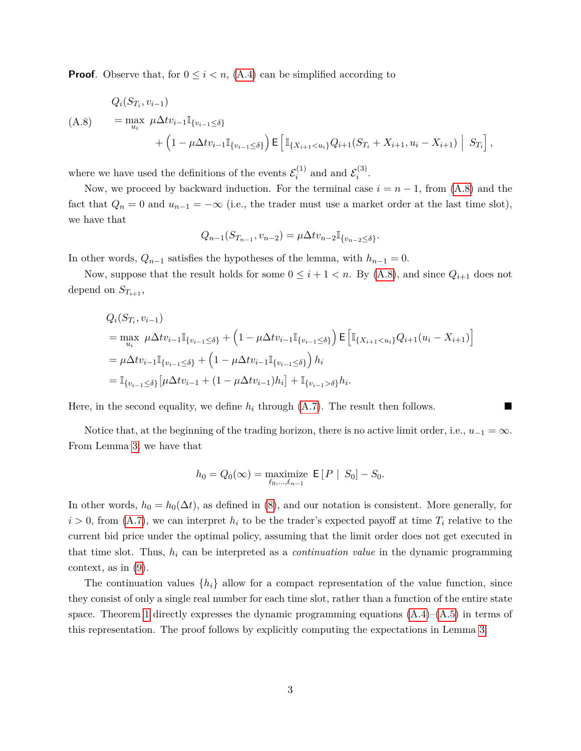**Proof**. Observe that, for $0 \le i < n$, (A.4) can be simplified according to

$$
\begin{aligned}
&Q_i(S_{T_i}, v_{i-1}) \\
\text{(A.8)} \qquad &= \max_{u_i} \ \mu \Delta t v_{i-1} \mathbb{I}_{\{v_{i-1} \le \delta\}} \\
&\qquad + \Big(1 - \mu \Delta t v_{i-1} \mathbb{I}_{\{v_{i-1} \le \delta\}}\Big) \, \mathsf{E}\Big[ \mathbb{I}_{\{X_{i+1} < u_i\}} Q_{i+1}(S_{T_i} + X_{i+1}, u_i - X_{i+1}) \ \Big| \ S_{T_i} \Big],
\end{aligned}
$$

where we have used the definitions of the events $\mathcal{E}_i^{(1)}$ and and $\mathcal{E}_i^{(3)}$.

Now, we proceed by backward induction. For the terminal case $i = n-1$, from (A.8) and the fact that $Q_n = 0$ and $u_{n-1} = -\infty$ (i.e., the trader must use a market order at the last time slot), we have that

$$
Q_{n-1}(S_{T_{n-1}}, v_{n-2}) = \mu \Delta t v_{n-2} \mathbb{I}_{\{v_{n-2} \le \delta\}}.
$$

In other words, $Q_{n-1}$ satisfies the hypotheses of the lemma, with $h_{n-1} = 0$.

Now, suppose that the result holds for some $0 \le i+1 < n$. By (A.8), and since $Q_{i+1}$ does not depend on $S_{T_{i+1}}$,

$$
\begin{aligned}
&Q_i(S_{T_i}, v_{i-1}) \\
&= \max_{u_i} \ \mu \Delta t v_{i-1} \mathbb{I}_{\{v_{i-1} \le \delta\}} + \Big(1 - \mu \Delta t v_{i-1} \mathbb{I}_{\{v_{i-1} \le \delta\}}\Big) \, \mathsf{E}\Big[ \mathbb{I}_{\{X_{i+1} < u_i\}} Q_{i+1}(u_i - X_{i+1}) \Big] \\
&= \mu \Delta t v_{i-1} \mathbb{I}_{\{v_{i-1} \le \delta\}} + \Big(1 - \mu \Delta t v_{i-1} \mathbb{I}_{\{v_{i-1} \le \delta\}}\Big) \, h_i \\
&= \mathbb{I}_{\{v_{i-1} \le \delta\}} \left[ \mu \Delta t v_{i-1} + (1 - \mu \Delta t v_{i-1}) h_i \right] + \mathbb{I}_{\{v_{i-1} > \delta\}} h_i.
\end{aligned}
$$

Here, in the second equality, we define $h_i$ through (A.7). The result then follows. ■

Notice that, at the beginning of the trading horizon, there is no active limit order, i.e., $u_{-1} = \infty$. From Lemma 3, we have that

$$
h_0 = Q_0(\infty) = \underset{\ell_0, \ldots, \ell_{n-1}}{\text{maximize}} \ \mathsf{E}\left[ P \mid S_0 \right] - S_0.
$$

In other words, $h_0 = h_0(\Delta t)$, as defined in (8), and our notation is consistent. More generally, for $i > 0$, from (A.7), we can interpret $h_i$ to be the trader's expected payoff at time $T_i$ relative to the current bid price under the optimal policy, assuming that the limit order does not get executed in that time slot. Thus, $h_i$ can be interpreted as a *continuation value* in the dynamic programming context, as in (9).

The continuation values $\{h_i\}$ allow for a compact representation of the value function, since they consist of only a single real number for each time slot, rather than a function of the entire state space. Theorem 1 directly expresses the dynamic programming equations (A.4)–(A.5) in terms of this representation. The proof follows by explicitly computing the expectations in Lemma 3.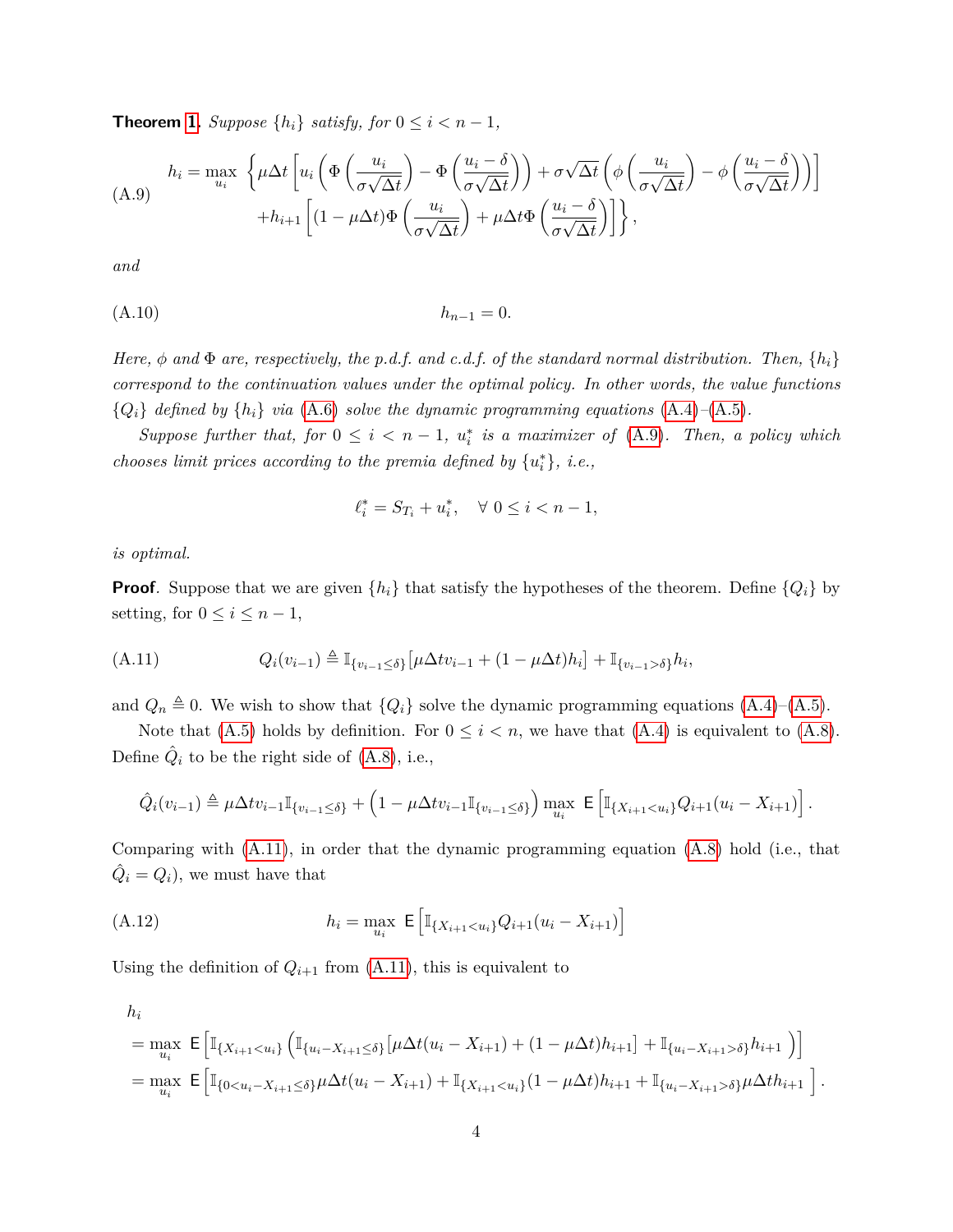**Theorem 1**. *Suppose $\{h_i\}$ satisfy, for $0 \leq i < n-1$,*

$$
\begin{aligned}
h_i = \max_{u_i} \; \Bigg\{ & \mu\Delta t \left[ u_i \left( \Phi\left( \frac{u_i}{\sigma\sqrt{\Delta t}} \right) - \Phi\left( \frac{u_i - \delta}{\sigma\sqrt{\Delta t}} \right) \right) + \sigma\sqrt{\Delta t} \left( \phi\left( \frac{u_i}{\sigma\sqrt{\Delta t}} \right) - \phi\left( \frac{u_i - \delta}{\sigma\sqrt{\Delta t}} \right) \right) \right] \\
& + h_{i+1} \left[ (1 - \mu\Delta t) \Phi\left( \frac{u_i}{\sigma\sqrt{\Delta t}} \right) + \mu\Delta t \Phi\left( \frac{u_i - \delta}{\sigma\sqrt{\Delta t}} \right) \right] \Bigg\},
\end{aligned}
\tag{A.9}
$$

*and*

$$
h_{n-1} = 0. \tag{A.10}
$$

*Here, $\phi$ and $\Phi$ are, respectively, the p.d.f. and c.d.f. of the standard normal distribution. Then, $\{h_i\}$ correspond to the continuation values under the optimal policy. In other words, the value functions $\{Q_i\}$ defined by $\{h_i\}$ via (A.6) solve the dynamic programming equations (A.4)–(A.5).*

*Suppose further that, for $0 \leq i < n-1$, $u_i^*$ is a maximizer of (A.9). Then, a policy which chooses limit prices according to the premia defined by $\{u_i^*\}$, i.e.,*

$$
\ell_i^* = S_{T_i} + u_i^*, \quad \forall \; 0 \leq i < n-1,
$$

*is optimal.*

**Proof**. Suppose that we are given $\{h_i\}$ that satisfy the hypotheses of the theorem. Define $\{Q_i\}$ by setting, for $0 \leq i \leq n-1$,

$$
Q_i(v_{i-1}) \triangleq \mathbb{I}_{\{v_{i-1} \leq \delta\}} \big[ \mu\Delta t v_{i-1} + (1 - \mu\Delta t) h_i \big] + \mathbb{I}_{\{v_{i-1} > \delta\}} h_i, \tag{A.11}
$$

and $Q_n \triangleq 0$. We wish to show that $\{Q_i\}$ solve the dynamic programming equations (A.4)–(A.5).

Note that (A.5) holds by definition. For $0 \leq i < n$, we have that (A.4) is equivalent to (A.8). Define $\hat{Q}_i$ to be the right side of (A.8), i.e.,

$$
\hat{Q}_i(v_{i-1}) \triangleq \mu\Delta t v_{i-1} \mathbb{I}_{\{v_{i-1} \leq \delta\}} + \Big( 1 - \mu\Delta t v_{i-1} \mathbb{I}_{\{v_{i-1} \leq \delta\}} \Big) \max_{u_i} \; \mathsf{E}\Big[ \mathbb{I}_{\{X_{i+1} < u_i\}} Q_{i+1}(u_i - X_{i+1}) \Big].
$$

Comparing with (A.11), in order that the dynamic programming equation (A.8) hold (i.e., that $\hat{Q}_i = Q_i$), we must have that

$$
h_i = \max_{u_i} \; \mathsf{E}\Big[ \mathbb{I}_{\{X_{i+1} < u_i\}} Q_{i+1}(u_i - X_{i+1}) \Big] \tag{A.12}
$$

Using the definition of $Q_{i+1}$ from (A.11), this is equivalent to

$$
\begin{aligned}
& h_i \\
& = \max_{u_i} \; \mathsf{E}\Big[ \mathbb{I}_{\{X_{i+1} < u_i\}} \Big( \mathbb{I}_{\{u_i - X_{i+1} \leq \delta\}} \big[ \mu\Delta t (u_i - X_{i+1}) + (1 - \mu\Delta t) h_{i+1} \big] + \mathbb{I}_{\{u_i - X_{i+1} > \delta\}} h_{i+1} \Big) \Big] \\
& = \max_{u_i} \; \mathsf{E}\Big[ \mathbb{I}_{\{0 < u_i - X_{i+1} \leq \delta\}} \mu\Delta t (u_i - X_{i+1}) + \mathbb{I}_{\{X_{i+1} < u_i\}} (1 - \mu\Delta t) h_{i+1} + \mathbb{I}_{\{u_i - X_{i+1} > \delta\}} \mu\Delta t h_{i+1} \Big].
\end{aligned}
$$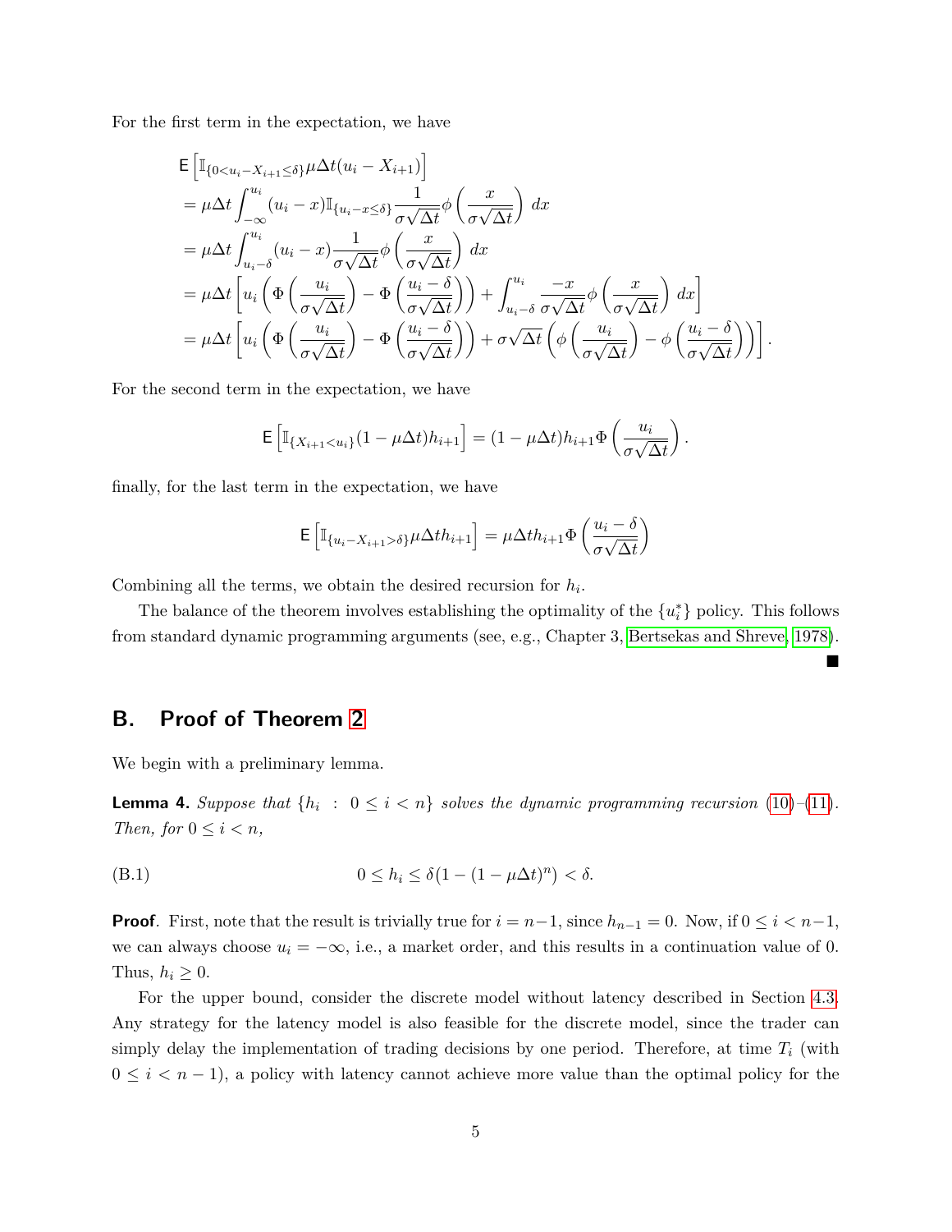For the first term in the expectation, we have

$$
\begin{aligned}
&\mathsf{E}\left[\mathbb{I}_{\{0<u_i-X_{i+1}\leq\delta\}}\mu\Delta t(u_i-X_{i+1})\right] \\
&= \mu\Delta t\int_{-\infty}^{u_i}(u_i-x)\mathbb{I}_{\{u_i-x\leq\delta\}}\frac{1}{\sigma\sqrt{\Delta t}}\phi\left(\frac{x}{\sigma\sqrt{\Delta t}}\right)\,dx \\
&= \mu\Delta t\int_{u_i-\delta}^{u_i}(u_i-x)\frac{1}{\sigma\sqrt{\Delta t}}\phi\left(\frac{x}{\sigma\sqrt{\Delta t}}\right)\,dx \\
&= \mu\Delta t\left[u_i\left(\Phi\left(\frac{u_i}{\sigma\sqrt{\Delta t}}\right)-\Phi\left(\frac{u_i-\delta}{\sigma\sqrt{\Delta t}}\right)\right)+\int_{u_i-\delta}^{u_i}\frac{-x}{\sigma\sqrt{\Delta t}}\phi\left(\frac{x}{\sigma\sqrt{\Delta t}}\right)\,dx\right] \\
&= \mu\Delta t\left[u_i\left(\Phi\left(\frac{u_i}{\sigma\sqrt{\Delta t}}\right)-\Phi\left(\frac{u_i-\delta}{\sigma\sqrt{\Delta t}}\right)\right)+\sigma\sqrt{\Delta t}\left(\phi\left(\frac{u_i}{\sigma\sqrt{\Delta t}}\right)-\phi\left(\frac{u_i-\delta}{\sigma\sqrt{\Delta t}}\right)\right)\right].
\end{aligned}
$$

For the second term in the expectation, we have

$$
\mathsf{E}\left[\mathbb{I}_{\{X_{i+1}<u_i\}}(1-\mu\Delta t)h_{i+1}\right]=(1-\mu\Delta t)h_{i+1}\Phi\left(\frac{u_i}{\sigma\sqrt{\Delta t}}\right).
$$

finally, for the last term in the expectation, we have

$$
\mathsf{E}\left[\mathbb{I}_{\{u_i-X_{i+1}>\delta\}}\mu\Delta t h_{i+1}\right]=\mu\Delta t h_{i+1}\Phi\left(\frac{u_i-\delta}{\sigma\sqrt{\Delta t}}\right)
$$

Combining all the terms, we obtain the desired recursion for $h_i$.

The balance of the theorem involves establishing the optimality of the $\{u_i^*\}$ policy. This follows from standard dynamic programming arguments (see, e.g., Chapter 3, Bertsekas and Shreve, 1978). ■

## B. Proof of Theorem 2

We begin with a preliminary lemma.

**Lemma 4.** *Suppose that $\{h_i\ :\ 0\leq i<n\}$ solves the dynamic programming recursion (10)–(11). Then, for $0\leq i<n$,*

$$
0\leq h_i\leq\delta\big(1-(1-\mu\Delta t)^n\big)<\delta. \tag{B.1}
$$

**Proof**. First, note that the result is trivially true for $i=n-1$, since $h_{n-1}=0$. Now, if $0\leq i<n-1$, we can always choose $u_i=-\infty$, i.e., a market order, and this results in a continuation value of 0. Thus, $h_i\geq 0$.

For the upper bound, consider the discrete model without latency described in Section 4.3. Any strategy for the latency model is also feasible for the discrete model, since the trader can simply delay the implementation of trading decisions by one period. Therefore, at time $T_i$ (with $0\leq i<n-1$), a policy with latency cannot achieve more value than the optimal policy for the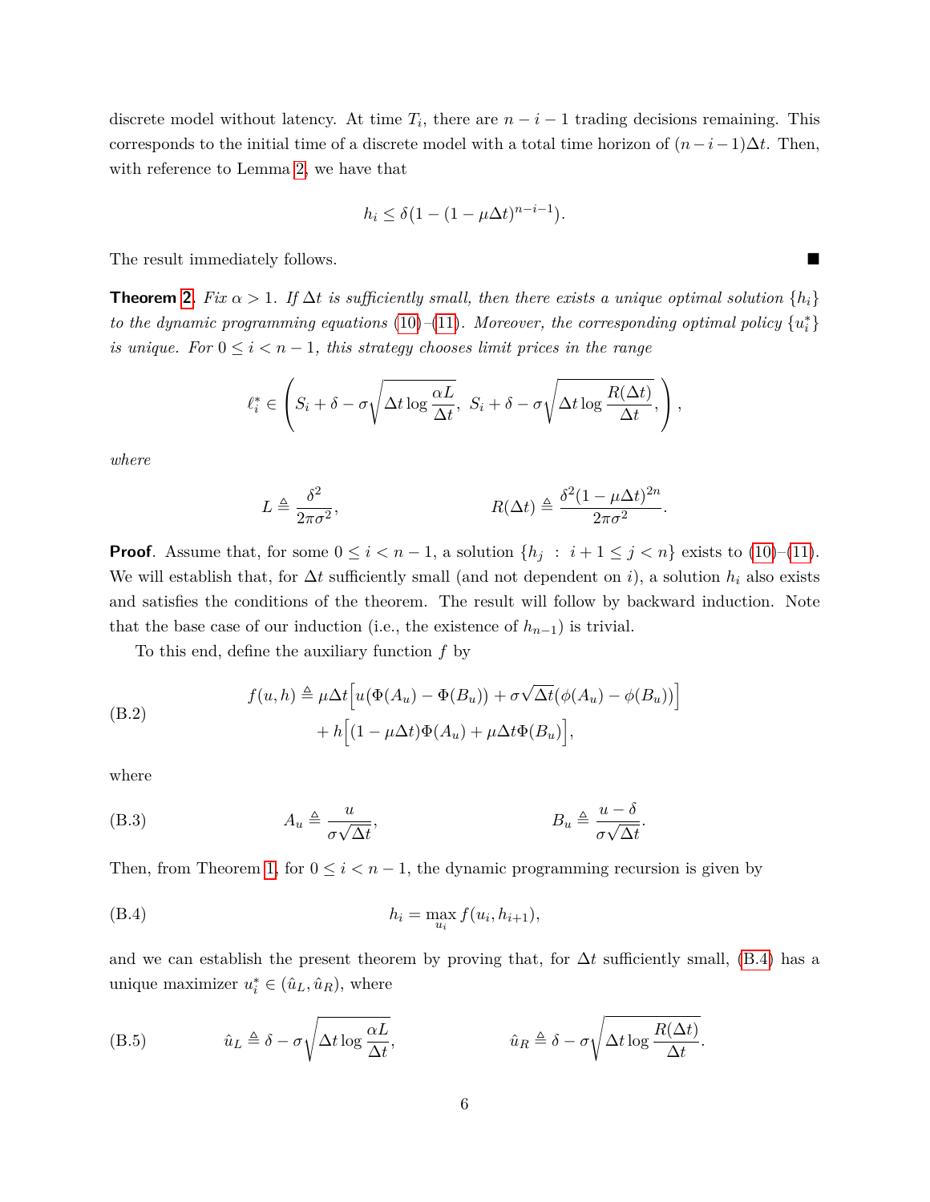discrete model without latency. At time $T_i$, there are $n-i-1$ trading decisions remaining. This corresponds to the initial time of a discrete model with a total time horizon of $(n-i-1)\Delta t$. Then, with reference to Lemma 2, we have that

$$h_i \leq \delta(1-(1-\mu\Delta t)^{n-i-1}).$$

The result immediately follows. ■

**Theorem 2**. *Fix $\alpha > 1$. If $\Delta t$ is sufficiently small, then there exists a unique optimal solution $\{h_i\}$ to the dynamic programming equations (10)–(11). Moreover, the corresponding optimal policy $\{u_i^*\}$ is unique. For $0 \leq i < n-1$, this strategy chooses limit prices in the range*

$$\ell_i^* \in \left( S_i + \delta - \sigma\sqrt{\Delta t \log \frac{\alpha L}{\Delta t}},\ S_i + \delta - \sigma\sqrt{\Delta t \log \frac{R(\Delta t)}{\Delta t}}, \right),$$

*where*

$$L \triangleq \frac{\delta^2}{2\pi\sigma^2}, \qquad R(\Delta t) \triangleq \frac{\delta^2(1-\mu\Delta t)^{2n}}{2\pi\sigma^2}.$$

**Proof**. Assume that, for some $0 \leq i < n-1$, a solution $\{h_j \ : \ i+1 \leq j < n\}$ exists to (10)–(11). We will establish that, for $\Delta t$ sufficiently small (and not dependent on $i$), a solution $h_i$ also exists and satisfies the conditions of the theorem. The result will follow by backward induction. Note that the base case of our induction (i.e., the existence of $h_{n-1}$) is trivial.

To this end, define the auxiliary function $f$ by

$$\text{(B.2)} \qquad \begin{aligned} f(u,h) \triangleq\ & \mu\Delta t\Big[u\big(\Phi(A_u) - \Phi(B_u)\big) + \sigma\sqrt{\Delta t}\big(\phi(A_u) - \phi(B_u)\big)\Big] \\ & + h\Big[(1-\mu\Delta t)\Phi(A_u) + \mu\Delta t\Phi(B_u)\Big], \end{aligned}$$

where

$$\text{(B.3)} \qquad A_u \triangleq \frac{u}{\sigma\sqrt{\Delta t}}, \qquad B_u \triangleq \frac{u-\delta}{\sigma\sqrt{\Delta t}}.$$

Then, from Theorem 1, for $0 \leq i < n-1$, the dynamic programming recursion is given by

$$\text{(B.4)} \qquad h_i = \max_{u_i} f(u_i, h_{i+1}),$$

and we can establish the present theorem by proving that, for $\Delta t$ sufficiently small, (B.4) has a unique maximizer $u_i^* \in (\hat{u}_L, \hat{u}_R)$, where

$$\text{(B.5)} \qquad \hat{u}_L \triangleq \delta - \sigma\sqrt{\Delta t \log \frac{\alpha L}{\Delta t}}, \qquad \hat{u}_R \triangleq \delta - \sigma\sqrt{\Delta t \log \frac{R(\Delta t)}{\Delta t}}.$$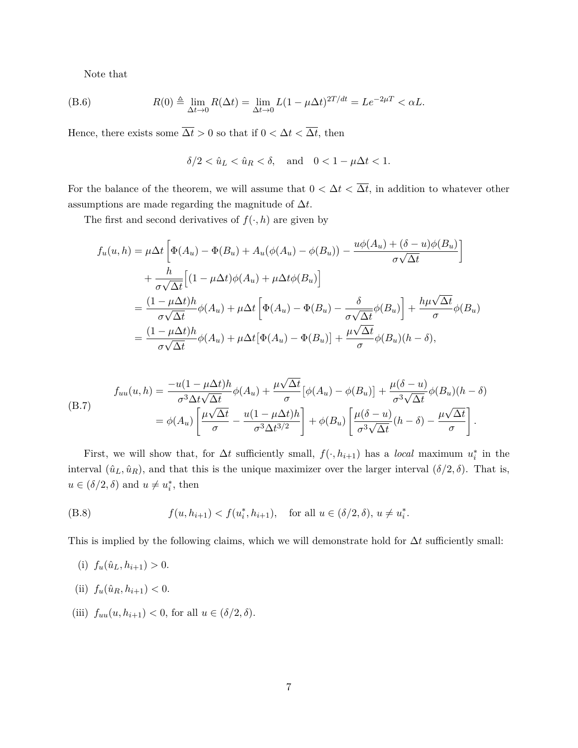Note that

$$R(0) \triangleq \lim_{\Delta t \to 0} R(\Delta t) = \lim_{\Delta t \to 0} L(1 - \mu \Delta t)^{2T/dt} = Le^{-2\mu T} < \alpha L. \tag{B.6}$$

Hence, there exists some $\overline{\Delta t} > 0$ so that if $0 < \Delta t < \overline{\Delta t}$, then

$$\delta/2 < \hat{u}_L < \hat{u}_R < \delta, \quad \text{and} \quad 0 < 1 - \mu \Delta t < 1.$$

For the balance of the theorem, we will assume that $0 < \Delta t < \overline{\Delta t}$, in addition to whatever other assumptions are made regarding the magnitude of $\Delta t$.

The first and second derivatives of $f(\cdot, h)$ are given by

$$\begin{aligned}
f_u(u, h) &= \mu \Delta t \left[ \Phi(A_u) - \Phi(B_u) + A_u(\phi(A_u) - \phi(B_u)) - \frac{u\phi(A_u) + (\delta - u)\phi(B_u)}{\sigma \sqrt{\Delta t}} \right] \\
&\quad + \frac{h}{\sigma \sqrt{\Delta t}} \Big[ (1 - \mu \Delta t)\phi(A_u) + \mu \Delta t \phi(B_u) \Big] \\
&= \frac{(1 - \mu \Delta t)h}{\sigma \sqrt{\Delta t}} \phi(A_u) + \mu \Delta t \left[ \Phi(A_u) - \Phi(B_u) - \frac{\delta}{\sigma \sqrt{\Delta t}} \phi(B_u) \right] + \frac{h\mu \sqrt{\Delta t}}{\sigma} \phi(B_u) \\
&= \frac{(1 - \mu \Delta t)h}{\sigma \sqrt{\Delta t}} \phi(A_u) + \mu \Delta t \big[ \Phi(A_u) - \Phi(B_u) \big] + \frac{\mu \sqrt{\Delta t}}{\sigma} \phi(B_u)(h - \delta),
\end{aligned}$$

$$\begin{aligned}
f_{uu}(u, h) &= \frac{-u(1 - \mu \Delta t)h}{\sigma^3 \Delta t \sqrt{\Delta t}} \phi(A_u) + \frac{\mu \sqrt{\Delta t}}{\sigma} \big[ \phi(A_u) - \phi(B_u) \big] + \frac{\mu(\delta - u)}{\sigma^3 \sqrt{\Delta t}} \phi(B_u)(h - \delta) \\
&= \phi(A_u) \left[ \frac{\mu \sqrt{\Delta t}}{\sigma} - \frac{u(1 - \mu \Delta t)h}{\sigma^3 \Delta t^{3/2}} \right] + \phi(B_u) \left[ \frac{\mu(\delta - u)}{\sigma^3 \sqrt{\Delta t}} (h - \delta) - \frac{\mu \sqrt{\Delta t}}{\sigma} \right].
\end{aligned} \tag{B.7}$$

First, we will show that, for $\Delta t$ sufficiently small, $f(\cdot, h_{i+1})$ has a *local* maximum $u_i^*$ in the interval $(\hat{u}_L, \hat{u}_R)$, and that this is the unique maximizer over the larger interval $(\delta/2, \delta)$. That is, $u \in (\delta/2, \delta)$ and $u \neq u_i^*$, then

$$f(u, h_{i+1}) < f(u_i^*, h_{i+1}), \quad \text{for all } u \in (\delta/2, \delta),\ u \neq u_i^*. \tag{B.8}$$

This is implied by the following claims, which we will demonstrate hold for $\Delta t$ sufficiently small:

(i) $f_u(\hat{u}_L, h_{i+1}) > 0$.

(ii) $f_u(\hat{u}_R, h_{i+1}) < 0$.

(iii) $f_{uu}(u, h_{i+1}) < 0$, for all $u \in (\delta/2, \delta)$.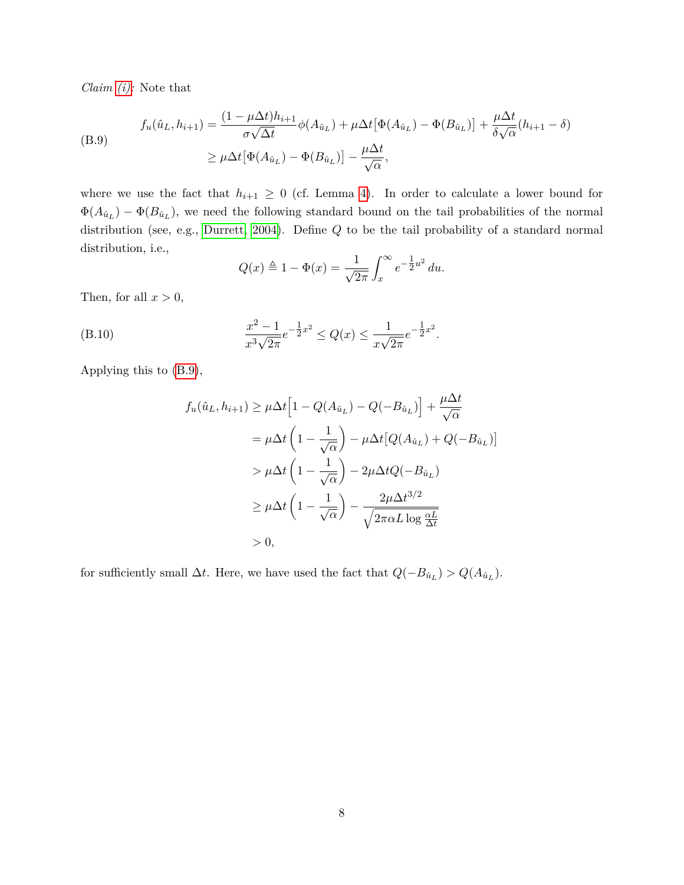*Claim (i)*: Note that

$$
\begin{aligned}
f_u(\hat{u}_L, h_{i+1}) &= \frac{(1-\mu\Delta t)h_{i+1}}{\sigma\sqrt{\Delta t}}\phi(A_{\hat{u}_L}) + \mu\Delta t\big[\Phi(A_{\hat{u}_L}) - \Phi(B_{\hat{u}_L})\big] + \frac{\mu\Delta t}{\delta\sqrt{\alpha}}(h_{i+1}-\delta) \\
&\geq \mu\Delta t\big[\Phi(A_{\hat{u}_L}) - \Phi(B_{\hat{u}_L})\big] - \frac{\mu\Delta t}{\sqrt{\alpha}},
\end{aligned}
\tag{B.9}
$$

where we use the fact that $h_{i+1} \geq 0$ (cf. Lemma 4). In order to calculate a lower bound for $\Phi(A_{\hat{u}_L}) - \Phi(B_{\hat{u}_L})$, we need the following standard bound on the tail probabilities of the normal distribution (see, e.g., Durrett, 2004). Define $Q$ to be the tail probability of a standard normal distribution, i.e.,

$$
Q(x) \triangleq 1 - \Phi(x) = \frac{1}{\sqrt{2\pi}}\int_x^\infty e^{-\frac{1}{2}u^2}\,du.
$$

Then, for all $x > 0$,

$$
\frac{x^2-1}{x^3\sqrt{2\pi}}e^{-\frac{1}{2}x^2} \leq Q(x) \leq \frac{1}{x\sqrt{2\pi}}e^{-\frac{1}{2}x^2}.
\tag{B.10}
$$

Applying this to (B.9),

$$
\begin{aligned}
f_u(\hat{u}_L, h_{i+1}) &\geq \mu\Delta t\Big[1 - Q(A_{\hat{u}_L}) - Q(-B_{\hat{u}_L})\Big] + \frac{\mu\Delta t}{\sqrt{\alpha}} \\
&= \mu\Delta t\left(1 - \frac{1}{\sqrt{\alpha}}\right) - \mu\Delta t\big[Q(A_{\hat{u}_L}) + Q(-B_{\hat{u}_L})\big] \\
&> \mu\Delta t\left(1 - \frac{1}{\sqrt{\alpha}}\right) - 2\mu\Delta t Q(-B_{\hat{u}_L}) \\
&\geq \mu\Delta t\left(1 - \frac{1}{\sqrt{\alpha}}\right) - \frac{2\mu\Delta t^{3/2}}{\sqrt{2\pi\alpha L\log\frac{\alpha L}{\Delta t}}} \\
&> 0,
\end{aligned}
$$

for sufficiently small $\Delta t$. Here, we have used the fact that $Q(-B_{\hat{u}_L}) > Q(A_{\hat{u}_L})$.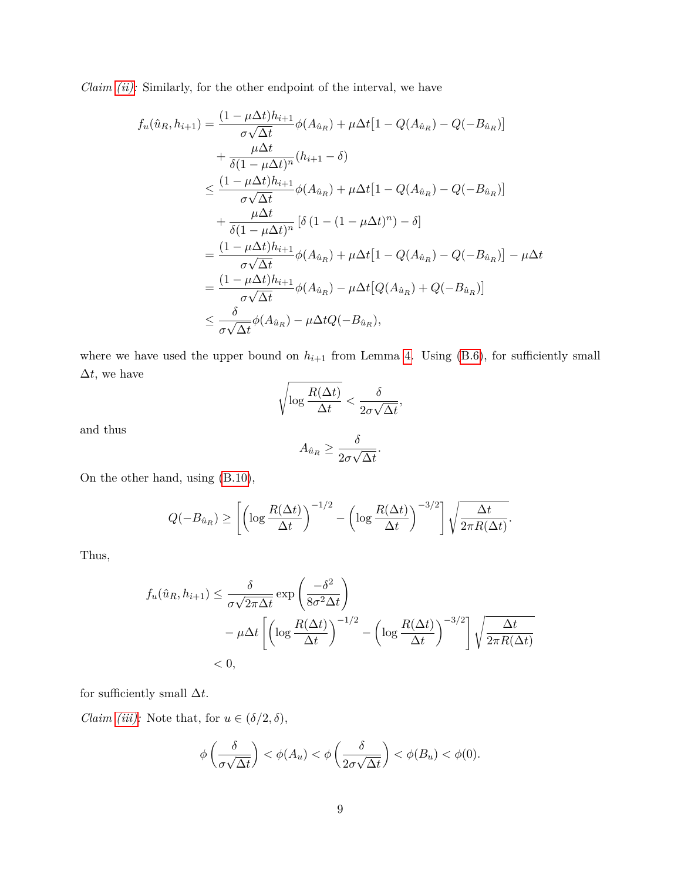*Claim (ii)*: Similarly, for the other endpoint of the interval, we have

$$
\begin{aligned}
f_u(\hat{u}_R, h_{i+1}) &= \frac{(1-\mu\Delta t)h_{i+1}}{\sigma\sqrt{\Delta t}}\phi(A_{\hat{u}_R}) + \mu\Delta t\big[1 - Q(A_{\hat{u}_R}) - Q(-B_{\hat{u}_R})\big] \\
&\quad + \frac{\mu\Delta t}{\delta(1-\mu\Delta t)^n}(h_{i+1} - \delta) \\
&\leq \frac{(1-\mu\Delta t)h_{i+1}}{\sigma\sqrt{\Delta t}}\phi(A_{\hat{u}_R}) + \mu\Delta t\big[1 - Q(A_{\hat{u}_R}) - Q(-B_{\hat{u}_R})\big] \\
&\quad + \frac{\mu\Delta t}{\delta(1-\mu\Delta t)^n}\left[\delta\left(1 - (1-\mu\Delta t)^n\right) - \delta\right] \\
&= \frac{(1-\mu\Delta t)h_{i+1}}{\sigma\sqrt{\Delta t}}\phi(A_{\hat{u}_R}) + \mu\Delta t\big[1 - Q(A_{\hat{u}_R}) - Q(-B_{\hat{u}_R})\big] - \mu\Delta t \\
&= \frac{(1-\mu\Delta t)h_{i+1}}{\sigma\sqrt{\Delta t}}\phi(A_{\hat{u}_R}) - \mu\Delta t\big[Q(A_{\hat{u}_R}) + Q(-B_{\hat{u}_R})\big] \\
&\leq \frac{\delta}{\sigma\sqrt{\Delta t}}\phi(A_{\hat{u}_R}) - \mu\Delta t Q(-B_{\hat{u}_R}),
\end{aligned}
$$

where we have used the upper bound on $h_{i+1}$ from Lemma 4. Using (B.6), for sufficiently small $\Delta t$, we have

$$
\sqrt{\log\frac{R(\Delta t)}{\Delta t}} < \frac{\delta}{2\sigma\sqrt{\Delta t}},
$$

and thus

$$
A_{\hat{u}_R} \geq \frac{\delta}{2\sigma\sqrt{\Delta t}}.
$$

On the other hand, using (B.10),

$$
Q(-B_{\hat{u}_R}) \geq \left[\left(\log\frac{R(\Delta t)}{\Delta t}\right)^{-1/2} - \left(\log\frac{R(\Delta t)}{\Delta t}\right)^{-3/2}\right]\sqrt{\frac{\Delta t}{2\pi R(\Delta t)}}.
$$

Thus,

$$
\begin{aligned}
f_u(\hat{u}_R, h_{i+1}) &\leq \frac{\delta}{\sigma\sqrt{2\pi\Delta t}}\exp\left(\frac{-\delta^2}{8\sigma^2\Delta t}\right) \\
&\quad - \mu\Delta t\left[\left(\log\frac{R(\Delta t)}{\Delta t}\right)^{-1/2} - \left(\log\frac{R(\Delta t)}{\Delta t}\right)^{-3/2}\right]\sqrt{\frac{\Delta t}{2\pi R(\Delta t)}} \\
&< 0,
\end{aligned}
$$

for sufficiently small $\Delta t$.

*Claim (iii)*: Note that, for $u \in (\delta/2, \delta)$,

$$
\phi\left(\frac{\delta}{\sigma\sqrt{\Delta t}}\right) < \phi(A_u) < \phi\left(\frac{\delta}{2\sigma\sqrt{\Delta t}}\right) < \phi(B_u) < \phi(0).
$$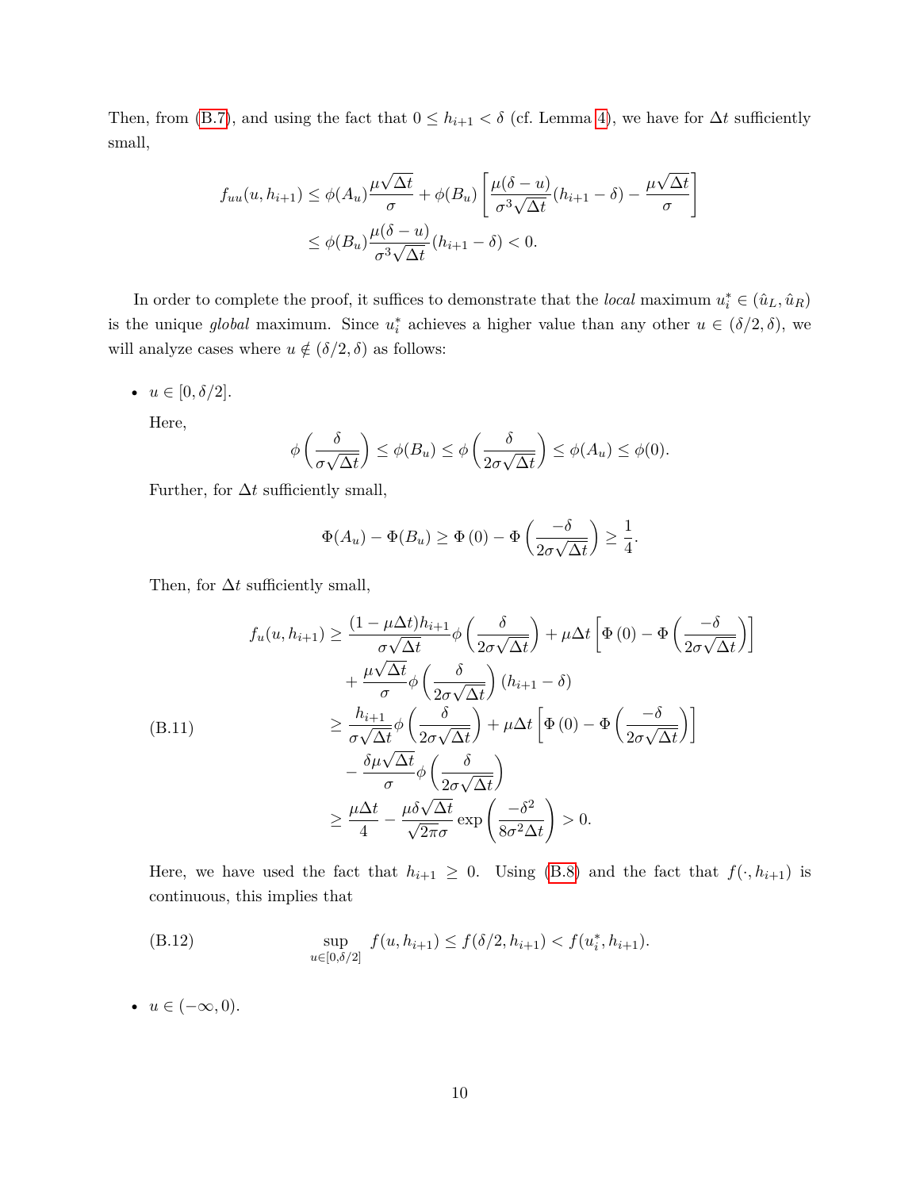Then, from (B.7), and using the fact that $0 \le h_{i+1} < \delta$ (cf. Lemma 4), we have for $\Delta t$ sufficiently small,

$$
\begin{aligned}
f_{uu}(u, h_{i+1}) &\le \phi(A_u)\frac{\mu\sqrt{\Delta t}}{\sigma} + \phi(B_u)\left[\frac{\mu(\delta - u)}{\sigma^3\sqrt{\Delta t}}(h_{i+1} - \delta) - \frac{\mu\sqrt{\Delta t}}{\sigma}\right] \\
&\le \phi(B_u)\frac{\mu(\delta - u)}{\sigma^3\sqrt{\Delta t}}(h_{i+1} - \delta) < 0.
\end{aligned}
$$

In order to complete the proof, it suffices to demonstrate that the *local* maximum $u_i^* \in (\hat{u}_L, \hat{u}_R)$ is the unique *global* maximum. Since $u_i^*$ achieves a higher value than any other $u \in (\delta/2, \delta)$, we will analyze cases where $u \notin (\delta/2, \delta)$ as follows:

- $u \in [0, \delta/2]$.

  Here,

  $$\phi\left(\frac{\delta}{\sigma\sqrt{\Delta t}}\right) \le \phi(B_u) \le \phi\left(\frac{\delta}{2\sigma\sqrt{\Delta t}}\right) \le \phi(A_u) \le \phi(0).$$

  Further, for $\Delta t$ sufficiently small,

  $$\Phi(A_u) - \Phi(B_u) \ge \Phi(0) - \Phi\left(\frac{-\delta}{2\sigma\sqrt{\Delta t}}\right) \ge \frac{1}{4}.$$

  Then, for $\Delta t$ sufficiently small,

  $$
  \begin{aligned}
  f_u(u, h_{i+1}) &\ge \frac{(1 - \mu\Delta t)h_{i+1}}{\sigma\sqrt{\Delta t}}\phi\left(\frac{\delta}{2\sigma\sqrt{\Delta t}}\right) + \mu\Delta t\left[\Phi(0) - \Phi\left(\frac{-\delta}{2\sigma\sqrt{\Delta t}}\right)\right] \\
  &\quad + \frac{\mu\sqrt{\Delta t}}{\sigma}\phi\left(\frac{\delta}{2\sigma\sqrt{\Delta t}}\right)(h_{i+1} - \delta) \\
  &\ge \frac{h_{i+1}}{\sigma\sqrt{\Delta t}}\phi\left(\frac{\delta}{2\sigma\sqrt{\Delta t}}\right) + \mu\Delta t\left[\Phi(0) - \Phi\left(\frac{-\delta}{2\sigma\sqrt{\Delta t}}\right)\right] \\
  &\quad - \frac{\delta\mu\sqrt{\Delta t}}{\sigma}\phi\left(\frac{\delta}{2\sigma\sqrt{\Delta t}}\right) \\
  &\ge \frac{\mu\Delta t}{4} - \frac{\mu\delta\sqrt{\Delta t}}{\sqrt{2\pi}\sigma}\exp\left(\frac{-\delta^2}{8\sigma^2\Delta t}\right) > 0.
  \end{aligned}
  \tag{B.11}
  $$

  Here, we have used the fact that $h_{i+1} \ge 0$. Using (B.8) and the fact that $f(\cdot, h_{i+1})$ is continuous, this implies that

  $$\sup_{u \in [0, \delta/2]} f(u, h_{i+1}) \le f(\delta/2, h_{i+1}) < f(u_i^*, h_{i+1}). \tag{B.12}$$

- $u \in (-\infty, 0)$.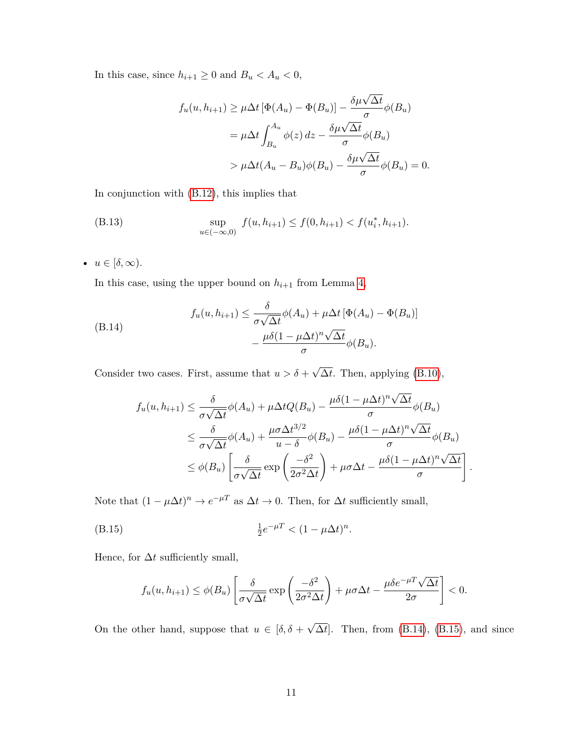In this case, since $h_{i+1} \geq 0$ and $B_u < A_u < 0$,

$$
\begin{aligned}
f_u(u, h_{i+1}) &\geq \mu\Delta t \left[\Phi(A_u) - \Phi(B_u)\right] - \frac{\delta\mu\sqrt{\Delta t}}{\sigma}\phi(B_u) \\
&= \mu\Delta t \int_{B_u}^{A_u} \phi(z)\, dz - \frac{\delta\mu\sqrt{\Delta t}}{\sigma}\phi(B_u) \\
&> \mu\Delta t (A_u - B_u)\phi(B_u) - \frac{\delta\mu\sqrt{\Delta t}}{\sigma}\phi(B_u) = 0.
\end{aligned}
$$

In conjunction with (B.12), this implies that

$$
\sup_{u\in(-\infty,0)} f(u, h_{i+1}) \leq f(0, h_{i+1}) < f(u_i^*, h_{i+1}). \tag{B.13}
$$

- $u \in [\delta, \infty)$.

  In this case, using the upper bound on $h_{i+1}$ from Lemma 4,

$$
\begin{aligned}
f_u(u, h_{i+1}) \leq \frac{\delta}{\sigma\sqrt{\Delta t}}\phi(A_u) + \mu\Delta t\left[\Phi(A_u) - \Phi(B_u)\right] \\
- \frac{\mu\delta(1-\mu\Delta t)^n\sqrt{\Delta t}}{\sigma}\phi(B_u).
\end{aligned} \tag{B.14}
$$

  Consider two cases. First, assume that $u > \delta + \sqrt{\Delta t}$. Then, applying (B.10),

$$
\begin{aligned}
f_u(u, h_{i+1}) &\leq \frac{\delta}{\sigma\sqrt{\Delta t}}\phi(A_u) + \mu\Delta t Q(B_u) - \frac{\mu\delta(1-\mu\Delta t)^n\sqrt{\Delta t}}{\sigma}\phi(B_u) \\
&\leq \frac{\delta}{\sigma\sqrt{\Delta t}}\phi(A_u) + \frac{\mu\sigma\Delta t^{3/2}}{u-\delta}\phi(B_u) - \frac{\mu\delta(1-\mu\Delta t)^n\sqrt{\Delta t}}{\sigma}\phi(B_u) \\
&\leq \phi(B_u)\left[\frac{\delta}{\sigma\sqrt{\Delta t}}\exp\left(\frac{-\delta^2}{2\sigma^2\Delta t}\right) + \mu\sigma\Delta t - \frac{\mu\delta(1-\mu\Delta t)^n\sqrt{\Delta t}}{\sigma}\right].
\end{aligned}
$$

  Note that $(1-\mu\Delta t)^n \to e^{-\mu T}$ as $\Delta t \to 0$. Then, for $\Delta t$ sufficiently small,

$$
\tfrac{1}{2}e^{-\mu T} < (1-\mu\Delta t)^n. \tag{B.15}
$$

  Hence, for $\Delta t$ sufficiently small,

$$
f_u(u, h_{i+1}) \leq \phi(B_u)\left[\frac{\delta}{\sigma\sqrt{\Delta t}}\exp\left(\frac{-\delta^2}{2\sigma^2\Delta t}\right) + \mu\sigma\Delta t - \frac{\mu\delta e^{-\mu T}\sqrt{\Delta t}}{2\sigma}\right] < 0.
$$

  On the other hand, suppose that $u \in [\delta, \delta + \sqrt{\Delta t}]$. Then, from (B.14), (B.15), and since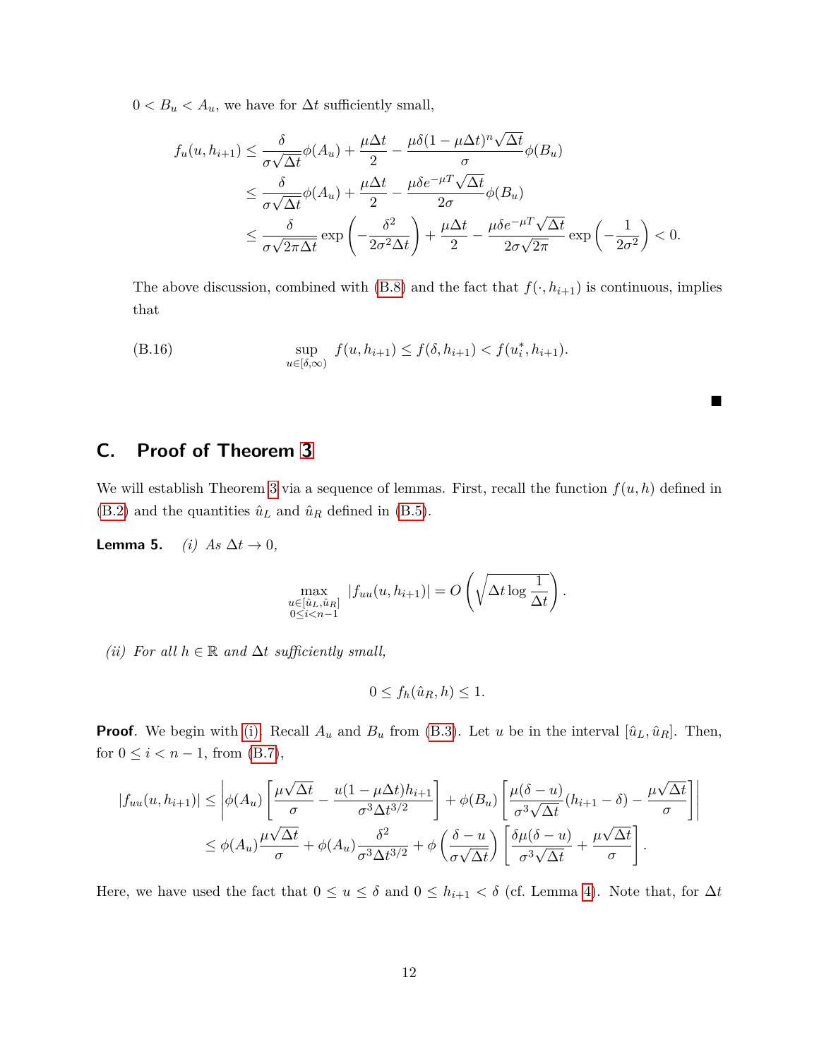$0 < B_u < A_u$, we have for $\Delta t$ sufficiently small,

$$
\begin{aligned}
f_u(u, h_{i+1}) &\leq \frac{\delta}{\sigma\sqrt{\Delta t}}\phi(A_u) + \frac{\mu\Delta t}{2} - \frac{\mu\delta(1-\mu\Delta t)^n\sqrt{\Delta t}}{\sigma}\phi(B_u) \\
&\leq \frac{\delta}{\sigma\sqrt{\Delta t}}\phi(A_u) + \frac{\mu\Delta t}{2} - \frac{\mu\delta e^{-\mu T}\sqrt{\Delta t}}{2\sigma}\phi(B_u) \\
&\leq \frac{\delta}{\sigma\sqrt{2\pi\Delta t}}\exp\left(-\frac{\delta^2}{2\sigma^2\Delta t}\right) + \frac{\mu\Delta t}{2} - \frac{\mu\delta e^{-\mu T}\sqrt{\Delta t}}{2\sigma\sqrt{2\pi}}\exp\left(-\frac{1}{2\sigma^2}\right) < 0.
\end{aligned}
$$

The above discussion, combined with (B.8) and the fact that $f(\cdot, h_{i+1})$ is continuous, implies that

$$
\sup_{u\in[\delta,\infty)} f(u, h_{i+1}) \leq f(\delta, h_{i+1}) < f(u_i^*, h_{i+1}). \tag{B.16}
$$

■

## C. Proof of Theorem 3

We will establish Theorem 3 via a sequence of lemmas. First, recall the function $f(u, h)$ defined in (B.2) and the quantities $\hat{u}_L$ and $\hat{u}_R$ defined in (B.5).

**Lemma 5.** *(i) As $\Delta t \to 0$,*

$$
\max_{\substack{u\in[\hat{u}_L,\hat{u}_R]\\ 0\leq i<n-1}} |f_{uu}(u, h_{i+1})| = O\left(\sqrt{\Delta t \log\frac{1}{\Delta t}}\right).
$$

*(ii) For all $h \in \mathbb{R}$ and $\Delta t$ sufficiently small,*

$$
0 \leq f_h(\hat{u}_R, h) \leq 1.
$$

**Proof**. We begin with (i). Recall $A_u$ and $B_u$ from (B.3). Let $u$ be in the interval $[\hat{u}_L, \hat{u}_R]$. Then, for $0 \leq i < n-1$, from (B.7),

$$
\begin{aligned}
|f_{uu}(u, h_{i+1})| &\leq \left|\phi(A_u)\left[\frac{\mu\sqrt{\Delta t}}{\sigma} - \frac{u(1-\mu\Delta t)h_{i+1}}{\sigma^3\Delta t^{3/2}}\right] + \phi(B_u)\left[\frac{\mu(\delta-u)}{\sigma^3\sqrt{\Delta t}}(h_{i+1}-\delta) - \frac{\mu\sqrt{\Delta t}}{\sigma}\right]\right| \\
&\leq \phi(A_u)\frac{\mu\sqrt{\Delta t}}{\sigma} + \phi(A_u)\frac{\delta^2}{\sigma^3\Delta t^{3/2}} + \phi\left(\frac{\delta-u}{\sigma\sqrt{\Delta t}}\right)\left[\frac{\delta\mu(\delta-u)}{\sigma^3\sqrt{\Delta t}} + \frac{\mu\sqrt{\Delta t}}{\sigma}\right].
\end{aligned}
$$

Here, we have used the fact that $0 \leq u \leq \delta$ and $0 \leq h_{i+1} < \delta$ (cf. Lemma 4). Note that, for $\Delta t$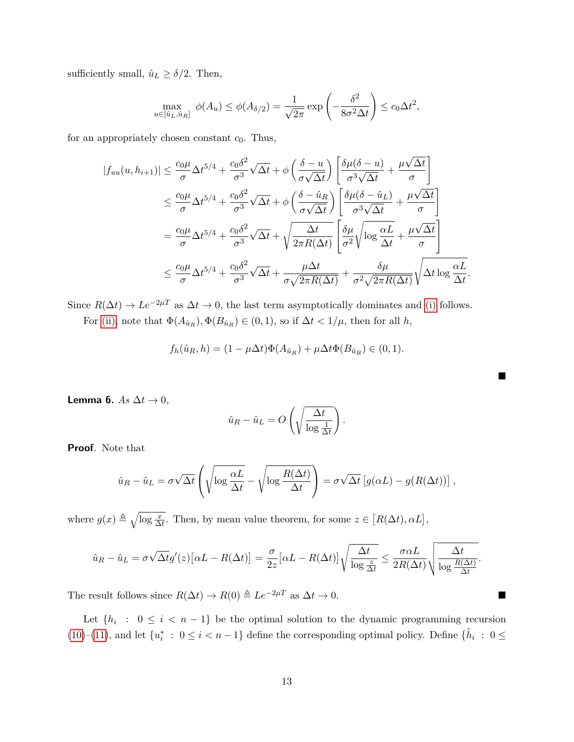sufficiently small, $\hat{u}_L \geq \delta/2$. Then,

$$\max_{u \in [\hat{u}_L, \hat{u}_R]} \phi(A_u) \leq \phi(A_{\delta/2}) = \frac{1}{\sqrt{2\pi}} \exp\left(-\frac{\delta^2}{8\sigma^2 \Delta t}\right) \leq c_0 \Delta t^2,$$

for an appropriately chosen constant $c_0$. Thus,

$$\begin{aligned}
|f_{uu}(u, h_{i+1})| &\leq \frac{c_0 \mu}{\sigma} \Delta t^{5/4} + \frac{c_0 \delta^2}{\sigma^3} \sqrt{\Delta t} + \phi\left(\frac{\delta - u}{\sigma\sqrt{\Delta t}}\right)\left[\frac{\delta\mu(\delta - u)}{\sigma^3 \sqrt{\Delta t}} + \frac{\mu\sqrt{\Delta t}}{\sigma}\right] \\
&\leq \frac{c_0 \mu}{\sigma} \Delta t^{5/4} + \frac{c_0 \delta^2}{\sigma^3} \sqrt{\Delta t} + \phi\left(\frac{\delta - \hat{u}_R}{\sigma\sqrt{\Delta t}}\right)\left[\frac{\delta\mu(\delta - \hat{u}_L)}{\sigma^3 \sqrt{\Delta t}} + \frac{\mu\sqrt{\Delta t}}{\sigma}\right] \\
&= \frac{c_0 \mu}{\sigma} \Delta t^{5/4} + \frac{c_0 \delta^2}{\sigma^3} \sqrt{\Delta t} + \sqrt{\frac{\Delta t}{2\pi R(\Delta t)}}\left[\frac{\delta\mu}{\sigma^2}\sqrt{\log \frac{\alpha L}{\Delta t}} + \frac{\mu\sqrt{\Delta t}}{\sigma}\right] \\
&\leq \frac{c_0 \mu}{\sigma} \Delta t^{5/4} + \frac{c_0 \delta^2}{\sigma^3} \sqrt{\Delta t} + \frac{\mu \Delta t}{\sigma\sqrt{2\pi R(\Delta t)}} + \frac{\delta\mu}{\sigma^2\sqrt{2\pi R(\Delta t)}}\sqrt{\Delta t \log \frac{\alpha L}{\Delta t}}.
\end{aligned}$$

Since $R(\Delta t) \to Le^{-2\mu T}$ as $\Delta t \to 0$, the last term asymptotically dominates and (i) follows.

For (ii), note that $\Phi(A_{\hat{u}_R}), \Phi(B_{\hat{u}_R}) \in (0, 1)$, so if $\Delta t < 1/\mu$, then for all $h$,

$$f_h(\hat{u}_R, h) = (1 - \mu\Delta t)\Phi(A_{\hat{u}_R}) + \mu\Delta t \Phi(B_{\hat{u}_R}) \in (0, 1).$$

■

**Lemma 6.** *As $\Delta t \to 0$,*

$$\hat{u}_R - \hat{u}_L = O\left(\sqrt{\frac{\Delta t}{\log \frac{1}{\Delta t}}}\right).$$

**Proof**. Note that

$$\hat{u}_R - \hat{u}_L = \sigma\sqrt{\Delta t}\left(\sqrt{\log \frac{\alpha L}{\Delta t}} - \sqrt{\log \frac{R(\Delta t)}{\Delta t}}\right) = \sigma\sqrt{\Delta t}\left[g(\alpha L) - g(R(\Delta t))\right],$$

where $g(x) \triangleq \sqrt{\log \frac{x}{\Delta t}}$. Then, by mean value theorem, for some $z \in [R(\Delta t), \alpha L]$,

$$\hat{u}_R - \hat{u}_L = \sigma\sqrt{\Delta t} g'(z)[\alpha L - R(\Delta t)] = \frac{\sigma}{2z}[\alpha L - R(\Delta t)]\sqrt{\frac{\Delta t}{\log \frac{z}{\Delta t}}} \leq \frac{\sigma \alpha L}{2R(\Delta t)}\sqrt{\frac{\Delta t}{\log \frac{R(\Delta t)}{\Delta t}}}.$$

The result follows since $R(\Delta t) \to R(0) \triangleq Le^{-2\mu T}$ as $\Delta t \to 0$. ■

Let $\{h_i : 0 \leq i < n-1\}$ be the optimal solution to the dynamic programming recursion (10)–(11), and let $\{u_i^* : 0 \leq i < n-1\}$ define the corresponding optimal policy. Define $\{\hat{h}_i : 0 \leq$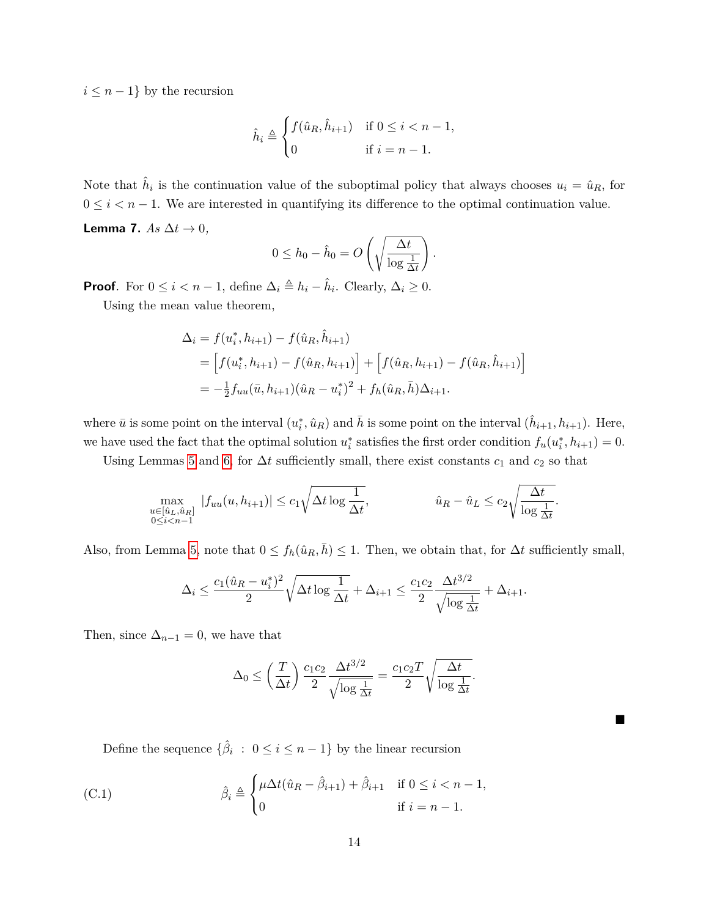$i \leq n-1\}$ by the recursion

$$\hat{h}_i \triangleq \begin{cases} f(\hat{u}_R, \hat{h}_{i+1}) & \text{if } 0 \leq i < n-1, \\ 0 & \text{if } i = n-1. \end{cases}$$

Note that $\hat{h}_i$ is the continuation value of the suboptimal policy that always chooses $u_i = \hat{u}_R$, for $0 \leq i < n-1$. We are interested in quantifying its difference to the optimal continuation value.

**Lemma 7.** *As $\Delta t \to 0$,*

$$0 \leq h_0 - \hat{h}_0 = O\left(\sqrt{\frac{\Delta t}{\log \frac{1}{\Delta t}}}\right).$$

**Proof**. For $0 \leq i < n-1$, define $\Delta_i \triangleq h_i - \hat{h}_i$. Clearly, $\Delta_i \geq 0$.

Using the mean value theorem,

$$\begin{aligned}
\Delta_i &= f(u_i^*, h_{i+1}) - f(\hat{u}_R, \hat{h}_{i+1}) \\
&= \Big[ f(u_i^*, h_{i+1}) - f(\hat{u}_R, h_{i+1}) \Big] + \Big[ f(\hat{u}_R, h_{i+1}) - f(\hat{u}_R, \hat{h}_{i+1}) \Big] \\
&= -\tfrac{1}{2} f_{uu}(\bar{u}, h_{i+1})(\hat{u}_R - u_i^*)^2 + f_h(\hat{u}_R, \bar{h})\Delta_{i+1}.
\end{aligned}$$

where $\bar{u}$ is some point on the interval $(u_i^*, \hat{u}_R)$ and $\bar{h}$ is some point on the interval $(\hat{h}_{i+1}, h_{i+1})$. Here, we have used the fact that the optimal solution $u_i^*$ satisfies the first order condition $f_u(u_i^*, h_{i+1}) = 0$.

Using Lemmas 5 and 6, for $\Delta t$ sufficiently small, there exist constants $c_1$ and $c_2$ so that

$$\max_{\substack{u \in [\hat{u}_L, \hat{u}_R] \\ 0 \leq i < n-1}} |f_{uu}(u, h_{i+1})| \leq c_1 \sqrt{\Delta t \log \frac{1}{\Delta t}}, \qquad \hat{u}_R - \hat{u}_L \leq c_2 \sqrt{\frac{\Delta t}{\log \frac{1}{\Delta t}}}.$$

Also, from Lemma 5, note that $0 \leq f_h(\hat{u}_R, \bar{h}) \leq 1$. Then, we obtain that, for $\Delta t$ sufficiently small,

$$\Delta_i \leq \frac{c_1 (\hat{u}_R - u_i^*)^2}{2} \sqrt{\Delta t \log \frac{1}{\Delta t}} + \Delta_{i+1} \leq \frac{c_1 c_2}{2} \frac{\Delta t^{3/2}}{\sqrt{\log \frac{1}{\Delta t}}} + \Delta_{i+1}.$$

Then, since $\Delta_{n-1} = 0$, we have that

$$\Delta_0 \leq \left(\frac{T}{\Delta t}\right) \frac{c_1 c_2}{2} \frac{\Delta t^{3/2}}{\sqrt{\log \frac{1}{\Delta t}}} = \frac{c_1 c_2 T}{2} \sqrt{\frac{\Delta t}{\log \frac{1}{\Delta t}}}.$$

■

Define the sequence $\{\hat{\beta}_i \ : \ 0 \leq i \leq n-1\}$ by the linear recursion

$$\hat{\beta}_i \triangleq \begin{cases} \mu \Delta t (\hat{u}_R - \hat{\beta}_{i+1}) + \hat{\beta}_{i+1} & \text{if } 0 \leq i < n-1, \\ 0 & \text{if } i = n-1. \end{cases} \tag{C.1}$$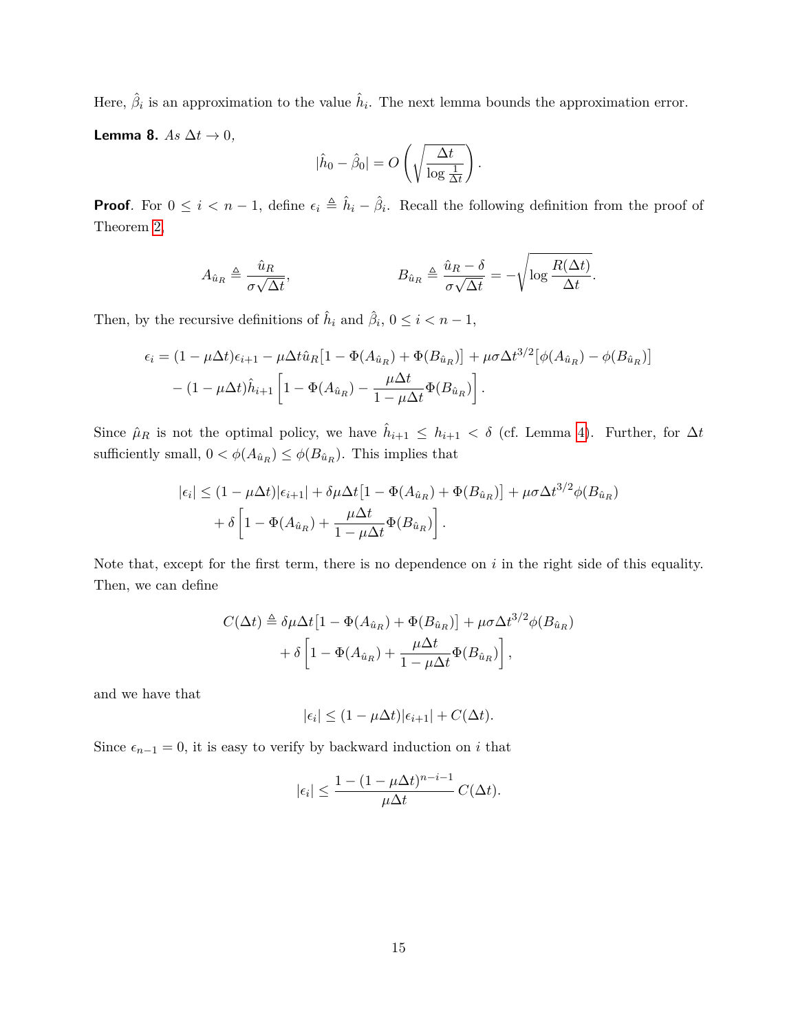Here, $\hat{\beta}_i$ is an approximation to the value $\hat{h}_i$. The next lemma bounds the approximation error.

**Lemma 8.** *As $\Delta t \to 0$,*

$$|\hat{h}_0 - \hat{\beta}_0| = O\left(\sqrt{\frac{\Delta t}{\log \frac{1}{\Delta t}}}\right).$$

**Proof**. For $0 \le i < n-1$, define $\epsilon_i \triangleq \hat{h}_i - \hat{\beta}_i$. Recall the following definition from the proof of Theorem 2,

$$A_{\hat{u}_R} \triangleq \frac{\hat{u}_R}{\sigma\sqrt{\Delta t}}, \qquad\qquad B_{\hat{u}_R} \triangleq \frac{\hat{u}_R - \delta}{\sigma\sqrt{\Delta t}} = -\sqrt{\log \frac{R(\Delta t)}{\Delta t}}.$$

Then, by the recursive definitions of $\hat{h}_i$ and $\hat{\beta}_i$, $0 \le i < n-1$,

$$\begin{aligned}\epsilon_i = (1-\mu\Delta t)\epsilon_{i+1} - \mu\Delta t\hat{u}_R\big[1 - \Phi(A_{\hat{u}_R}) + \Phi(B_{\hat{u}_R})\big] + \mu\sigma\Delta t^{3/2}\big[\phi(A_{\hat{u}_R}) - \phi(B_{\hat{u}_R})\big] \\ - (1-\mu\Delta t)\hat{h}_{i+1}\left[1 - \Phi(A_{\hat{u}_R}) - \frac{\mu\Delta t}{1-\mu\Delta t}\Phi(B_{\hat{u}_R})\right].\end{aligned}$$

Since $\hat{\mu}_R$ is not the optimal policy, we have $\hat{h}_{i+1} \le h_{i+1} < \delta$ (cf. Lemma 4). Further, for $\Delta t$ sufficiently small, $0 < \phi(A_{\hat{u}_R}) \le \phi(B_{\hat{u}_R})$. This implies that

$$\begin{aligned}|\epsilon_i| \le (1-\mu\Delta t)|\epsilon_{i+1}| + \delta\mu\Delta t\big[1 - \Phi(A_{\hat{u}_R}) + \Phi(B_{\hat{u}_R})\big] + \mu\sigma\Delta t^{3/2}\phi(B_{\hat{u}_R}) \\ + \delta\left[1 - \Phi(A_{\hat{u}_R}) + \frac{\mu\Delta t}{1-\mu\Delta t}\Phi(B_{\hat{u}_R})\right].\end{aligned}$$

Note that, except for the first term, there is no dependence on $i$ in the right side of this equality. Then, we can define

$$\begin{aligned}C(\Delta t) \triangleq \delta\mu\Delta t\big[1 - \Phi(A_{\hat{u}_R}) + \Phi(B_{\hat{u}_R})\big] + \mu\sigma\Delta t^{3/2}\phi(B_{\hat{u}_R}) \\ + \delta\left[1 - \Phi(A_{\hat{u}_R}) + \frac{\mu\Delta t}{1-\mu\Delta t}\Phi(B_{\hat{u}_R})\right],\end{aligned}$$

and we have that

$$|\epsilon_i| \le (1-\mu\Delta t)|\epsilon_{i+1}| + C(\Delta t).$$

Since $\epsilon_{n-1} = 0$, it is easy to verify by backward induction on $i$ that

$$|\epsilon_i| \le \frac{1 - (1-\mu\Delta t)^{n-i-1}}{\mu\Delta t}C(\Delta t).$$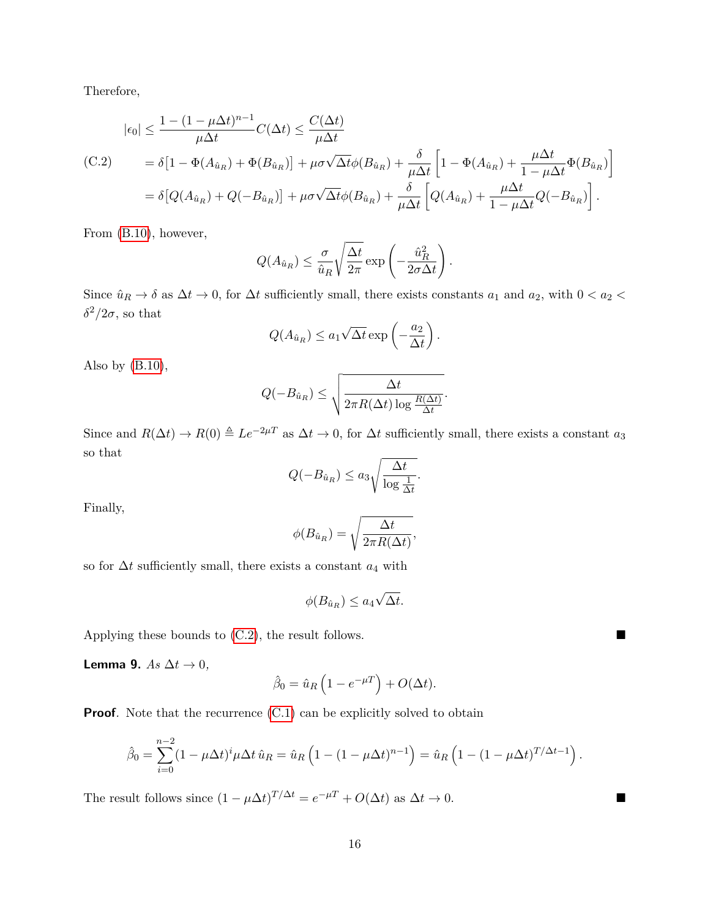Therefore,

$$
\begin{aligned}
|\epsilon_0| &\le \frac{1-(1-\mu\Delta t)^{n-1}}{\mu\Delta t} C(\Delta t) \le \frac{C(\Delta t)}{\mu\Delta t} \\
&= \delta\left[1-\Phi(A_{\hat{u}_R}) + \Phi(B_{\hat{u}_R})\right] + \mu\sigma\sqrt{\Delta t}\phi(B_{\hat{u}_R}) + \frac{\delta}{\mu\Delta t}\left[1-\Phi(A_{\hat{u}_R}) + \frac{\mu\Delta t}{1-\mu\Delta t}\Phi(B_{\hat{u}_R})\right] \\
&= \delta\left[Q(A_{\hat{u}_R}) + Q(-B_{\hat{u}_R})\right] + \mu\sigma\sqrt{\Delta t}\phi(B_{\hat{u}_R}) + \frac{\delta}{\mu\Delta t}\left[Q(A_{\hat{u}_R}) + \frac{\mu\Delta t}{1-\mu\Delta t}Q(-B_{\hat{u}_R})\right].
\end{aligned}
\tag{C.2}
$$

From (B.10), however,

$$
Q(A_{\hat{u}_R}) \le \frac{\sigma}{\hat{u}_R}\sqrt{\frac{\Delta t}{2\pi}} \exp\left(-\frac{\hat{u}_R^2}{2\sigma\Delta t}\right).
$$

Since $\hat{u}_R \to \delta$ as $\Delta t \to 0$, for $\Delta t$ sufficiently small, there exists constants $a_1$ and $a_2$, with $0 < a_2 < \delta^2/2\sigma$, so that

$$
Q(A_{\hat{u}_R}) \le a_1\sqrt{\Delta t}\exp\left(-\frac{a_2}{\Delta t}\right).
$$

Also by (B.10),

$$
Q(-B_{\hat{u}_R}) \le \sqrt{\frac{\Delta t}{2\pi R(\Delta t)\log\frac{R(\Delta t)}{\Delta t}}}.
$$

Since and $R(\Delta t) \to R(0) \triangleq Le^{-2\mu T}$ as $\Delta t \to 0$, for $\Delta t$ sufficiently small, there exists a constant $a_3$ so that

$$
Q(-B_{\hat{u}_R}) \le a_3\sqrt{\frac{\Delta t}{\log\frac{1}{\Delta t}}}.
$$

Finally,

$$
\phi(B_{\hat{u}_R}) = \sqrt{\frac{\Delta t}{2\pi R(\Delta t)}},
$$

so for $\Delta t$ sufficiently small, there exists a constant $a_4$ with

$$
\phi(B_{\hat{u}_R}) \le a_4\sqrt{\Delta t}.
$$

Applying these bounds to (C.2), the result follows. ■

**Lemma 9.** *As* $\Delta t \to 0$,

$$
\hat{\beta}_0 = \hat{u}_R\left(1-e^{-\mu T}\right) + O(\Delta t).
$$

**Proof**. Note that the recurrence (C.1) can be explicitly solved to obtain

$$
\hat{\beta}_0 = \sum_{i=0}^{n-2}(1-\mu\Delta t)^i \mu\Delta t\,\hat{u}_R = \hat{u}_R\left(1-(1-\mu\Delta t)^{n-1}\right) = \hat{u}_R\left(1-(1-\mu\Delta t)^{T/\Delta t-1}\right).
$$

The result follows since $(1-\mu\Delta t)^{T/\Delta t} = e^{-\mu T} + O(\Delta t)$ as $\Delta t \to 0$. ■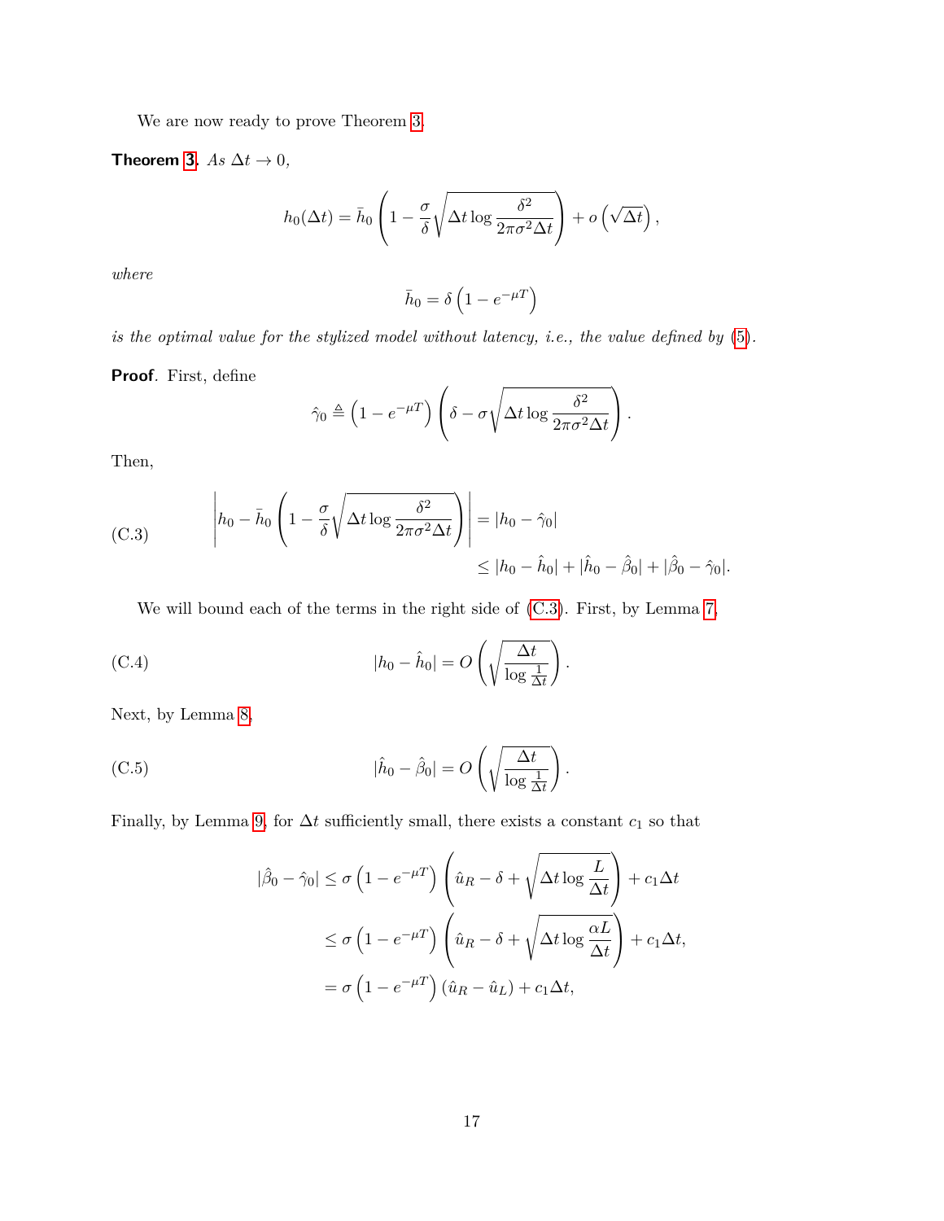We are now ready to prove Theorem 3.

**Theorem 3.** *As $\Delta t \to 0$,*

$$h_0(\Delta t) = \bar{h}_0 \left(1 - \frac{\sigma}{\delta}\sqrt{\Delta t \log \frac{\delta^2}{2\pi\sigma^2 \Delta t}}\right) + o\left(\sqrt{\Delta t}\right),$$

*where*

$$\bar{h}_0 = \delta\left(1 - e^{-\mu T}\right)$$

*is the optimal value for the stylized model without latency, i.e., the value defined by (5).*

**Proof**. First, define

$$\hat{\gamma}_0 \triangleq \left(1 - e^{-\mu T}\right)\left(\delta - \sigma\sqrt{\Delta t \log \frac{\delta^2}{2\pi\sigma^2 \Delta t}}\right).$$

Then,

$$\left|h_0 - \bar{h}_0\left(1 - \frac{\sigma}{\delta}\sqrt{\Delta t \log \frac{\delta^2}{2\pi\sigma^2\Delta t}}\right)\right| = |h_0 - \hat{\gamma}_0| \tag{C.3}$$

$$\leq |h_0 - \hat{h}_0| + |\hat{h}_0 - \hat{\beta}_0| + |\hat{\beta}_0 - \hat{\gamma}_0|.$$

We will bound each of the terms in the right side of (C.3). First, by Lemma 7,

$$|h_0 - \hat{h}_0| = O\left(\sqrt{\frac{\Delta t}{\log \frac{1}{\Delta t}}}\right). \tag{C.4}$$

Next, by Lemma 8,

$$|\hat{h}_0 - \hat{\beta}_0| = O\left(\sqrt{\frac{\Delta t}{\log \frac{1}{\Delta t}}}\right). \tag{C.5}$$

Finally, by Lemma 9, for $\Delta t$ sufficiently small, there exists a constant $c_1$ so that

$$\begin{aligned}
|\hat{\beta}_0 - \hat{\gamma}_0| &\leq \sigma\left(1 - e^{-\mu T}\right)\left(\hat{u}_R - \delta + \sqrt{\Delta t \log \frac{L}{\Delta t}}\right) + c_1 \Delta t \\
&\leq \sigma\left(1 - e^{-\mu T}\right)\left(\hat{u}_R - \delta + \sqrt{\Delta t \log \frac{\alpha L}{\Delta t}}\right) + c_1 \Delta t, \\
&= \sigma\left(1 - e^{-\mu T}\right)(\hat{u}_R - \hat{u}_L) + c_1 \Delta t,
\end{aligned}$$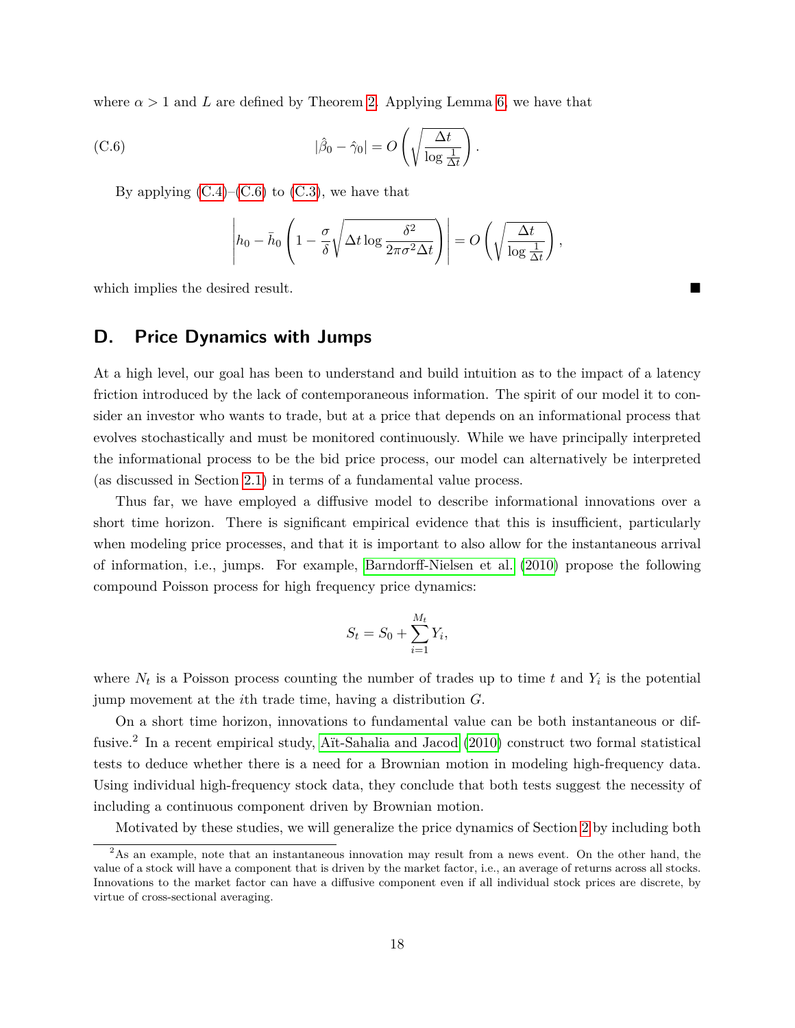where $\alpha > 1$ and $L$ are defined by Theorem 2. Applying Lemma 6, we have that

$$|\hat{\beta}_0 - \hat{\gamma}_0| = O\left(\sqrt{\frac{\Delta t}{\log \frac{1}{\Delta t}}}\right). \tag{C.6}$$

By applying (C.4)–(C.6) to (C.3), we have that

$$\left| h_0 - \bar{h}_0 \left(1 - \frac{\sigma}{\delta}\sqrt{\Delta t \log \frac{\delta^2}{2\pi\sigma^2 \Delta t}}\right)\right| = O\left(\sqrt{\frac{\Delta t}{\log \frac{1}{\Delta t}}}\right),$$

which implies the desired result. ■

## D. Price Dynamics with Jumps

At a high level, our goal has been to understand and build intuition as to the impact of a latency friction introduced by the lack of contemporaneous information. The spirit of our model it to consider an investor who wants to trade, but at a price that depends on an informational process that evolves stochastically and must be monitored continuously. While we have principally interpreted the informational process to be the bid price process, our model can alternatively be interpreted (as discussed in Section 2.1) in terms of a fundamental value process.

Thus far, we have employed a diffusive model to describe informational innovations over a short time horizon. There is significant empirical evidence that this is insufficient, particularly when modeling price processes, and that it is important to also allow for the instantaneous arrival of information, i.e., jumps. For example, Barndorff-Nielsen et al. (2010) propose the following compound Poisson process for high frequency price dynamics:

$$S_t = S_0 + \sum_{i=1}^{M_t} Y_i,$$

where $N_t$ is a Poisson process counting the number of trades up to time $t$ and $Y_i$ is the potential jump movement at the $i$th trade time, having a distribution $G$.

On a short time horizon, innovations to fundamental value can be both instantaneous or diffusive.[2] In a recent empirical study, Aït-Sahalia and Jacod (2010) construct two formal statistical tests to deduce whether there is a need for a Brownian motion in modeling high-frequency data. Using individual high-frequency stock data, they conclude that both tests suggest the necessity of including a continuous component driven by Brownian motion.

Motivated by these studies, we will generalize the price dynamics of Section 2 by including both

[2] As an example, note that an instantaneous innovation may result from a news event. On the other hand, the value of a stock will have a component that is driven by the market factor, i.e., an average of returns across all stocks. Innovations to the market factor can have a diffusive component even if all individual stock prices are discrete, by virtue of cross-sectional averaging.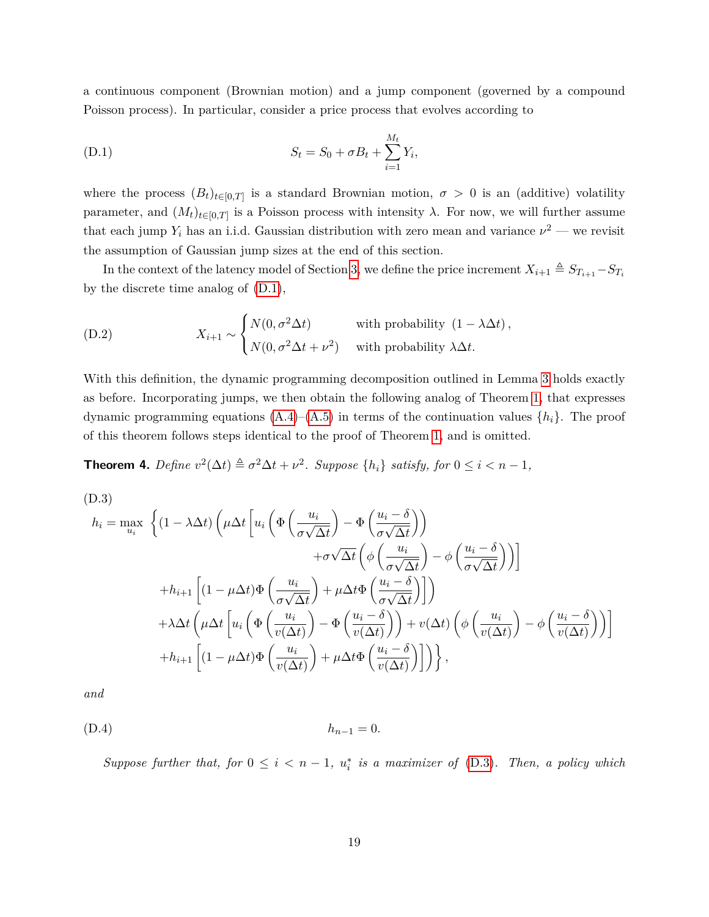a continuous component (Brownian motion) and a jump component (governed by a compound Poisson process). In particular, consider a price process that evolves according to

$$S_t = S_0 + \sigma B_t + \sum_{i=1}^{M_t} Y_i, \tag{D.1}$$

where the process $(B_t)_{t\in[0,T]}$ is a standard Brownian motion, $\sigma > 0$ is an (additive) volatility parameter, and $(M_t)_{t\in[0,T]}$ is a Poisson process with intensity $\lambda$. For now, we will further assume that each jump $Y_i$ has an i.i.d. Gaussian distribution with zero mean and variance $\nu^2$ — we revisit the assumption of Gaussian jump sizes at the end of this section.

In the context of the latency model of Section 3, we define the price increment $X_{i+1} \triangleq S_{T_{i+1}} - S_{T_i}$ by the discrete time analog of (D.1),

$$X_{i+1} \sim \begin{cases} N(0, \sigma^2\Delta t) & \text{with probability } (1-\lambda\Delta t), \\ N(0, \sigma^2\Delta t + \nu^2) & \text{with probability } \lambda\Delta t. \end{cases} \tag{D.2}$$

With this definition, the dynamic programming decomposition outlined in Lemma 3 holds exactly as before. Incorporating jumps, we then obtain the following analog of Theorem 1, that expresses dynamic programming equations (A.4)–(A.5) in terms of the continuation values $\{h_i\}$. The proof of this theorem follows steps identical to the proof of Theorem 1, and is omitted.

**Theorem 4.** *Define $v^2(\Delta t) \triangleq \sigma^2\Delta t + \nu^2$. Suppose $\{h_i\}$ satisfy, for $0 \leq i < n-1$,*

$$\begin{aligned} h_i = \max_{u_i} \Bigg\{ &(1-\lambda\Delta t)\Bigg(\mu\Delta t\Bigg[u_i\left(\Phi\left(\frac{u_i}{\sigma\sqrt{\Delta t}}\right) - \Phi\left(\frac{u_i-\delta}{\sigma\sqrt{\Delta t}}\right)\right) \\ &\qquad\qquad + \sigma\sqrt{\Delta t}\left(\phi\left(\frac{u_i}{\sigma\sqrt{\Delta t}}\right) - \phi\left(\frac{u_i-\delta}{\sigma\sqrt{\Delta t}}\right)\right)\Bigg] \\ &+ h_{i+1}\left[(1-\mu\Delta t)\Phi\left(\frac{u_i}{\sigma\sqrt{\Delta t}}\right) + \mu\Delta t\,\Phi\left(\frac{u_i-\delta}{\sigma\sqrt{\Delta t}}\right)\right]\Bigg) \\ &+ \lambda\Delta t\Bigg(\mu\Delta t\Bigg[u_i\left(\Phi\left(\frac{u_i}{v(\Delta t)}\right) - \Phi\left(\frac{u_i-\delta}{v(\Delta t)}\right)\right) + v(\Delta t)\left(\phi\left(\frac{u_i}{v(\Delta t)}\right) - \phi\left(\frac{u_i-\delta}{v(\Delta t)}\right)\right)\Bigg] \\ &+ h_{i+1}\left[(1-\mu\Delta t)\Phi\left(\frac{u_i}{v(\Delta t)}\right) + \mu\Delta t\,\Phi\left(\frac{u_i-\delta}{v(\Delta t)}\right)\right]\Bigg)\Bigg\}, \end{aligned} \tag{D.3}$$

*and*

$$h_{n-1} = 0. \tag{D.4}$$

*Suppose further that, for $0 \leq i < n-1$, $u_i^*$ is a maximizer of (D.3). Then, a policy which*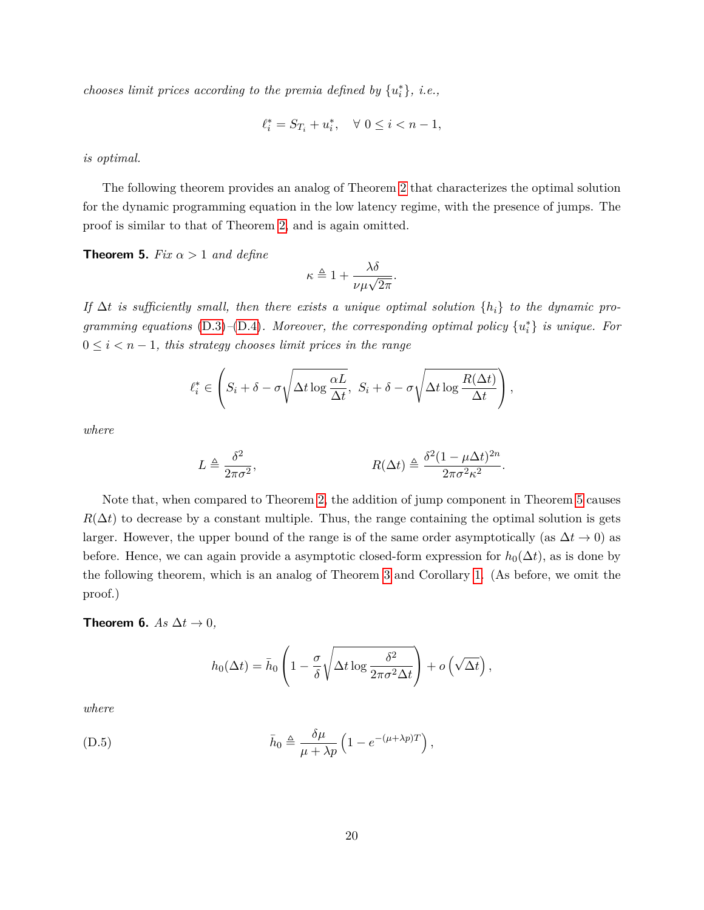*chooses limit prices according to the premia defined by* $\{u_i^*\}$*, i.e.,*

$$\ell_i^* = S_{T_i} + u_i^*, \quad \forall\ 0 \le i < n-1,$$

*is optimal.*

The following theorem provides an analog of Theorem 2 that characterizes the optimal solution for the dynamic programming equation in the low latency regime, with the presence of jumps. The proof is similar to that of Theorem 2, and is again omitted.

**Theorem 5.** *Fix* $\alpha > 1$ *and define*

$$\kappa \triangleq 1 + \frac{\lambda\delta}{\nu\mu\sqrt{2\pi}}.$$

*If* $\Delta t$ *is sufficiently small, then there exists a unique optimal solution* $\{h_i\}$ *to the dynamic programming equations* (D.3)–(D.4)*. Moreover, the corresponding optimal policy* $\{u_i^*\}$ *is unique. For* $0 \le i < n-1$*, this strategy chooses limit prices in the range*

$$\ell_i^* \in \left( S_i + \delta - \sigma\sqrt{\Delta t \log\frac{\alpha L}{\Delta t}},\ S_i + \delta - \sigma\sqrt{\Delta t \log\frac{R(\Delta t)}{\Delta t}} \right),$$

*where*

$$L \triangleq \frac{\delta^2}{2\pi\sigma^2}, \qquad\qquad R(\Delta t) \triangleq \frac{\delta^2(1-\mu\Delta t)^{2n}}{2\pi\sigma^2\kappa^2}.$$

Note that, when compared to Theorem 2, the addition of jump component in Theorem 5 causes $R(\Delta t)$ to decrease by a constant multiple. Thus, the range containing the optimal solution is gets larger. However, the upper bound of the range is of the same order asymptotically (as $\Delta t \to 0$) as before. Hence, we can again provide a asymptotic closed-form expression for $h_0(\Delta t)$, as is done by the following theorem, which is an analog of Theorem 3 and Corollary 1. (As before, we omit the proof.)

**Theorem 6.** *As* $\Delta t \to 0$,

$$h_0(\Delta t) = \bar{h}_0\left(1 - \frac{\sigma}{\delta}\sqrt{\Delta t \log\frac{\delta^2}{2\pi\sigma^2\Delta t}}\right) + o\left(\sqrt{\Delta t}\right),$$

*where*

$$\bar{h}_0 \triangleq \frac{\delta\mu}{\mu + \lambda p}\left(1 - e^{-(\mu+\lambda p)T}\right), \tag{D.5}$$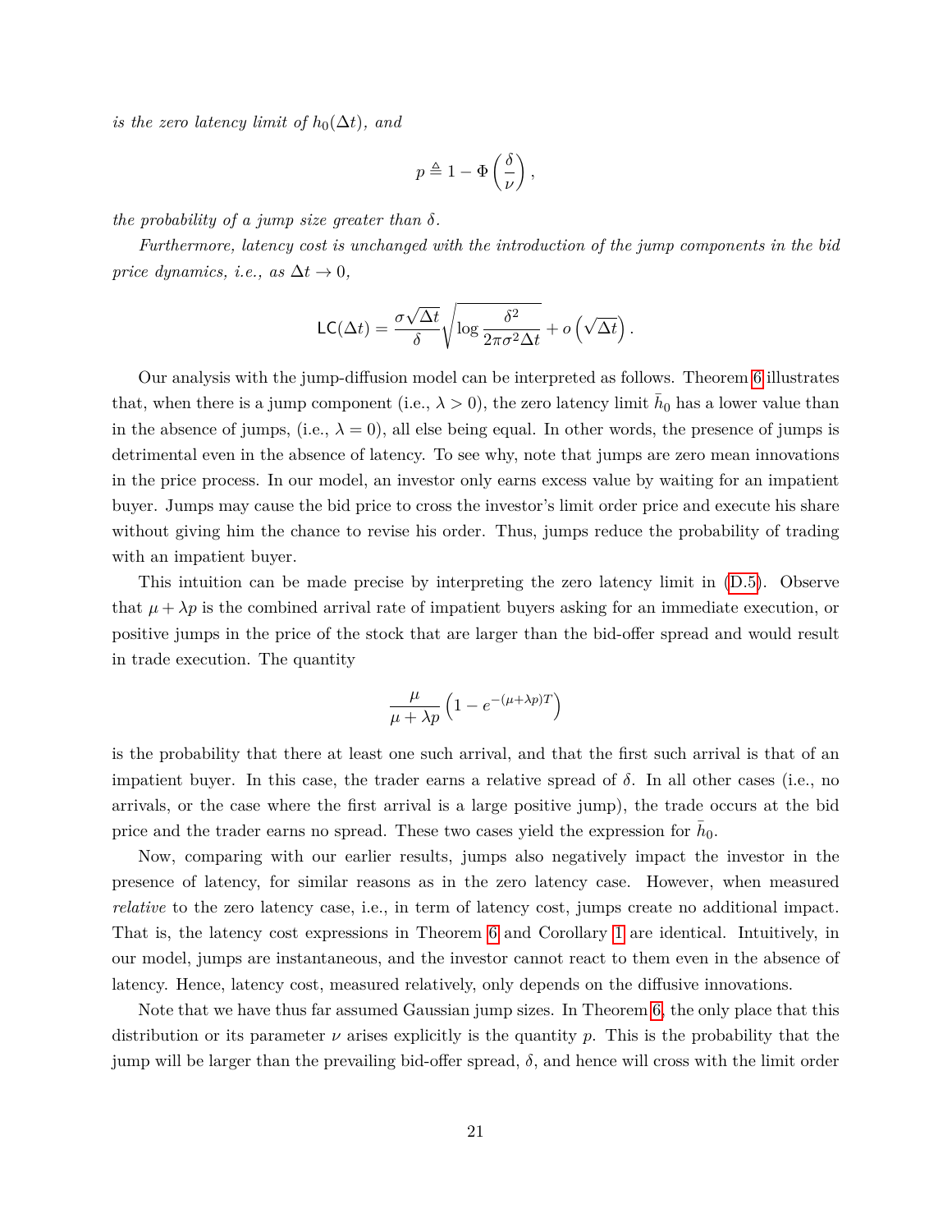*is the zero latency limit of $h_0(\Delta t)$, and*

$$p \triangleq 1 - \Phi\left(\frac{\delta}{\nu}\right),$$

*the probability of a jump size greater than $\delta$.*

*Furthermore, latency cost is unchanged with the introduction of the jump components in the bid price dynamics, i.e., as $\Delta t \to 0$,*

$$\mathsf{LC}(\Delta t) = \frac{\sigma\sqrt{\Delta t}}{\delta}\sqrt{\log\frac{\delta^2}{2\pi\sigma^2\Delta t}} + o\left(\sqrt{\Delta t}\right).$$

Our analysis with the jump-diffusion model can be interpreted as follows. Theorem 6 illustrates that, when there is a jump component (i.e., $\lambda > 0$), the zero latency limit $\bar{h}_0$ has a lower value than in the absence of jumps, (i.e., $\lambda = 0$), all else being equal. In other words, the presence of jumps is detrimental even in the absence of latency. To see why, note that jumps are zero mean innovations in the price process. In our model, an investor only earns excess value by waiting for an impatient buyer. Jumps may cause the bid price to cross the investor's limit order price and execute his share without giving him the chance to revise his order. Thus, jumps reduce the probability of trading with an impatient buyer.

This intuition can be made precise by interpreting the zero latency limit in (D.5). Observe that $\mu + \lambda p$ is the combined arrival rate of impatient buyers asking for an immediate execution, or positive jumps in the price of the stock that are larger than the bid-offer spread and would result in trade execution. The quantity

$$\frac{\mu}{\mu + \lambda p}\left(1 - e^{-(\mu+\lambda p)T}\right)$$

is the probability that there at least one such arrival, and that the first such arrival is that of an impatient buyer. In this case, the trader earns a relative spread of $\delta$. In all other cases (i.e., no arrivals, or the case where the first arrival is a large positive jump), the trade occurs at the bid price and the trader earns no spread. These two cases yield the expression for $\bar{h}_0$.

Now, comparing with our earlier results, jumps also negatively impact the investor in the presence of latency, for similar reasons as in the zero latency case. However, when measured *relative* to the zero latency case, i.e., in term of latency cost, jumps create no additional impact. That is, the latency cost expressions in Theorem 6 and Corollary 1 are identical. Intuitively, in our model, jumps are instantaneous, and the investor cannot react to them even in the absence of latency. Hence, latency cost, measured relatively, only depends on the diffusive innovations.

Note that we have thus far assumed Gaussian jump sizes. In Theorem 6, the only place that this distribution or its parameter $\nu$ arises explicitly is the quantity $p$. This is the probability that the jump will be larger than the prevailing bid-offer spread, $\delta$, and hence will cross with the limit order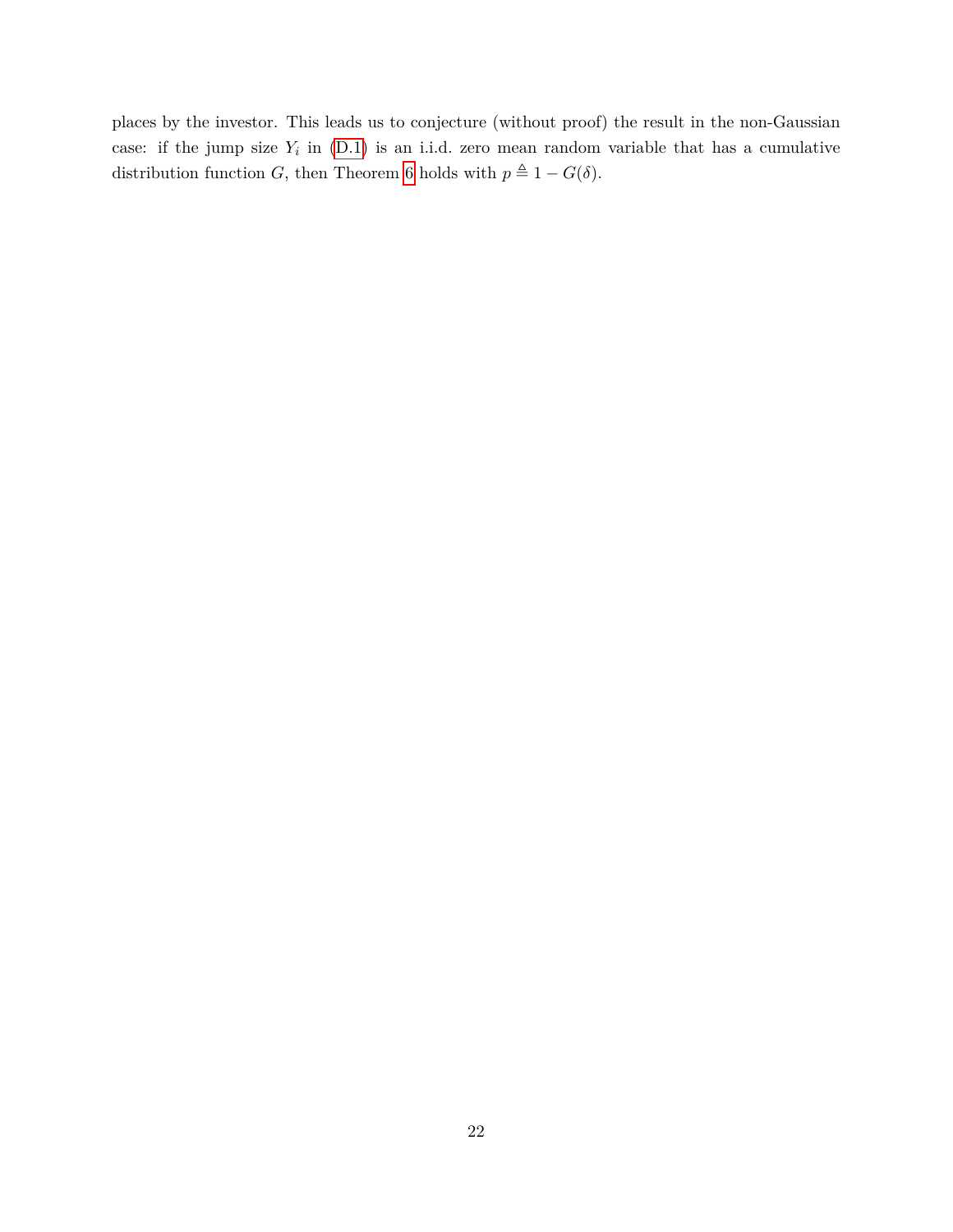places by the investor. This leads us to conjecture (without proof) the result in the non-Gaussian case: if the jump size $Y_i$ in (D.1) is an i.i.d. zero mean random variable that has a cumulative distribution function $G$, then Theorem 6 holds with $p \triangleq 1 - G(\delta)$.